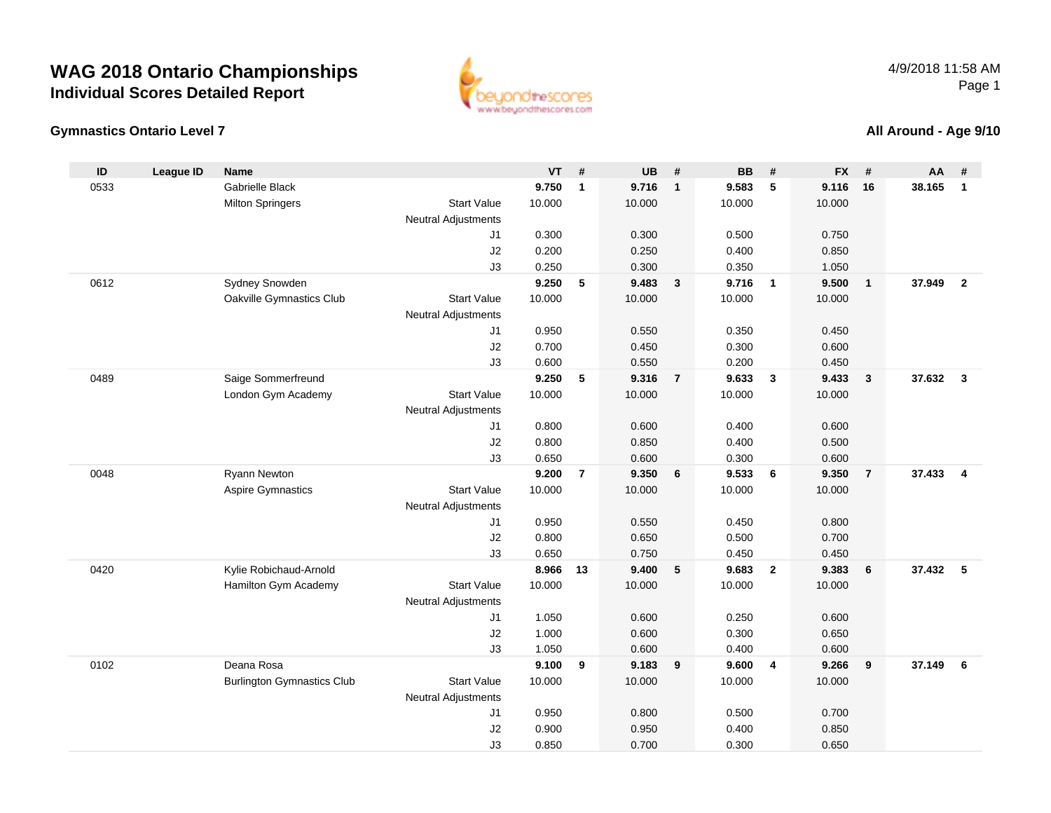# WAG 2018 Ontario Championships

## Individual Scores Detailed Report

4/9/2018 11:58 AM

### Gymnastics Ontario Level 7

### All Around - Age 9/10

| ID | League ID | Name | | VT | # | UB | # | BB | # | FX | # | AA | # |
|---|---|---|---|---|---|---|---|---|---|---|---|---|---|
| 0533 | | Gabrielle Black | | **9.750** | **1** | **9.716** | **1** | **9.583** | **5** | **9.116** | **16** | **38.165** | **1** |
| | | Milton Springers | Start Value | 10.000 | | 10.000 | | 10.000 | | 10.000 | | | |
| | | | Neutral Adjustments | | | | | | | | | | |
| | | | J1 | 0.300 | | 0.300 | | 0.500 | | 0.750 | | | |
| | | | J2 | 0.200 | | 0.250 | | 0.400 | | 0.850 | | | |
| | | | J3 | 0.250 | | 0.300 | | 0.350 | | 1.050 | | | |
| 0612 | | Sydney Snowden | | **9.250** | **5** | **9.483** | **3** | **9.716** | **1** | **9.500** | **1** | **37.949** | **2** |
| | | Oakville Gymnastics Club | Start Value | 10.000 | | 10.000 | | 10.000 | | 10.000 | | | |
| | | | Neutral Adjustments | | | | | | | | | | |
| | | | J1 | 0.950 | | 0.550 | | 0.350 | | 0.450 | | | |
| | | | J2 | 0.700 | | 0.450 | | 0.300 | | 0.600 | | | |
| | | | J3 | 0.600 | | 0.550 | | 0.200 | | 0.450 | | | |
| 0489 | | Saige Sommerfreund | | **9.250** | **5** | **9.316** | **7** | **9.633** | **3** | **9.433** | **3** | **37.632** | **3** |
| | | London Gym Academy | Start Value | 10.000 | | 10.000 | | 10.000 | | 10.000 | | | |
| | | | Neutral Adjustments | | | | | | | | | | |
| | | | J1 | 0.800 | | 0.600 | | 0.400 | | 0.600 | | | |
| | | | J2 | 0.800 | | 0.850 | | 0.400 | | 0.500 | | | |
| | | | J3 | 0.650 | | 0.600 | | 0.300 | | 0.600 | | | |
| 0048 | | Ryann Newton | | **9.200** | **7** | **9.350** | **6** | **9.533** | **6** | **9.350** | **7** | **37.433** | **4** |
| | | Aspire Gymnastics | Start Value | 10.000 | | 10.000 | | 10.000 | | 10.000 | | | |
| | | | Neutral Adjustments | | | | | | | | | | |
| | | | J1 | 0.950 | | 0.550 | | 0.450 | | 0.800 | | | |
| | | | J2 | 0.800 | | 0.650 | | 0.500 | | 0.700 | | | |
| | | | J3 | 0.650 | | 0.750 | | 0.450 | | 0.450 | | | |
| 0420 | | Kylie Robichaud-Arnold | | **8.966** | **13** | **9.400** | **5** | **9.683** | **2** | **9.383** | **6** | **37.432** | **5** |
| | | Hamilton Gym Academy | Start Value | 10.000 | | 10.000 | | 10.000 | | 10.000 | | | |
| | | | Neutral Adjustments | | | | | | | | | | |
| | | | J1 | 1.050 | | 0.600 | | 0.250 | | 0.600 | | | |
| | | | J2 | 1.000 | | 0.600 | | 0.300 | | 0.650 | | | |
| | | | J3 | 1.050 | | 0.600 | | 0.400 | | 0.600 | | | |
| 0102 | | Deana Rosa | | **9.100** | **9** | **9.183** | **9** | **9.600** | **4** | **9.266** | **9** | **37.149** | **6** |
| | | Burlington Gymnastics Club | Start Value | 10.000 | | 10.000 | | 10.000 | | 10.000 | | | |
| | | | Neutral Adjustments | | | | | | | | | | |
| | | | J1 | 0.950 | | 0.800 | | 0.500 | | 0.700 | | | |
| | | | J2 | 0.900 | | 0.950 | | 0.400 | | 0.850 | | | |
| | | | J3 | 0.850 | | 0.700 | | 0.300 | | 0.650 | | | |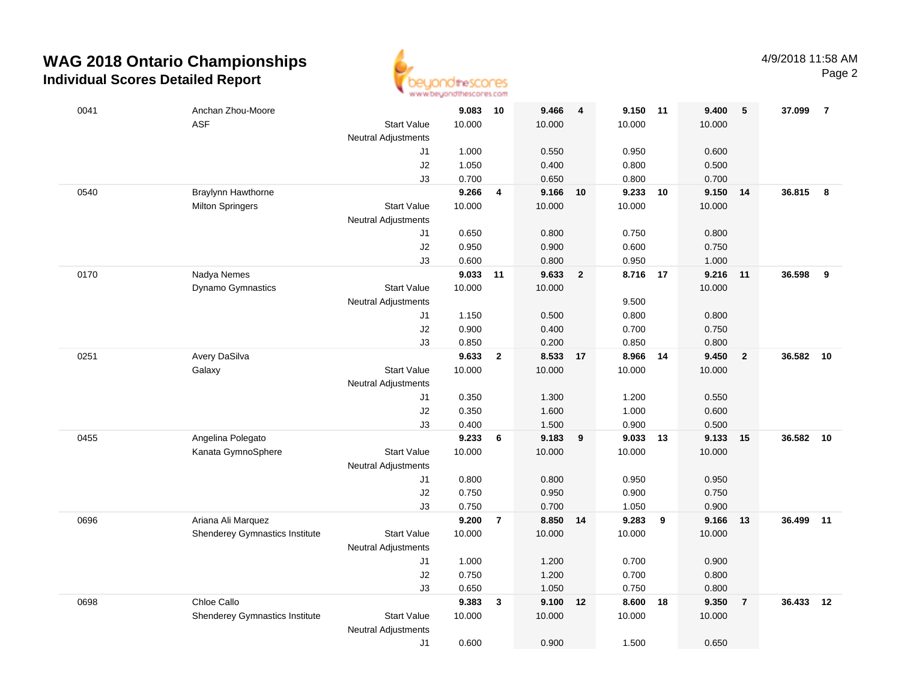# WAG 2018 Ontario Championships

## Individual Scores Detailed Report

4/9/2018 11:58 AM

| ID | Name / Club | | Vault | Rank | Bars | Rank | Beam | Rank | Floor | Rank | AA | Rank |
|---|---|---|---|---|---|---|---|---|---|---|---|---|
| 0041 | Anchan Zhou-Moore | | **9.083** | **10** | **9.466** | **4** | **9.150** | **11** | **9.400** | **5** | **37.099** | **7** |
| | ASF | Start Value | 10.000 | | 10.000 | | 10.000 | | 10.000 | | | |
| | | Neutral Adjustments | | | | | | | | | | |
| | | J1 | 1.000 | | 0.550 | | 0.950 | | 0.600 | | | |
| | | J2 | 1.050 | | 0.400 | | 0.800 | | 0.500 | | | |
| | | J3 | 0.700 | | 0.650 | | 0.800 | | 0.700 | | | |
| 0540 | Braylynn Hawthorne | | **9.266** | **4** | **9.166** | **10** | **9.233** | **10** | **9.150** | **14** | **36.815** | **8** |
| | Milton Springers | Start Value | 10.000 | | 10.000 | | 10.000 | | 10.000 | | | |
| | | Neutral Adjustments | | | | | | | | | | |
| | | J1 | 0.650 | | 0.800 | | 0.750 | | 0.800 | | | |
| | | J2 | 0.950 | | 0.900 | | 0.600 | | 0.750 | | | |
| | | J3 | 0.600 | | 0.800 | | 0.950 | | 1.000 | | | |
| 0170 | Nadya Nemes | | **9.033** | **11** | **9.633** | **2** | **8.716** | **17** | **9.216** | **11** | **36.598** | **9** |
| | Dynamo Gymnastics | Start Value | 10.000 | | 10.000 | | | | 10.000 | | | |
| | | Neutral Adjustments | | | | | 9.500 | | | | | |
| | | J1 | 1.150 | | 0.500 | | 0.800 | | 0.800 | | | |
| | | J2 | 0.900 | | 0.400 | | 0.700 | | 0.750 | | | |
| | | J3 | 0.850 | | 0.200 | | 0.850 | | 0.800 | | | |
| 0251 | Avery DaSilva | | **9.633** | **2** | **8.533** | **17** | **8.966** | **14** | **9.450** | **2** | **36.582** | **10** |
| | Galaxy | Start Value | 10.000 | | 10.000 | | 10.000 | | 10.000 | | | |
| | | Neutral Adjustments | | | | | | | | | | |
| | | J1 | 0.350 | | 1.300 | | 1.200 | | 0.550 | | | |
| | | J2 | 0.350 | | 1.600 | | 1.000 | | 0.600 | | | |
| | | J3 | 0.400 | | 1.500 | | 0.900 | | 0.500 | | | |
| 0455 | Angelina Polegato | | **9.233** | **6** | **9.183** | **9** | **9.033** | **13** | **9.133** | **15** | **36.582** | **10** |
| | Kanata GymnoSphere | Start Value | 10.000 | | 10.000 | | 10.000 | | 10.000 | | | |
| | | Neutral Adjustments | | | | | | | | | | |
| | | J1 | 0.800 | | 0.800 | | 0.950 | | 0.950 | | | |
| | | J2 | 0.750 | | 0.950 | | 0.900 | | 0.750 | | | |
| | | J3 | 0.750 | | 0.700 | | 1.050 | | 0.900 | | | |
| 0696 | Ariana Ali Marquez | | **9.200** | **7** | **8.850** | **14** | **9.283** | **9** | **9.166** | **13** | **36.499** | **11** |
| | Shenderey Gymnastics Institute | Start Value | 10.000 | | 10.000 | | 10.000 | | 10.000 | | | |
| | | Neutral Adjustments | | | | | | | | | | |
| | | J1 | 1.000 | | 1.200 | | 0.700 | | 0.900 | | | |
| | | J2 | 0.750 | | 1.200 | | 0.700 | | 0.800 | | | |
| | | J3 | 0.650 | | 1.050 | | 0.750 | | 0.800 | | | |
| 0698 | Chloe Callo | | **9.383** | **3** | **9.100** | **12** | **8.600** | **18** | **9.350** | **7** | **36.433** | **12** |
| | Shenderey Gymnastics Institute | Start Value | 10.000 | | 10.000 | | 10.000 | | 10.000 | | | |
| | | Neutral Adjustments | | | | | | | | | | |
| | | J1 | 0.600 | | 0.900 | | 1.500 | | 0.650 | | | |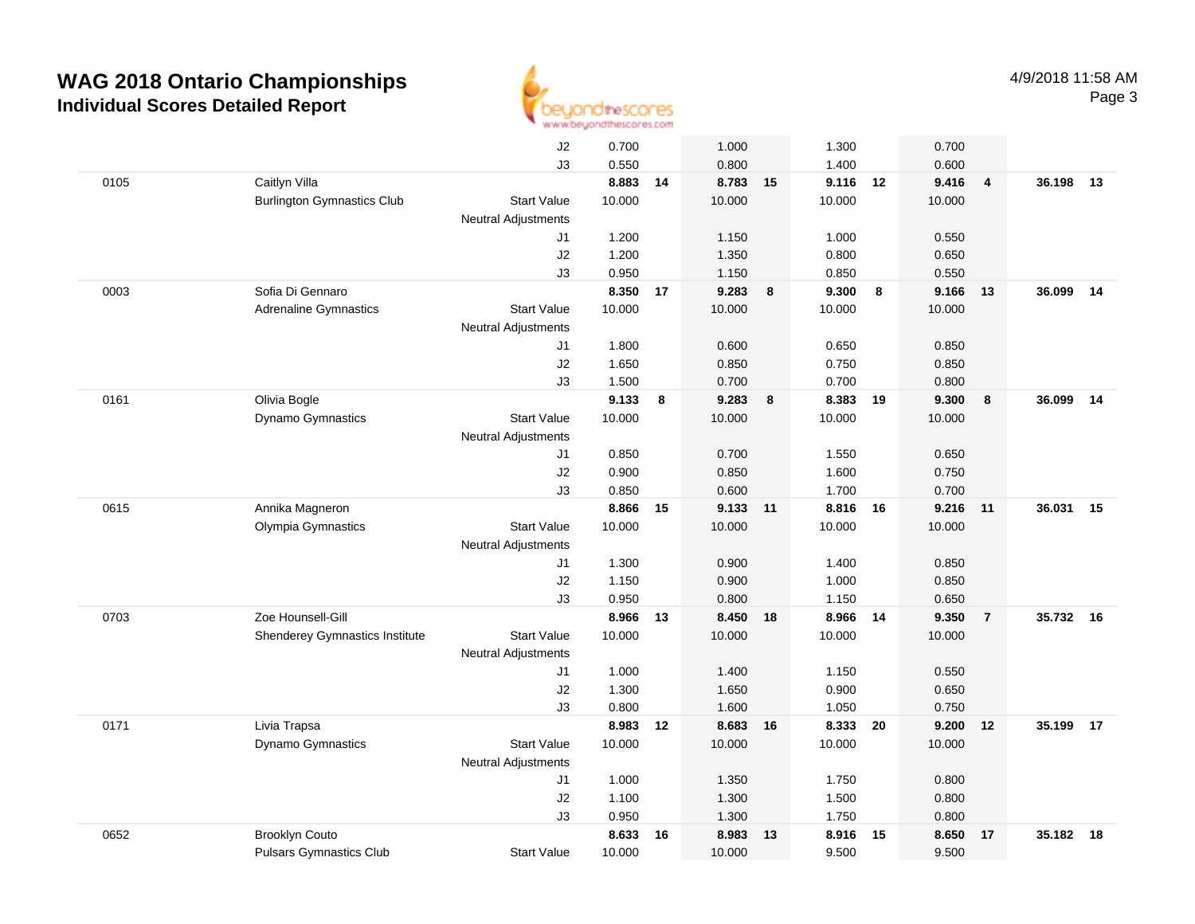# WAG 2018 Ontario Championships

## Individual Scores Detailed Report

4/9/2018 11:58 AM

| | | | | | | | | | | | | |
|---|---|---|---|---|---|---|---|---|---|---|---|---|
| | | J2 | 0.700 | | 1.000 | | 1.300 | | 0.700 | | | |
| | | J3 | 0.550 | | 0.800 | | 1.400 | | 0.600 | | | |
| 0105 | Caitlyn Villa | | **8.883** | **14** | **8.783** | **15** | **9.116** | **12** | **9.416** | **4** | **36.198** | **13** |
| | Burlington Gymnastics Club | Start Value | 10.000 | | 10.000 | | 10.000 | | 10.000 | | | |
| | | Neutral Adjustments | | | | | | | | | | |
| | | J1 | 1.200 | | 1.150 | | 1.000 | | 0.550 | | | |
| | | J2 | 1.200 | | 1.350 | | 0.800 | | 0.650 | | | |
| | | J3 | 0.950 | | 1.150 | | 0.850 | | 0.550 | | | |
| 0003 | Sofia Di Gennaro | | **8.350** | **17** | **9.283** | **8** | **9.300** | **8** | **9.166** | **13** | **36.099** | **14** |
| | Adrenaline Gymnastics | Start Value | 10.000 | | 10.000 | | 10.000 | | 10.000 | | | |
| | | Neutral Adjustments | | | | | | | | | | |
| | | J1 | 1.800 | | 0.600 | | 0.650 | | 0.850 | | | |
| | | J2 | 1.650 | | 0.850 | | 0.750 | | 0.850 | | | |
| | | J3 | 1.500 | | 0.700 | | 0.700 | | 0.800 | | | |
| 0161 | Olivia Bogle | | **9.133** | **8** | **9.283** | **8** | **8.383** | **19** | **9.300** | **8** | **36.099** | **14** |
| | Dynamo Gymnastics | Start Value | 10.000 | | 10.000 | | 10.000 | | 10.000 | | | |
| | | Neutral Adjustments | | | | | | | | | | |
| | | J1 | 0.850 | | 0.700 | | 1.550 | | 0.650 | | | |
| | | J2 | 0.900 | | 0.850 | | 1.600 | | 0.750 | | | |
| | | J3 | 0.850 | | 0.600 | | 1.700 | | 0.700 | | | |
| 0615 | Annika Magneron | | **8.866** | **15** | **9.133** | **11** | **8.816** | **16** | **9.216** | **11** | **36.031** | **15** |
| | Olympia Gymnastics | Start Value | 10.000 | | 10.000 | | 10.000 | | 10.000 | | | |
| | | Neutral Adjustments | | | | | | | | | | |
| | | J1 | 1.300 | | 0.900 | | 1.400 | | 0.850 | | | |
| | | J2 | 1.150 | | 0.900 | | 1.000 | | 0.850 | | | |
| | | J3 | 0.950 | | 0.800 | | 1.150 | | 0.650 | | | |
| 0703 | Zoe Hounsell-Gill | | **8.966** | **13** | **8.450** | **18** | **8.966** | **14** | **9.350** | **7** | **35.732** | **16** |
| | Shenderey Gymnastics Institute | Start Value | 10.000 | | 10.000 | | 10.000 | | 10.000 | | | |
| | | Neutral Adjustments | | | | | | | | | | |
| | | J1 | 1.000 | | 1.400 | | 1.150 | | 0.550 | | | |
| | | J2 | 1.300 | | 1.650 | | 0.900 | | 0.650 | | | |
| | | J3 | 0.800 | | 1.600 | | 1.050 | | 0.750 | | | |
| 0171 | Livia Trapsa | | **8.983** | **12** | **8.683** | **16** | **8.333** | **20** | **9.200** | **12** | **35.199** | **17** |
| | Dynamo Gymnastics | Start Value | 10.000 | | 10.000 | | 10.000 | | 10.000 | | | |
| | | Neutral Adjustments | | | | | | | | | | |
| | | J1 | 1.000 | | 1.350 | | 1.750 | | 0.800 | | | |
| | | J2 | 1.100 | | 1.300 | | 1.500 | | 0.800 | | | |
| | | J3 | 0.950 | | 1.300 | | 1.750 | | 0.800 | | | |
| 0652 | Brooklyn Couto | | **8.633** | **16** | **8.983** | **13** | **8.916** | **15** | **8.650** | **17** | **35.182** | **18** |
| | Pulsars Gymnastics Club | Start Value | 10.000 | | 10.000 | | 9.500 | | 9.500 | | | |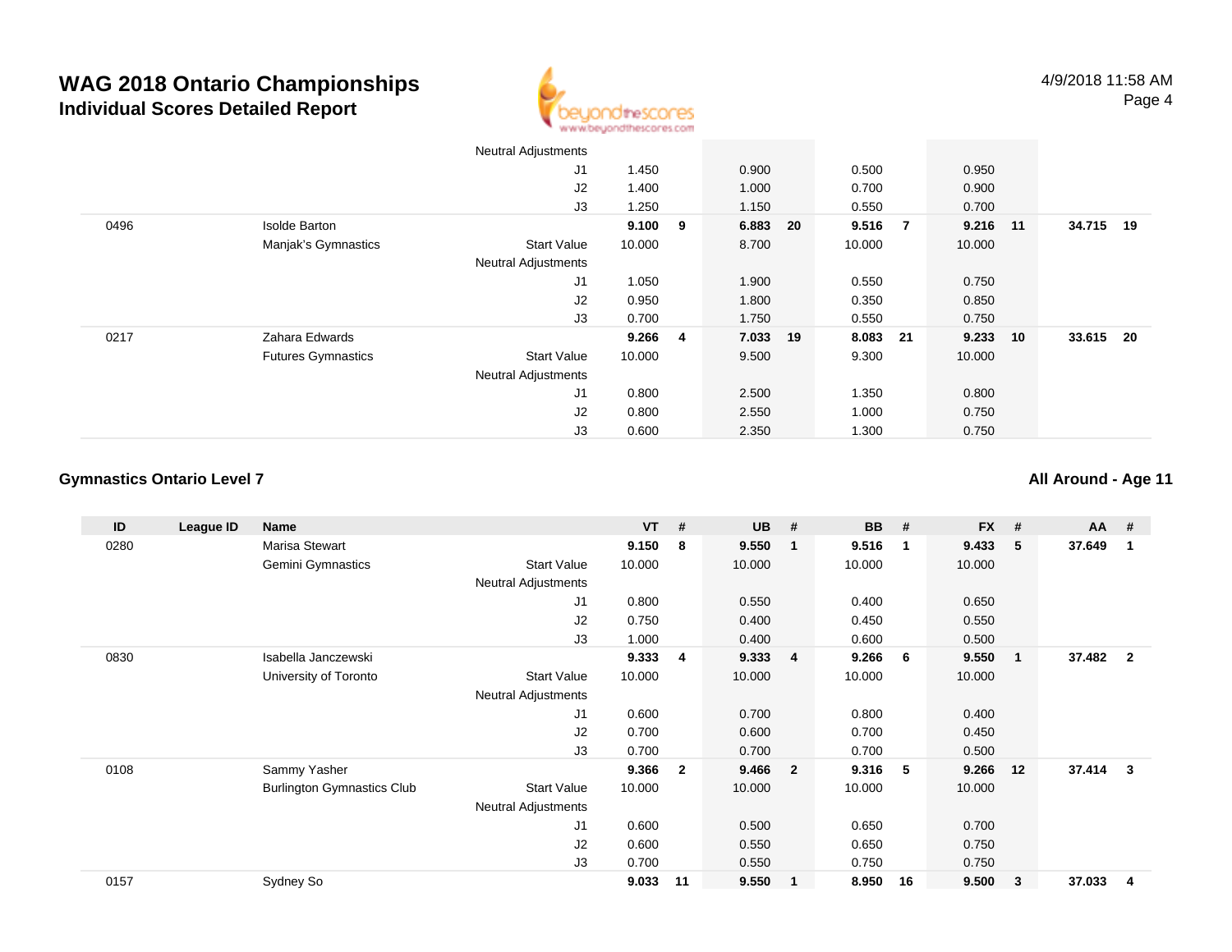# WAG 2018 Ontario Championships
## Individual Scores Detailed Report

| ID | League ID | Name | | VT | # | UB | # | BB | # | FX | # | AA | # |
|---|---|---|---|---|---|---|---|---|---|---|---|---|---|
| | | | Neutral Adjustments | | | | | | | | | | |
| | | | J1 | 1.450 | | 0.900 | | 0.500 | | 0.950 | | | |
| | | | J2 | 1.400 | | 1.000 | | 0.700 | | 0.900 | | | |
| | | | J3 | 1.250 | | 1.150 | | 0.550 | | 0.700 | | | |
| 0496 | | Isolde Barton | | **9.100** | **9** | **6.883** | **20** | **9.516** | **7** | **9.216** | **11** | **34.715** | **19** |
| | | Manjak's Gymnastics | Start Value | 10.000 | | 8.700 | | 10.000 | | 10.000 | | | |
| | | | Neutral Adjustments | | | | | | | | | | |
| | | | J1 | 1.050 | | 1.900 | | 0.550 | | 0.750 | | | |
| | | | J2 | 0.950 | | 1.800 | | 0.350 | | 0.850 | | | |
| | | | J3 | 0.700 | | 1.750 | | 0.550 | | 0.750 | | | |
| 0217 | | Zahara Edwards | | **9.266** | **4** | **7.033** | **19** | **8.083** | **21** | **9.233** | **10** | **33.615** | **20** |
| | | Futures Gymnastics | Start Value | 10.000 | | 9.500 | | 9.300 | | 10.000 | | | |
| | | | Neutral Adjustments | | | | | | | | | | |
| | | | J1 | 0.800 | | 2.500 | | 1.350 | | 0.800 | | | |
| | | | J2 | 0.800 | | 2.550 | | 1.000 | | 0.750 | | | |
| | | | J3 | 0.600 | | 2.350 | | 1.300 | | 0.750 | | | |

### Gymnastics Ontario Level 7

### All Around - Age 11

| ID | League ID | Name | | VT | # | UB | # | BB | # | FX | # | AA | # |
|---|---|---|---|---|---|---|---|---|---|---|---|---|---|
| 0280 | | Marisa Stewart | | **9.150** | **8** | **9.550** | **1** | **9.516** | **1** | **9.433** | **5** | **37.649** | **1** |
| | | Gemini Gymnastics | Start Value | 10.000 | | 10.000 | | 10.000 | | 10.000 | | | |
| | | | Neutral Adjustments | | | | | | | | | | |
| | | | J1 | 0.800 | | 0.550 | | 0.400 | | 0.650 | | | |
| | | | J2 | 0.750 | | 0.400 | | 0.450 | | 0.550 | | | |
| | | | J3 | 1.000 | | 0.400 | | 0.600 | | 0.500 | | | |
| 0830 | | Isabella Janczewski | | **9.333** | **4** | **9.333** | **4** | **9.266** | **6** | **9.550** | **1** | **37.482** | **2** |
| | | University of Toronto | Start Value | 10.000 | | 10.000 | | 10.000 | | 10.000 | | | |
| | | | Neutral Adjustments | | | | | | | | | | |
| | | | J1 | 0.600 | | 0.700 | | 0.800 | | 0.400 | | | |
| | | | J2 | 0.700 | | 0.600 | | 0.700 | | 0.450 | | | |
| | | | J3 | 0.700 | | 0.700 | | 0.700 | | 0.500 | | | |
| 0108 | | Sammy Yasher | | **9.366** | **2** | **9.466** | **2** | **9.316** | **5** | **9.266** | **12** | **37.414** | **3** |
| | | Burlington Gymnastics Club | Start Value | 10.000 | | 10.000 | | 10.000 | | 10.000 | | | |
| | | | Neutral Adjustments | | | | | | | | | | |
| | | | J1 | 0.600 | | 0.500 | | 0.650 | | 0.700 | | | |
| | | | J2 | 0.600 | | 0.550 | | 0.650 | | 0.750 | | | |
| | | | J3 | 0.700 | | 0.550 | | 0.750 | | 0.750 | | | |
| 0157 | | Sydney So | | **9.033** | **11** | **9.550** | **1** | **8.950** | **16** | **9.500** | **3** | **37.033** | **4** |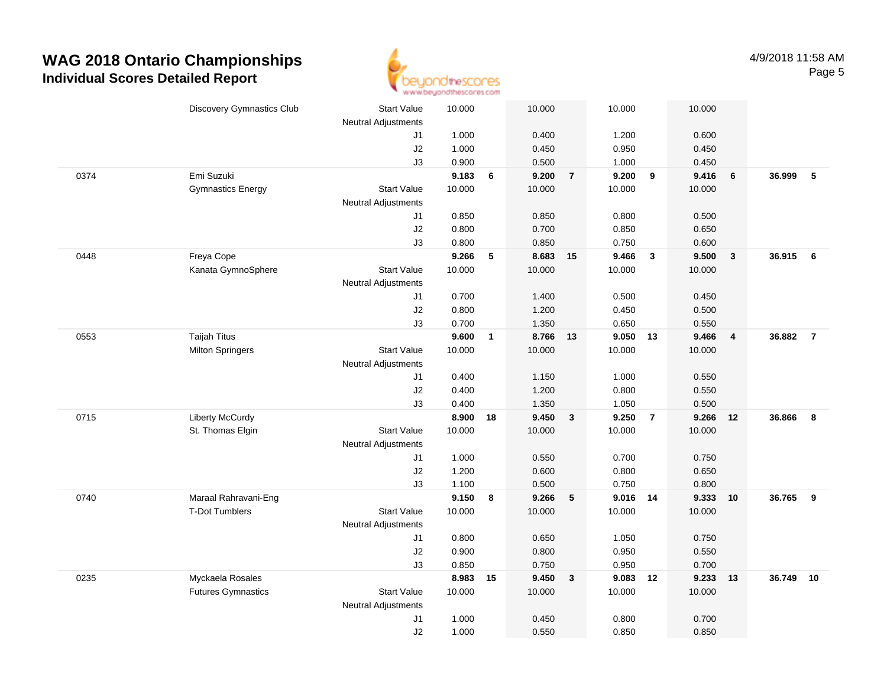# WAG 2018 Ontario Championships

## Individual Scores Detailed Report

4/9/2018 11:58 AM

| | | | | | | | | | | | | |
|---|---|---|---|---|---|---|---|---|---|---|---|---|
| | Discovery Gymnastics Club | Start Value | 10.000 | | 10.000 | | 10.000 | | 10.000 | | | |
| | | Neutral Adjustments | | | | | | | | | | |
| | | J1 | 1.000 | | 0.400 | | 1.200 | | 0.600 | | | |
| | | J2 | 1.000 | | 0.450 | | 0.950 | | 0.450 | | | |
| | | J3 | 0.900 | | 0.500 | | 1.000 | | 0.450 | | | |
| 0374 | Emi Suzuki | | **9.183** | **6** | **9.200** | **7** | **9.200** | **9** | **9.416** | **6** | **36.999** | **5** |
| | Gymnastics Energy | Start Value | 10.000 | | 10.000 | | 10.000 | | 10.000 | | | |
| | | Neutral Adjustments | | | | | | | | | | |
| | | J1 | 0.850 | | 0.850 | | 0.800 | | 0.500 | | | |
| | | J2 | 0.800 | | 0.700 | | 0.850 | | 0.650 | | | |
| | | J3 | 0.800 | | 0.850 | | 0.750 | | 0.600 | | | |
| 0448 | Freya Cope | | **9.266** | **5** | **8.683** | **15** | **9.466** | **3** | **9.500** | **3** | **36.915** | **6** |
| | Kanata GymnoSphere | Start Value | 10.000 | | 10.000 | | 10.000 | | 10.000 | | | |
| | | Neutral Adjustments | | | | | | | | | | |
| | | J1 | 0.700 | | 1.400 | | 0.500 | | 0.450 | | | |
| | | J2 | 0.800 | | 1.200 | | 0.450 | | 0.500 | | | |
| | | J3 | 0.700 | | 1.350 | | 0.650 | | 0.550 | | | |
| 0553 | Taijah Titus | | **9.600** | **1** | **8.766** | **13** | **9.050** | **13** | **9.466** | **4** | **36.882** | **7** |
| | Milton Springers | Start Value | 10.000 | | 10.000 | | 10.000 | | 10.000 | | | |
| | | Neutral Adjustments | | | | | | | | | | |
| | | J1 | 0.400 | | 1.150 | | 1.000 | | 0.550 | | | |
| | | J2 | 0.400 | | 1.200 | | 0.800 | | 0.550 | | | |
| | | J3 | 0.400 | | 1.350 | | 1.050 | | 0.500 | | | |
| 0715 | Liberty McCurdy | | **8.900** | **18** | **9.450** | **3** | **9.250** | **7** | **9.266** | **12** | **36.866** | **8** |
| | St. Thomas Elgin | Start Value | 10.000 | | 10.000 | | 10.000 | | 10.000 | | | |
| | | Neutral Adjustments | | | | | | | | | | |
| | | J1 | 1.000 | | 0.550 | | 0.700 | | 0.750 | | | |
| | | J2 | 1.200 | | 0.600 | | 0.800 | | 0.650 | | | |
| | | J3 | 1.100 | | 0.500 | | 0.750 | | 0.800 | | | |
| 0740 | Maraal Rahravani-Eng | | **9.150** | **8** | **9.266** | **5** | **9.016** | **14** | **9.333** | **10** | **36.765** | **9** |
| | T-Dot Tumblers | Start Value | 10.000 | | 10.000 | | 10.000 | | 10.000 | | | |
| | | Neutral Adjustments | | | | | | | | | | |
| | | J1 | 0.800 | | 0.650 | | 1.050 | | 0.750 | | | |
| | | J2 | 0.900 | | 0.800 | | 0.950 | | 0.550 | | | |
| | | J3 | 0.850 | | 0.750 | | 0.950 | | 0.700 | | | |
| 0235 | Myckaela Rosales | | **8.983** | **15** | **9.450** | **3** | **9.083** | **12** | **9.233** | **13** | **36.749** | **10** |
| | Futures Gymnastics | Start Value | 10.000 | | 10.000 | | 10.000 | | 10.000 | | | |
| | | Neutral Adjustments | | | | | | | | | | |
| | | J1 | 1.000 | | 0.450 | | 0.800 | | 0.700 | | | |
| | | J2 | 1.000 | | 0.550 | | 0.850 | | 0.850 | | | |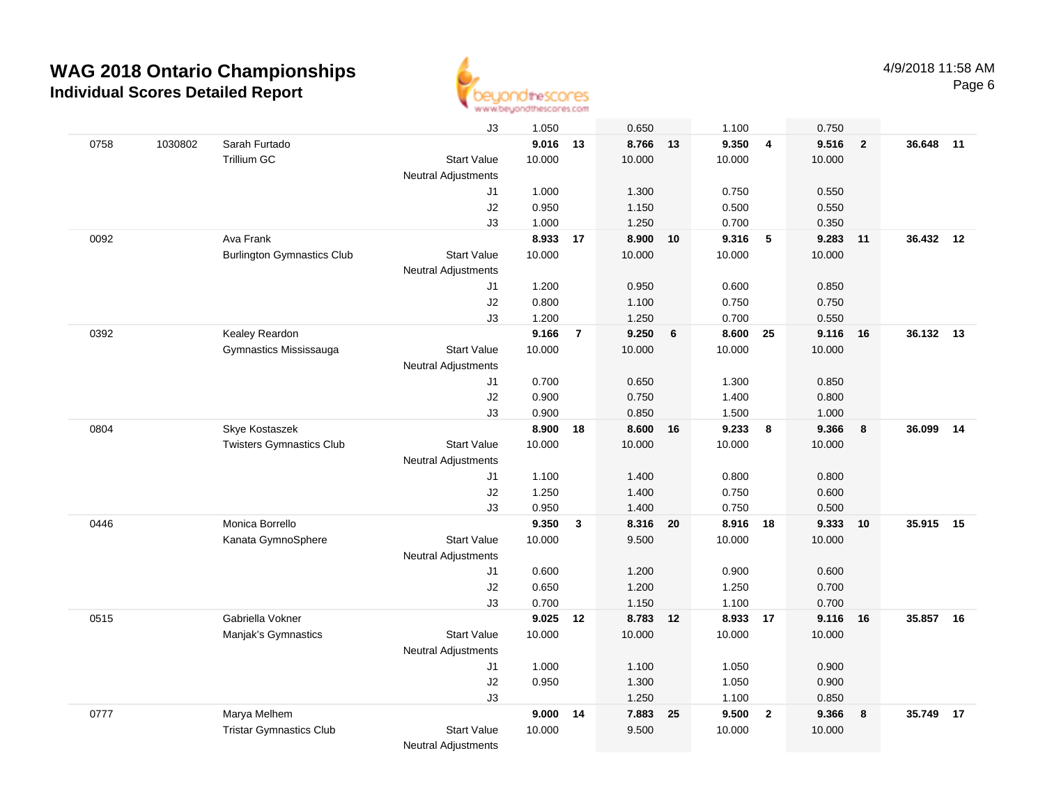# WAG 2018 Ontario Championships

**Individual Scores Detailed Report**

4/9/2018 11:58 AM

| | | | | | | | | | | | | | |
|---|---|---|---|---|---|---|---|---|---|---|---|---|---|
| | | | J3 | 1.050 | | 0.650 | | 1.100 | | 0.750 | | | |
| 0758 | 1030802 | Sarah Furtado | | **9.016** | **13** | **8.766** | **13** | **9.350** | **4** | **9.516** | **2** | **36.648** | **11** |
| | | Trillium GC | Start Value | 10.000 | | 10.000 | | 10.000 | | 10.000 | | | |
| | | | Neutral Adjustments | | | | | | | | | | |
| | | | J1 | 1.000 | | 1.300 | | 0.750 | | 0.550 | | | |
| | | | J2 | 0.950 | | 1.150 | | 0.500 | | 0.550 | | | |
| | | | J3 | 1.000 | | 1.250 | | 0.700 | | 0.350 | | | |
| 0092 | | Ava Frank | | **8.933** | **17** | **8.900** | **10** | **9.316** | **5** | **9.283** | **11** | **36.432** | **12** |
| | | Burlington Gymnastics Club | Start Value | 10.000 | | 10.000 | | 10.000 | | 10.000 | | | |
| | | | Neutral Adjustments | | | | | | | | | | |
| | | | J1 | 1.200 | | 0.950 | | 0.600 | | 0.850 | | | |
| | | | J2 | 0.800 | | 1.100 | | 0.750 | | 0.750 | | | |
| | | | J3 | 1.200 | | 1.250 | | 0.700 | | 0.550 | | | |
| 0392 | | Kealey Reardon | | **9.166** | **7** | **9.250** | **6** | **8.600** | **25** | **9.116** | **16** | **36.132** | **13** |
| | | Gymnastics Mississauga | Start Value | 10.000 | | 10.000 | | 10.000 | | 10.000 | | | |
| | | | Neutral Adjustments | | | | | | | | | | |
| | | | J1 | 0.700 | | 0.650 | | 1.300 | | 0.850 | | | |
| | | | J2 | 0.900 | | 0.750 | | 1.400 | | 0.800 | | | |
| | | | J3 | 0.900 | | 0.850 | | 1.500 | | 1.000 | | | |
| 0804 | | Skye Kostaszek | | **8.900** | **18** | **8.600** | **16** | **9.233** | **8** | **9.366** | **8** | **36.099** | **14** |
| | | Twisters Gymnastics Club | Start Value | 10.000 | | 10.000 | | 10.000 | | 10.000 | | | |
| | | | Neutral Adjustments | | | | | | | | | | |
| | | | J1 | 1.100 | | 1.400 | | 0.800 | | 0.800 | | | |
| | | | J2 | 1.250 | | 1.400 | | 0.750 | | 0.600 | | | |
| | | | J3 | 0.950 | | 1.400 | | 0.750 | | 0.500 | | | |
| 0446 | | Monica Borrello | | **9.350** | **3** | **8.316** | **20** | **8.916** | **18** | **9.333** | **10** | **35.915** | **15** |
| | | Kanata GymnoSphere | Start Value | 10.000 | | 9.500 | | 10.000 | | 10.000 | | | |
| | | | Neutral Adjustments | | | | | | | | | | |
| | | | J1 | 0.600 | | 1.200 | | 0.900 | | 0.600 | | | |
| | | | J2 | 0.650 | | 1.200 | | 1.250 | | 0.700 | | | |
| | | | J3 | 0.700 | | 1.150 | | 1.100 | | 0.700 | | | |
| 0515 | | Gabriella Vokner | | **9.025** | **12** | **8.783** | **12** | **8.933** | **17** | **9.116** | **16** | **35.857** | **16** |
| | | Manjak's Gymnastics | Start Value | 10.000 | | 10.000 | | 10.000 | | 10.000 | | | |
| | | | Neutral Adjustments | | | | | | | | | | |
| | | | J1 | 1.000 | | 1.100 | | 1.050 | | 0.900 | | | |
| | | | J2 | 0.950 | | 1.300 | | 1.050 | | 0.900 | | | |
| | | | J3 | | | 1.250 | | 1.100 | | 0.850 | | | |
| 0777 | | Marya Melhem | | **9.000** | **14** | **7.883** | **25** | **9.500** | **2** | **9.366** | **8** | **35.749** | **17** |
| | | Tristar Gymnastics Club | Start Value | 10.000 | | 9.500 | | 10.000 | | 10.000 | | | |
| | | | Neutral Adjustments | | | | | | | | | | |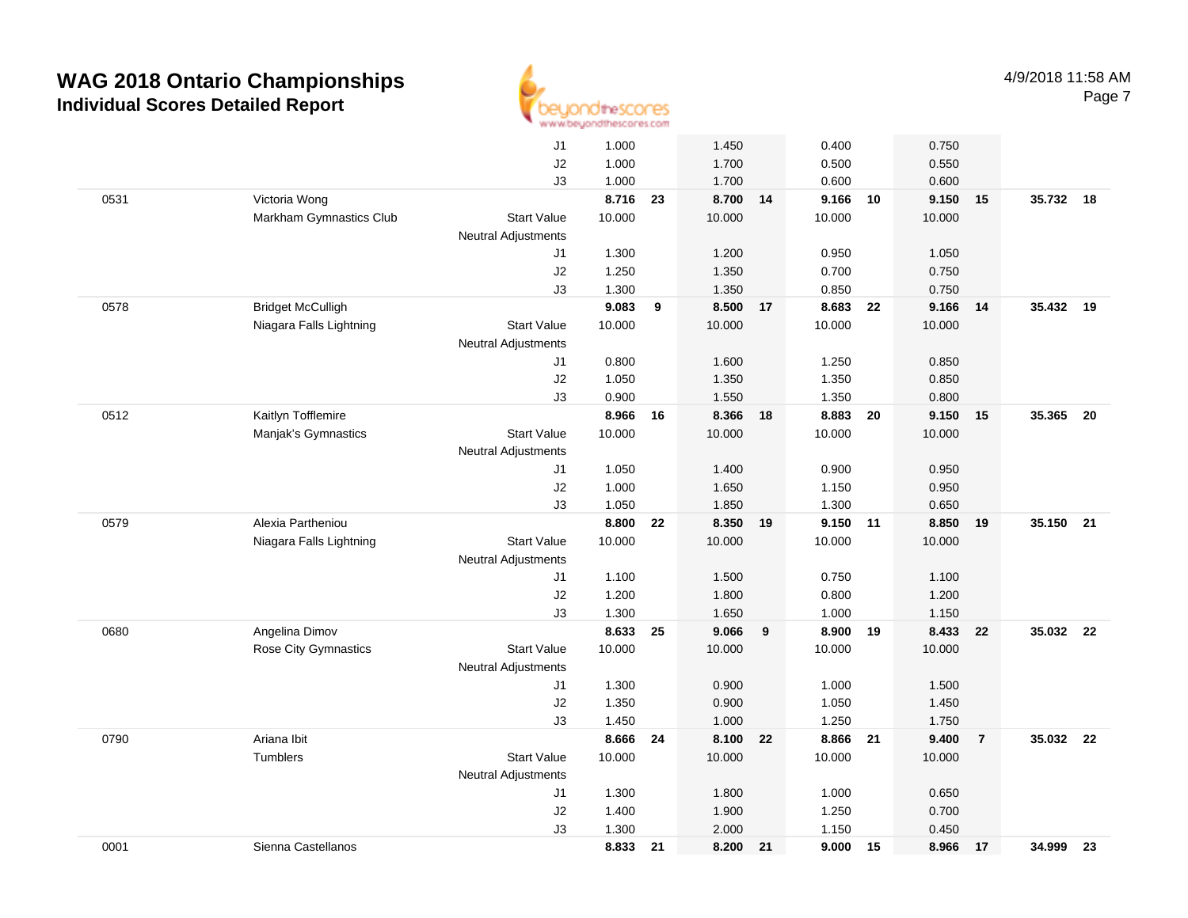# WAG 2018 Ontario Championships

## Individual Scores Detailed Report

4/9/2018 11:58 AM

| | | | | | | | | | | | | | |
|---|---|---|---|---|---|---|---|---|---|---|---|---|---|
| | | J1 | 1.000 | | 1.450 | | 0.400 | | 0.750 | | | |
| | | J2 | 1.000 | | 1.700 | | 0.500 | | 0.550 | | | |
| | | J3 | 1.000 | | 1.700 | | 0.600 | | 0.600 | | | |
| 0531 | Victoria Wong | | **8.716** | **23** | **8.700** | **14** | **9.166** | **10** | **9.150** | **15** | **35.732** | **18** |
| | Markham Gymnastics Club | Start Value | 10.000 | | 10.000 | | 10.000 | | 10.000 | | | |
| | | Neutral Adjustments | | | | | | | | | | |
| | | J1 | 1.300 | | 1.200 | | 0.950 | | 1.050 | | | |
| | | J2 | 1.250 | | 1.350 | | 0.700 | | 0.750 | | | |
| | | J3 | 1.300 | | 1.350 | | 0.850 | | 0.750 | | | |
| 0578 | Bridget McCulligh | | **9.083** | **9** | **8.500** | **17** | **8.683** | **22** | **9.166** | **14** | **35.432** | **19** |
| | Niagara Falls Lightning | Start Value | 10.000 | | 10.000 | | 10.000 | | 10.000 | | | |
| | | Neutral Adjustments | | | | | | | | | | |
| | | J1 | 0.800 | | 1.600 | | 1.250 | | 0.850 | | | |
| | | J2 | 1.050 | | 1.350 | | 1.350 | | 0.850 | | | |
| | | J3 | 0.900 | | 1.550 | | 1.350 | | 0.800 | | | |
| 0512 | Kaitlyn Tofflemire | | **8.966** | **16** | **8.366** | **18** | **8.883** | **20** | **9.150** | **15** | **35.365** | **20** |
| | Manjak's Gymnastics | Start Value | 10.000 | | 10.000 | | 10.000 | | 10.000 | | | |
| | | Neutral Adjustments | | | | | | | | | | |
| | | J1 | 1.050 | | 1.400 | | 0.900 | | 0.950 | | | |
| | | J2 | 1.000 | | 1.650 | | 1.150 | | 0.950 | | | |
| | | J3 | 1.050 | | 1.850 | | 1.300 | | 0.650 | | | |
| 0579 | Alexia Partheniou | | **8.800** | **22** | **8.350** | **19** | **9.150** | **11** | **8.850** | **19** | **35.150** | **21** |
| | Niagara Falls Lightning | Start Value | 10.000 | | 10.000 | | 10.000 | | 10.000 | | | |
| | | Neutral Adjustments | | | | | | | | | | |
| | | J1 | 1.100 | | 1.500 | | 0.750 | | 1.100 | | | |
| | | J2 | 1.200 | | 1.800 | | 0.800 | | 1.200 | | | |
| | | J3 | 1.300 | | 1.650 | | 1.000 | | 1.150 | | | |
| 0680 | Angelina Dimov | | **8.633** | **25** | **9.066** | **9** | **8.900** | **19** | **8.433** | **22** | **35.032** | **22** |
| | Rose City Gymnastics | Start Value | 10.000 | | 10.000 | | 10.000 | | 10.000 | | | |
| | | Neutral Adjustments | | | | | | | | | | |
| | | J1 | 1.300 | | 0.900 | | 1.000 | | 1.500 | | | |
| | | J2 | 1.350 | | 0.900 | | 1.050 | | 1.450 | | | |
| | | J3 | 1.450 | | 1.000 | | 1.250 | | 1.750 | | | |
| 0790 | Ariana Ibit | | **8.666** | **24** | **8.100** | **22** | **8.866** | **21** | **9.400** | **7** | **35.032** | **22** |
| | Tumblers | Start Value | 10.000 | | 10.000 | | 10.000 | | 10.000 | | | |
| | | Neutral Adjustments | | | | | | | | | | |
| | | J1 | 1.300 | | 1.800 | | 1.000 | | 0.650 | | | |
| | | J2 | 1.400 | | 1.900 | | 1.250 | | 0.700 | | | |
| | | J3 | 1.300 | | 2.000 | | 1.150 | | 0.450 | | | |
| 0001 | Sienna Castellanos | | **8.833** | **21** | **8.200** | **21** | **9.000** | **15** | **8.966** | **17** | **34.999** | **23** |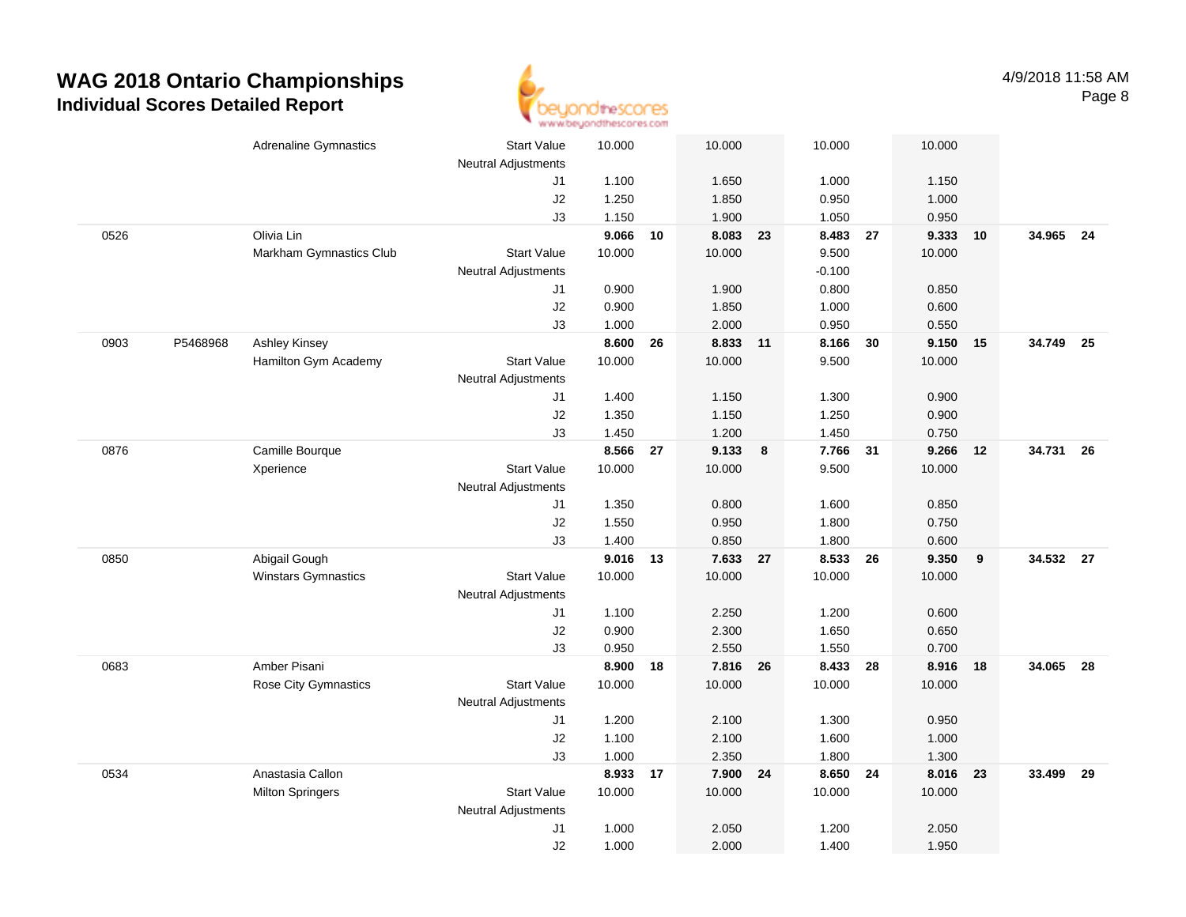# WAG 2018 Ontario Championships

## Individual Scores Detailed Report

4/9/2018 11:58 AM

| | | | | | | | | | | | | | |
|---|---|---|---|---|---|---|---|---|---|---|---|---|---|
| | | Adrenaline Gymnastics | Start Value | 10.000 | | 10.000 | | 10.000 | | 10.000 | | | |
| | | | Neutral Adjustments | | | | | | | | | | |
| | | | J1 | 1.100 | | 1.650 | | 1.000 | | 1.150 | | | |
| | | | J2 | 1.250 | | 1.850 | | 0.950 | | 1.000 | | | |
| | | | J3 | 1.150 | | 1.900 | | 1.050 | | 0.950 | | | |
| 0526 | | Olivia Lin | | **9.066** | **10** | **8.083** | **23** | **8.483** | **27** | **9.333** | **10** | **34.965** | **24** |
| | | Markham Gymnastics Club | Start Value | 10.000 | | 10.000 | | 9.500 | | 10.000 | | | |
| | | | Neutral Adjustments | | | | | -0.100 | | | | | |
| | | | J1 | 0.900 | | 1.900 | | 0.800 | | 0.850 | | | |
| | | | J2 | 0.900 | | 1.850 | | 1.000 | | 0.600 | | | |
| | | | J3 | 1.000 | | 2.000 | | 0.950 | | 0.550 | | | |
| 0903 | P5468968 | Ashley Kinsey | | **8.600** | **26** | **8.833** | **11** | **8.166** | **30** | **9.150** | **15** | **34.749** | **25** |
| | | Hamilton Gym Academy | Start Value | 10.000 | | 10.000 | | 9.500 | | 10.000 | | | |
| | | | Neutral Adjustments | | | | | | | | | | |
| | | | J1 | 1.400 | | 1.150 | | 1.300 | | 0.900 | | | |
| | | | J2 | 1.350 | | 1.150 | | 1.250 | | 0.900 | | | |
| | | | J3 | 1.450 | | 1.200 | | 1.450 | | 0.750 | | | |
| 0876 | | Camille Bourque | | **8.566** | **27** | **9.133** | **8** | **7.766** | **31** | **9.266** | **12** | **34.731** | **26** |
| | | Xperience | Start Value | 10.000 | | 10.000 | | 9.500 | | 10.000 | | | |
| | | | Neutral Adjustments | | | | | | | | | | |
| | | | J1 | 1.350 | | 0.800 | | 1.600 | | 0.850 | | | |
| | | | J2 | 1.550 | | 0.950 | | 1.800 | | 0.750 | | | |
| | | | J3 | 1.400 | | 0.850 | | 1.800 | | 0.600 | | | |
| 0850 | | Abigail Gough | | **9.016** | **13** | **7.633** | **27** | **8.533** | **26** | **9.350** | **9** | **34.532** | **27** |
| | | Winstars Gymnastics | Start Value | 10.000 | | 10.000 | | 10.000 | | 10.000 | | | |
| | | | Neutral Adjustments | | | | | | | | | | |
| | | | J1 | 1.100 | | 2.250 | | 1.200 | | 0.600 | | | |
| | | | J2 | 0.900 | | 2.300 | | 1.650 | | 0.650 | | | |
| | | | J3 | 0.950 | | 2.550 | | 1.550 | | 0.700 | | | |
| 0683 | | Amber Pisani | | **8.900** | **18** | **7.816** | **26** | **8.433** | **28** | **8.916** | **18** | **34.065** | **28** |
| | | Rose City Gymnastics | Start Value | 10.000 | | 10.000 | | 10.000 | | 10.000 | | | |
| | | | Neutral Adjustments | | | | | | | | | | |
| | | | J1 | 1.200 | | 2.100 | | 1.300 | | 0.950 | | | |
| | | | J2 | 1.100 | | 2.100 | | 1.600 | | 1.000 | | | |
| | | | J3 | 1.000 | | 2.350 | | 1.800 | | 1.300 | | | |
| 0534 | | Anastasia Callon | | **8.933** | **17** | **7.900** | **24** | **8.650** | **24** | **8.016** | **23** | **33.499** | **29** |
| | | Milton Springers | Start Value | 10.000 | | 10.000 | | 10.000 | | 10.000 | | | |
| | | | Neutral Adjustments | | | | | | | | | | |
| | | | J1 | 1.000 | | 2.050 | | 1.200 | | 2.050 | | | |
| | | | J2 | 1.000 | | 2.000 | | 1.400 | | 1.950 | | | |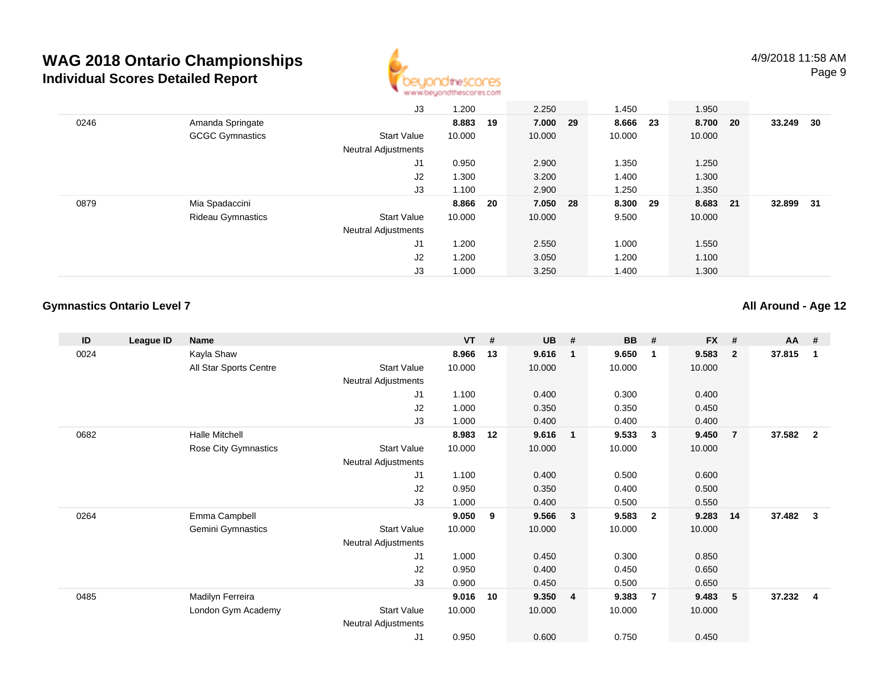# WAG 2018 Ontario Championships
## Individual Scores Detailed Report

| ID | League ID | Name | | VT | # | UB | # | BB | # | FX | # | AA | # |
|---|---|---|---|---|---|---|---|---|---|---|---|---|---|
| | | | J3 | 1.200 | | 2.250 | | 1.450 | | 1.950 | | | |
| 0246 | | Amanda Springate | | **8.883** | **19** | **7.000** | **29** | **8.666** | **23** | **8.700** | **20** | **33.249** | **30** |
| | | GCGC Gymnastics | Start Value | 10.000 | | 10.000 | | 10.000 | | 10.000 | | | |
| | | | Neutral Adjustments | | | | | | | | | | |
| | | | J1 | 0.950 | | 2.900 | | 1.350 | | 1.250 | | | |
| | | | J2 | 1.300 | | 3.200 | | 1.400 | | 1.300 | | | |
| | | | J3 | 1.100 | | 2.900 | | 1.250 | | 1.350 | | | |
| 0879 | | Mia Spadaccini | | **8.866** | **20** | **7.050** | **28** | **8.300** | **29** | **8.683** | **21** | **32.899** | **31** |
| | | Rideau Gymnastics | Start Value | 10.000 | | 10.000 | | 9.500 | | 10.000 | | | |
| | | | Neutral Adjustments | | | | | | | | | | |
| | | | J1 | 1.200 | | 2.550 | | 1.000 | | 1.550 | | | |
| | | | J2 | 1.200 | | 3.050 | | 1.200 | | 1.100 | | | |
| | | | J3 | 1.000 | | 3.250 | | 1.400 | | 1.300 | | | |

### Gymnastics Ontario Level 7

**All Around - Age 12**

| ID | League ID | Name | | VT | # | UB | # | BB | # | FX | # | AA | # |
|---|---|---|---|---|---|---|---|---|---|---|---|---|---|
| 0024 | | Kayla Shaw | | **8.966** | **13** | **9.616** | **1** | **9.650** | **1** | **9.583** | **2** | **37.815** | **1** |
| | | All Star Sports Centre | Start Value | 10.000 | | 10.000 | | 10.000 | | 10.000 | | | |
| | | | Neutral Adjustments | | | | | | | | | | |
| | | | J1 | 1.100 | | 0.400 | | 0.300 | | 0.400 | | | |
| | | | J2 | 1.000 | | 0.350 | | 0.350 | | 0.450 | | | |
| | | | J3 | 1.000 | | 0.400 | | 0.400 | | 0.400 | | | |
| 0682 | | Halle Mitchell | | **8.983** | **12** | **9.616** | **1** | **9.533** | **3** | **9.450** | **7** | **37.582** | **2** |
| | | Rose City Gymnastics | Start Value | 10.000 | | 10.000 | | 10.000 | | 10.000 | | | |
| | | | Neutral Adjustments | | | | | | | | | | |
| | | | J1 | 1.100 | | 0.400 | | 0.500 | | 0.600 | | | |
| | | | J2 | 0.950 | | 0.350 | | 0.400 | | 0.500 | | | |
| | | | J3 | 1.000 | | 0.400 | | 0.500 | | 0.550 | | | |
| 0264 | | Emma Campbell | | **9.050** | **9** | **9.566** | **3** | **9.583** | **2** | **9.283** | **14** | **37.482** | **3** |
| | | Gemini Gymnastics | Start Value | 10.000 | | 10.000 | | 10.000 | | 10.000 | | | |
| | | | Neutral Adjustments | | | | | | | | | | |
| | | | J1 | 1.000 | | 0.450 | | 0.300 | | 0.850 | | | |
| | | | J2 | 0.950 | | 0.400 | | 0.450 | | 0.650 | | | |
| | | | J3 | 0.900 | | 0.450 | | 0.500 | | 0.650 | | | |
| 0485 | | Madilyn Ferreira | | **9.016** | **10** | **9.350** | **4** | **9.383** | **7** | **9.483** | **5** | **37.232** | **4** |
| | | London Gym Academy | Start Value | 10.000 | | 10.000 | | 10.000 | | 10.000 | | | |
| | | | Neutral Adjustments | | | | | | | | | | |
| | | | J1 | 0.950 | | 0.600 | | 0.750 | | 0.450 | | | |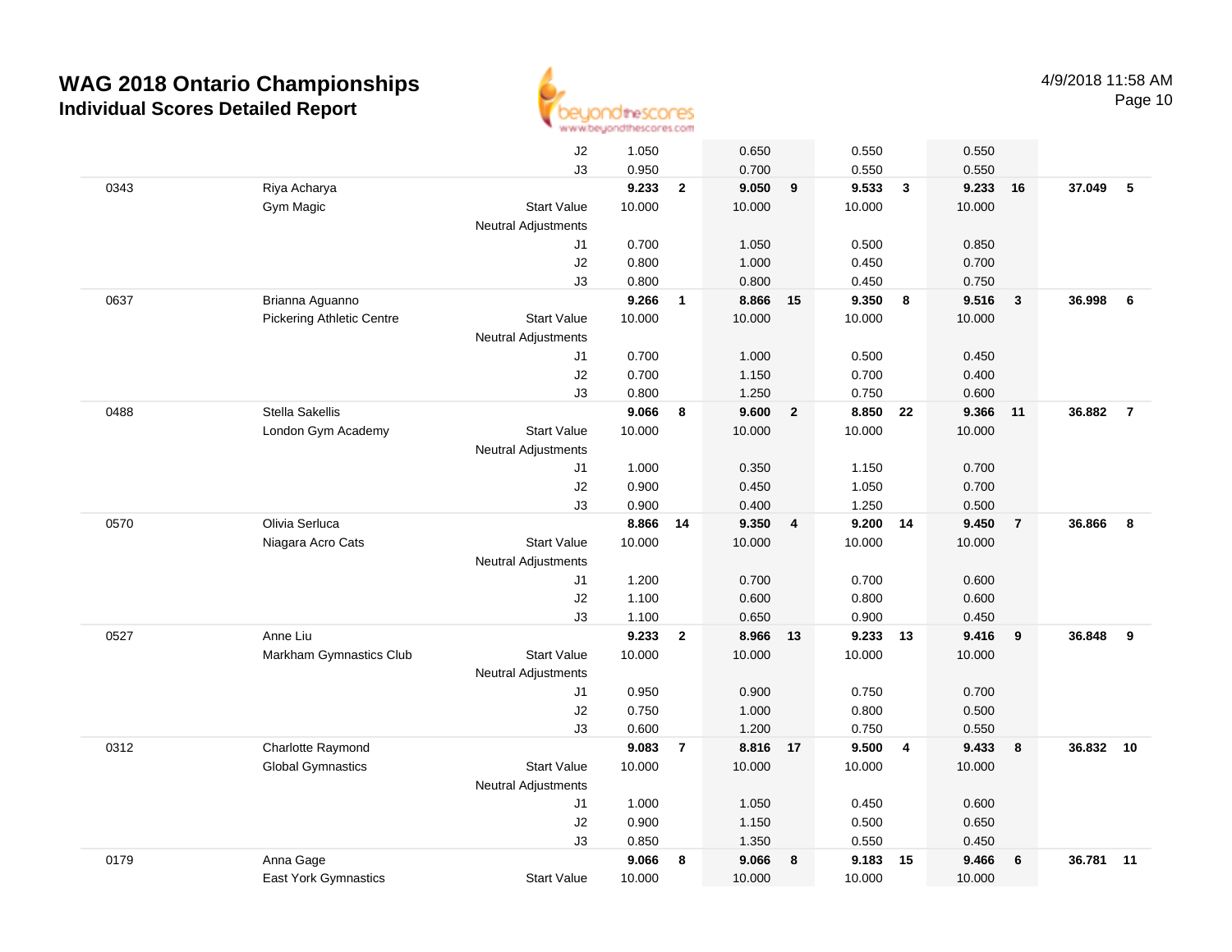# WAG 2018 Ontario Championships
## Individual Scores Detailed Report

4/9/2018 11:58 AM

| | | | | | | | | | | | | |
|---|---|---|---|---|---|---|---|---|---|---|---|---|
| | | J2 | 1.050 | | 0.650 | | 0.550 | | 0.550 | | | |
| | | J3 | 0.950 | | 0.700 | | 0.550 | | 0.550 | | | |
| 0343 | Riya Acharya | | **9.233** | **2** | **9.050** | **9** | **9.533** | **3** | **9.233** | **16** | **37.049** | **5** |
| | Gym Magic | Start Value | 10.000 | | 10.000 | | 10.000 | | 10.000 | | | |
| | | Neutral Adjustments | | | | | | | | | | |
| | | J1 | 0.700 | | 1.050 | | 0.500 | | 0.850 | | | |
| | | J2 | 0.800 | | 1.000 | | 0.450 | | 0.700 | | | |
| | | J3 | 0.800 | | 0.800 | | 0.450 | | 0.750 | | | |
| 0637 | Brianna Aguanno | | **9.266** | **1** | **8.866** | **15** | **9.350** | **8** | **9.516** | **3** | **36.998** | **6** |
| | Pickering Athletic Centre | Start Value | 10.000 | | 10.000 | | 10.000 | | 10.000 | | | |
| | | Neutral Adjustments | | | | | | | | | | |
| | | J1 | 0.700 | | 1.000 | | 0.500 | | 0.450 | | | |
| | | J2 | 0.700 | | 1.150 | | 0.700 | | 0.400 | | | |
| | | J3 | 0.800 | | 1.250 | | 0.750 | | 0.600 | | | |
| 0488 | Stella Sakellis | | **9.066** | **8** | **9.600** | **2** | **8.850** | **22** | **9.366** | **11** | **36.882** | **7** |
| | London Gym Academy | Start Value | 10.000 | | 10.000 | | 10.000 | | 10.000 | | | |
| | | Neutral Adjustments | | | | | | | | | | |
| | | J1 | 1.000 | | 0.350 | | 1.150 | | 0.700 | | | |
| | | J2 | 0.900 | | 0.450 | | 1.050 | | 0.700 | | | |
| | | J3 | 0.900 | | 0.400 | | 1.250 | | 0.500 | | | |
| 0570 | Olivia Serluca | | **8.866** | **14** | **9.350** | **4** | **9.200** | **14** | **9.450** | **7** | **36.866** | **8** |
| | Niagara Acro Cats | Start Value | 10.000 | | 10.000 | | 10.000 | | 10.000 | | | |
| | | Neutral Adjustments | | | | | | | | | | |
| | | J1 | 1.200 | | 0.700 | | 0.700 | | 0.600 | | | |
| | | J2 | 1.100 | | 0.600 | | 0.800 | | 0.600 | | | |
| | | J3 | 1.100 | | 0.650 | | 0.900 | | 0.450 | | | |
| 0527 | Anne Liu | | **9.233** | **2** | **8.966** | **13** | **9.233** | **13** | **9.416** | **9** | **36.848** | **9** |
| | Markham Gymnastics Club | Start Value | 10.000 | | 10.000 | | 10.000 | | 10.000 | | | |
| | | Neutral Adjustments | | | | | | | | | | |
| | | J1 | 0.950 | | 0.900 | | 0.750 | | 0.700 | | | |
| | | J2 | 0.750 | | 1.000 | | 0.800 | | 0.500 | | | |
| | | J3 | 0.600 | | 1.200 | | 0.750 | | 0.550 | | | |
| 0312 | Charlotte Raymond | | **9.083** | **7** | **8.816** | **17** | **9.500** | **4** | **9.433** | **8** | **36.832** | **10** |
| | Global Gymnastics | Start Value | 10.000 | | 10.000 | | 10.000 | | 10.000 | | | |
| | | Neutral Adjustments | | | | | | | | | | |
| | | J1 | 1.000 | | 1.050 | | 0.450 | | 0.600 | | | |
| | | J2 | 0.900 | | 1.150 | | 0.500 | | 0.650 | | | |
| | | J3 | 0.850 | | 1.350 | | 0.550 | | 0.450 | | | |
| 0179 | Anna Gage | | **9.066** | **8** | **9.066** | **8** | **9.183** | **15** | **9.466** | **6** | **36.781** | **11** |
| | East York Gymnastics | Start Value | 10.000 | | 10.000 | | 10.000 | | 10.000 | | | |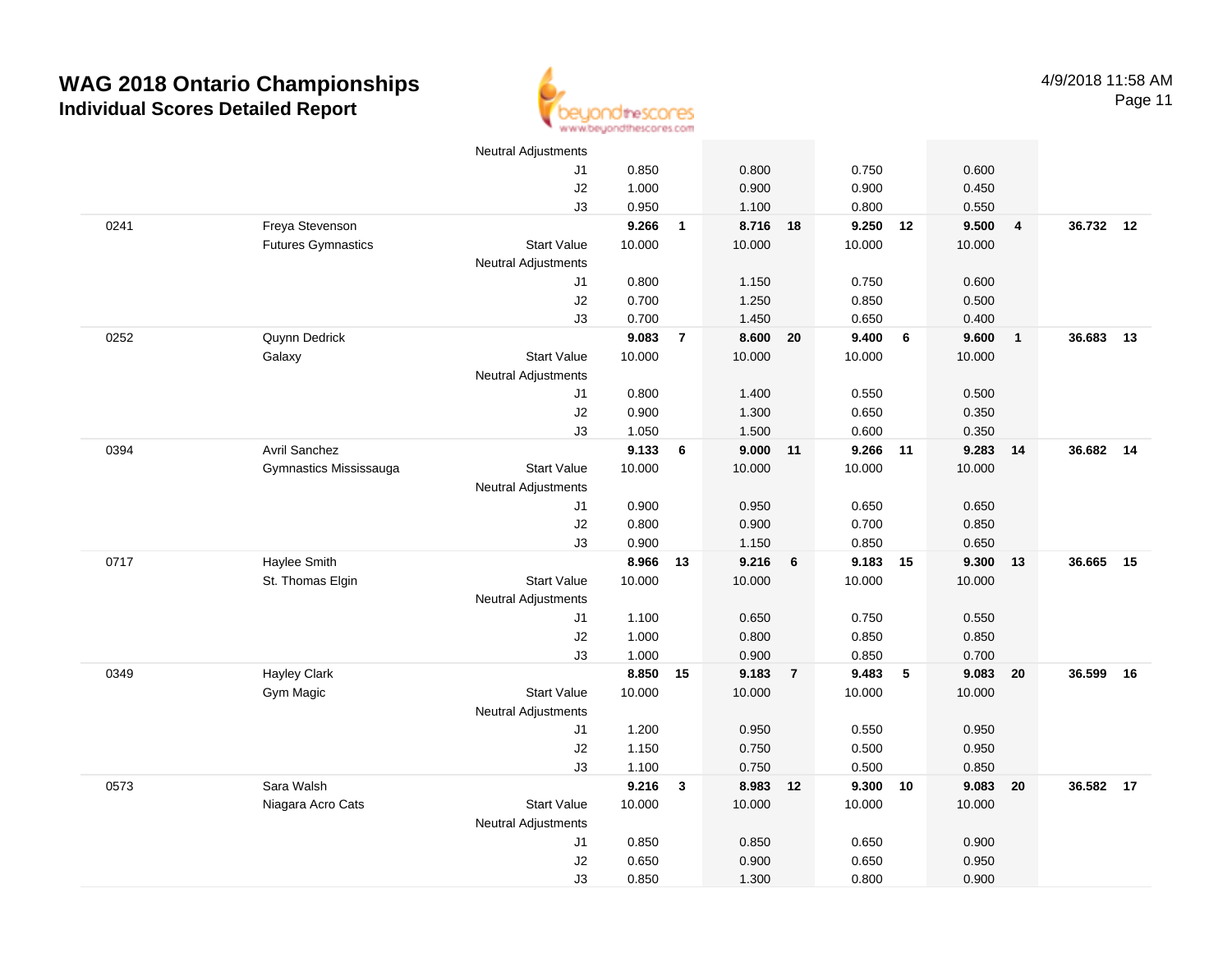# WAG 2018 Ontario Championships

## Individual Scores Detailed Report

4/9/2018 11:58 AM

| | | | | | | | | | | | | |
|---|---|---|---|---|---|---|---|---|---|---|---|---|
| | | Neutral Adjustments | | | | | | | | | | |
| | | J1 | 0.850 | | 0.800 | | 0.750 | | 0.600 | | | |
| | | J2 | 1.000 | | 0.900 | | 0.900 | | 0.450 | | | |
| | | J3 | 0.950 | | 1.100 | | 0.800 | | 0.550 | | | |
| 0241 | Freya Stevenson | | **9.266** | **1** | **8.716** | **18** | **9.250** | **12** | **9.500** | **4** | **36.732** | **12** |
| | Futures Gymnastics | Start Value | 10.000 | | 10.000 | | 10.000 | | 10.000 | | | |
| | | Neutral Adjustments | | | | | | | | | | |
| | | J1 | 0.800 | | 1.150 | | 0.750 | | 0.600 | | | |
| | | J2 | 0.700 | | 1.250 | | 0.850 | | 0.500 | | | |
| | | J3 | 0.700 | | 1.450 | | 0.650 | | 0.400 | | | |
| 0252 | Quynn Dedrick | | **9.083** | **7** | **8.600** | **20** | **9.400** | **6** | **9.600** | **1** | **36.683** | **13** |
| | Galaxy | Start Value | 10.000 | | 10.000 | | 10.000 | | 10.000 | | | |
| | | Neutral Adjustments | | | | | | | | | | |
| | | J1 | 0.800 | | 1.400 | | 0.550 | | 0.500 | | | |
| | | J2 | 0.900 | | 1.300 | | 0.650 | | 0.350 | | | |
| | | J3 | 1.050 | | 1.500 | | 0.600 | | 0.350 | | | |
| 0394 | Avril Sanchez | | **9.133** | **6** | **9.000** | **11** | **9.266** | **11** | **9.283** | **14** | **36.682** | **14** |
| | Gymnastics Mississauga | Start Value | 10.000 | | 10.000 | | 10.000 | | 10.000 | | | |
| | | Neutral Adjustments | | | | | | | | | | |
| | | J1 | 0.900 | | 0.950 | | 0.650 | | 0.650 | | | |
| | | J2 | 0.800 | | 0.900 | | 0.700 | | 0.850 | | | |
| | | J3 | 0.900 | | 1.150 | | 0.850 | | 0.650 | | | |
| 0717 | Haylee Smith | | **8.966** | **13** | **9.216** | **6** | **9.183** | **15** | **9.300** | **13** | **36.665** | **15** |
| | St. Thomas Elgin | Start Value | 10.000 | | 10.000 | | 10.000 | | 10.000 | | | |
| | | Neutral Adjustments | | | | | | | | | | |
| | | J1 | 1.100 | | 0.650 | | 0.750 | | 0.550 | | | |
| | | J2 | 1.000 | | 0.800 | | 0.850 | | 0.850 | | | |
| | | J3 | 1.000 | | 0.900 | | 0.850 | | 0.700 | | | |
| 0349 | Hayley Clark | | **8.850** | **15** | **9.183** | **7** | **9.483** | **5** | **9.083** | **20** | **36.599** | **16** |
| | Gym Magic | Start Value | 10.000 | | 10.000 | | 10.000 | | 10.000 | | | |
| | | Neutral Adjustments | | | | | | | | | | |
| | | J1 | 1.200 | | 0.950 | | 0.550 | | 0.950 | | | |
| | | J2 | 1.150 | | 0.750 | | 0.500 | | 0.950 | | | |
| | | J3 | 1.100 | | 0.750 | | 0.500 | | 0.850 | | | |
| 0573 | Sara Walsh | | **9.216** | **3** | **8.983** | **12** | **9.300** | **10** | **9.083** | **20** | **36.582** | **17** |
| | Niagara Acro Cats | Start Value | 10.000 | | 10.000 | | 10.000 | | 10.000 | | | |
| | | Neutral Adjustments | | | | | | | | | | |
| | | J1 | 0.850 | | 0.850 | | 0.650 | | 0.900 | | | |
| | | J2 | 0.650 | | 0.900 | | 0.650 | | 0.950 | | | |
| | | J3 | 0.850 | | 1.300 | | 0.800 | | 0.900 | | | |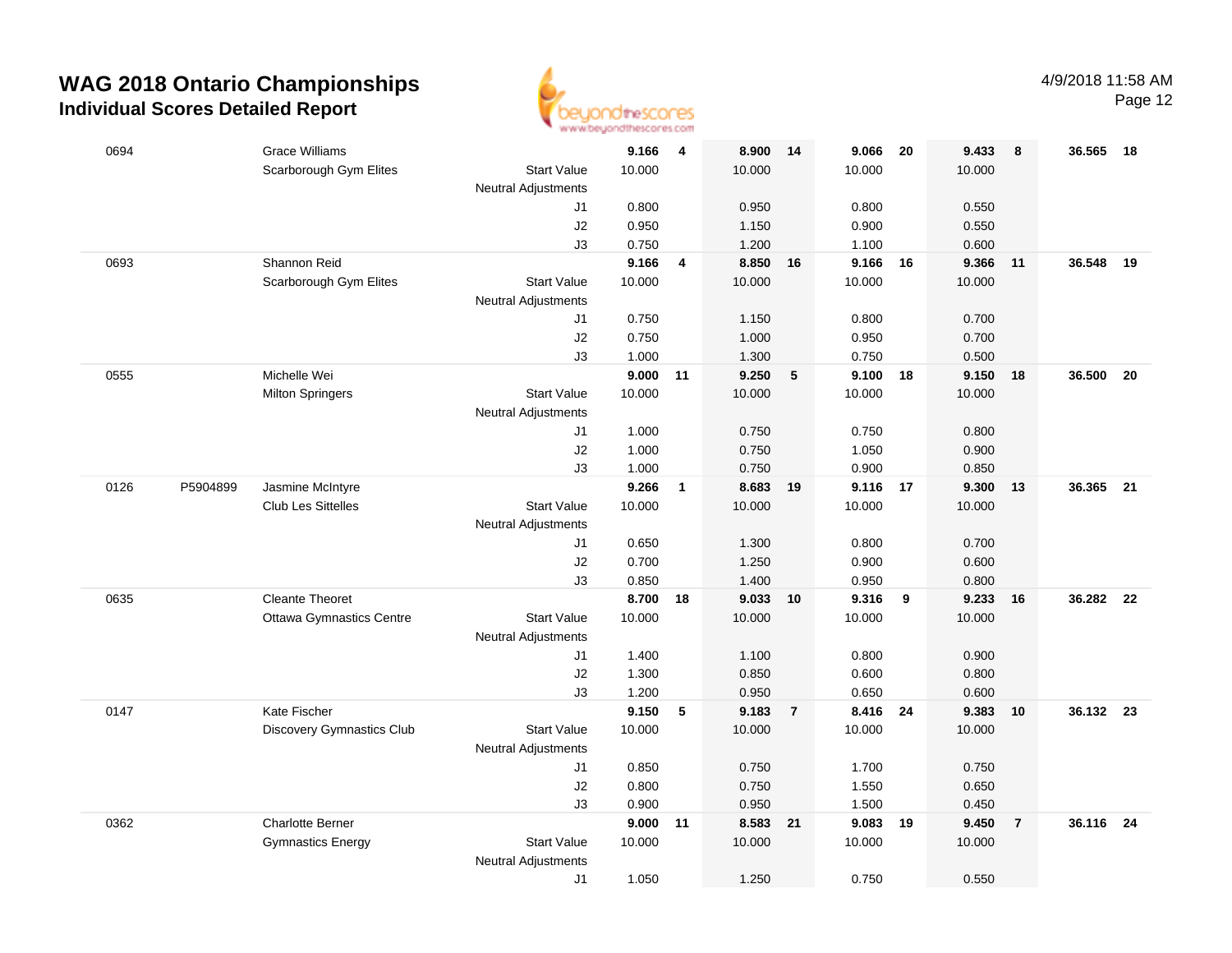# WAG 2018 Ontario Championships

## Individual Scores Detailed Report

4/9/2018 11:58 AM

| # | ID | Name / Club | | Score | Rank | Score | Rank | Score | Rank | Score | Rank | AA | Rank |
|---|---|---|---|---|---|---|---|---|---|---|---|---|---|
| 0694 | | Grace Williams | | 9.166 | 4 | 8.900 | 14 | 9.066 | 20 | 9.433 | 8 | 36.565 | 18 |
| | | Scarborough Gym Elites | Start Value | 10.000 | | 10.000 | | 10.000 | | 10.000 | | | |
| | | | Neutral Adjustments | | | | | | | | | | |
| | | | J1 | 0.800 | | 0.950 | | 0.800 | | 0.550 | | | |
| | | | J2 | 0.950 | | 1.150 | | 0.900 | | 0.550 | | | |
| | | | J3 | 0.750 | | 1.200 | | 1.100 | | 0.600 | | | |
| 0693 | | Shannon Reid | | 9.166 | 4 | 8.850 | 16 | 9.166 | 16 | 9.366 | 11 | 36.548 | 19 |
| | | Scarborough Gym Elites | Start Value | 10.000 | | 10.000 | | 10.000 | | 10.000 | | | |
| | | | Neutral Adjustments | | | | | | | | | | |
| | | | J1 | 0.750 | | 1.150 | | 0.800 | | 0.700 | | | |
| | | | J2 | 0.750 | | 1.000 | | 0.950 | | 0.700 | | | |
| | | | J3 | 1.000 | | 1.300 | | 0.750 | | 0.500 | | | |
| 0555 | | Michelle Wei | | 9.000 | 11 | 9.250 | 5 | 9.100 | 18 | 9.150 | 18 | 36.500 | 20 |
| | | Milton Springers | Start Value | 10.000 | | 10.000 | | 10.000 | | 10.000 | | | |
| | | | Neutral Adjustments | | | | | | | | | | |
| | | | J1 | 1.000 | | 0.750 | | 0.750 | | 0.800 | | | |
| | | | J2 | 1.000 | | 0.750 | | 1.050 | | 0.900 | | | |
| | | | J3 | 1.000 | | 0.750 | | 0.900 | | 0.850 | | | |
| 0126 | P5904899 | Jasmine McIntyre | | 9.266 | 1 | 8.683 | 19 | 9.116 | 17 | 9.300 | 13 | 36.365 | 21 |
| | | Club Les Sittelles | Start Value | 10.000 | | 10.000 | | 10.000 | | 10.000 | | | |
| | | | Neutral Adjustments | | | | | | | | | | |
| | | | J1 | 0.650 | | 1.300 | | 0.800 | | 0.700 | | | |
| | | | J2 | 0.700 | | 1.250 | | 0.900 | | 0.600 | | | |
| | | | J3 | 0.850 | | 1.400 | | 0.950 | | 0.800 | | | |
| 0635 | | Cleante Theoret | | 8.700 | 18 | 9.033 | 10 | 9.316 | 9 | 9.233 | 16 | 36.282 | 22 |
| | | Ottawa Gymnastics Centre | Start Value | 10.000 | | 10.000 | | 10.000 | | 10.000 | | | |
| | | | Neutral Adjustments | | | | | | | | | | |
| | | | J1 | 1.400 | | 1.100 | | 0.800 | | 0.900 | | | |
| | | | J2 | 1.300 | | 0.850 | | 0.600 | | 0.800 | | | |
| | | | J3 | 1.200 | | 0.950 | | 0.650 | | 0.600 | | | |
| 0147 | | Kate Fischer | | 9.150 | 5 | 9.183 | 7 | 8.416 | 24 | 9.383 | 10 | 36.132 | 23 |
| | | Discovery Gymnastics Club | Start Value | 10.000 | | 10.000 | | 10.000 | | 10.000 | | | |
| | | | Neutral Adjustments | | | | | | | | | | |
| | | | J1 | 0.850 | | 0.750 | | 1.700 | | 0.750 | | | |
| | | | J2 | 0.800 | | 0.750 | | 1.550 | | 0.650 | | | |
| | | | J3 | 0.900 | | 0.950 | | 1.500 | | 0.450 | | | |
| 0362 | | Charlotte Berner | | 9.000 | 11 | 8.583 | 21 | 9.083 | 19 | 9.450 | 7 | 36.116 | 24 |
| | | Gymnastics Energy | Start Value | 10.000 | | 10.000 | | 10.000 | | 10.000 | | | |
| | | | Neutral Adjustments | | | | | | | | | | |
| | | | J1 | 1.050 | | 1.250 | | 0.750 | | 0.550 | | | |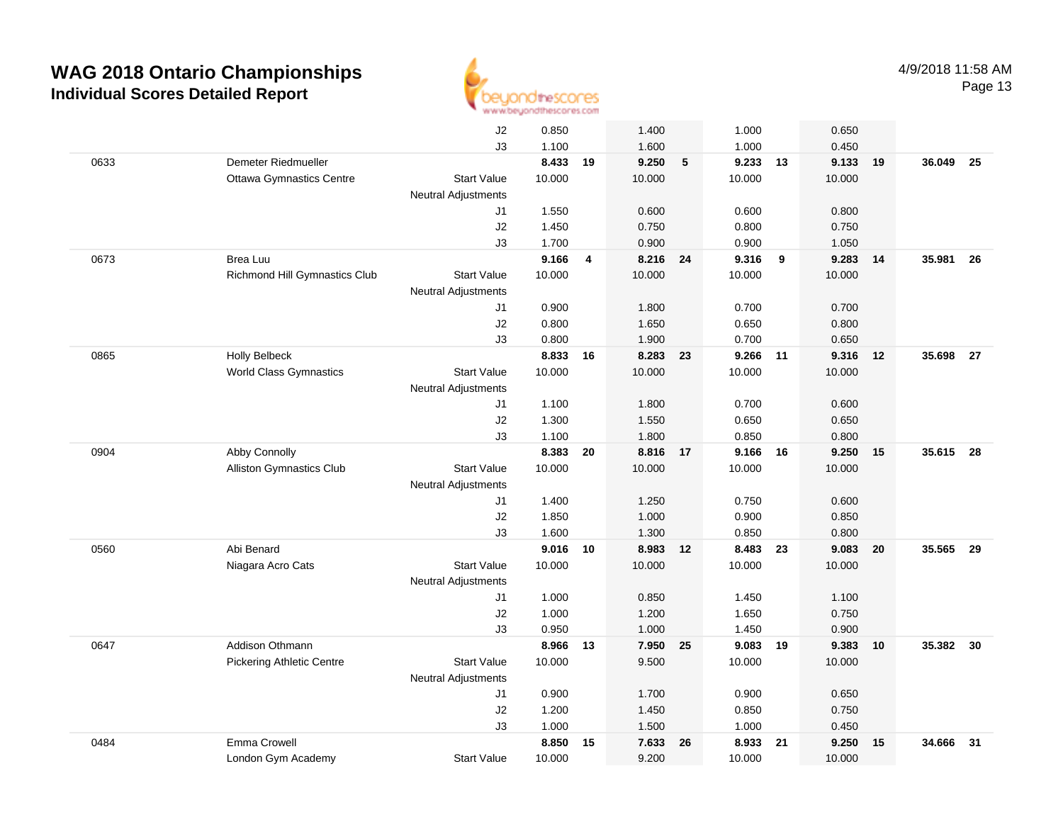# WAG 2018 Ontario Championships

## Individual Scores Detailed Report

4/9/2018 11:58 AM

| | | | | | | | | | | | | |
|---|---|---|---|---|---|---|---|---|---|---|---|---|
| | | J2 | 0.850 | | 1.400 | | 1.000 | | 0.650 | | | |
| | | J3 | 1.100 | | 1.600 | | 1.000 | | 0.450 | | | |
| 0633 | Demeter Riedmueller | | **8.433** | **19** | **9.250** | **5** | **9.233** | **13** | **9.133** | **19** | **36.049** | **25** |
| | Ottawa Gymnastics Centre | Start Value | 10.000 | | 10.000 | | 10.000 | | 10.000 | | | |
| | | Neutral Adjustments | | | | | | | | | | |
| | | J1 | 1.550 | | 0.600 | | 0.600 | | 0.800 | | | |
| | | J2 | 1.450 | | 0.750 | | 0.800 | | 0.750 | | | |
| | | J3 | 1.700 | | 0.900 | | 0.900 | | 1.050 | | | |
| 0673 | Brea Luu | | **9.166** | **4** | **8.216** | **24** | **9.316** | **9** | **9.283** | **14** | **35.981** | **26** |
| | Richmond Hill Gymnastics Club | Start Value | 10.000 | | 10.000 | | 10.000 | | 10.000 | | | |
| | | Neutral Adjustments | | | | | | | | | | |
| | | J1 | 0.900 | | 1.800 | | 0.700 | | 0.700 | | | |
| | | J2 | 0.800 | | 1.650 | | 0.650 | | 0.800 | | | |
| | | J3 | 0.800 | | 1.900 | | 0.700 | | 0.650 | | | |
| 0865 | Holly Belbeck | | **8.833** | **16** | **8.283** | **23** | **9.266** | **11** | **9.316** | **12** | **35.698** | **27** |
| | World Class Gymnastics | Start Value | 10.000 | | 10.000 | | 10.000 | | 10.000 | | | |
| | | Neutral Adjustments | | | | | | | | | | |
| | | J1 | 1.100 | | 1.800 | | 0.700 | | 0.600 | | | |
| | | J2 | 1.300 | | 1.550 | | 0.650 | | 0.650 | | | |
| | | J3 | 1.100 | | 1.800 | | 0.850 | | 0.800 | | | |
| 0904 | Abby Connolly | | **8.383** | **20** | **8.816** | **17** | **9.166** | **16** | **9.250** | **15** | **35.615** | **28** |
| | Alliston Gymnastics Club | Start Value | 10.000 | | 10.000 | | 10.000 | | 10.000 | | | |
| | | Neutral Adjustments | | | | | | | | | | |
| | | J1 | 1.400 | | 1.250 | | 0.750 | | 0.600 | | | |
| | | J2 | 1.850 | | 1.000 | | 0.900 | | 0.850 | | | |
| | | J3 | 1.600 | | 1.300 | | 0.850 | | 0.800 | | | |
| 0560 | Abi Benard | | **9.016** | **10** | **8.983** | **12** | **8.483** | **23** | **9.083** | **20** | **35.565** | **29** |
| | Niagara Acro Cats | Start Value | 10.000 | | 10.000 | | 10.000 | | 10.000 | | | |
| | | Neutral Adjustments | | | | | | | | | | |
| | | J1 | 1.000 | | 0.850 | | 1.450 | | 1.100 | | | |
| | | J2 | 1.000 | | 1.200 | | 1.650 | | 0.750 | | | |
| | | J3 | 0.950 | | 1.000 | | 1.450 | | 0.900 | | | |
| 0647 | Addison Othmann | | **8.966** | **13** | **7.950** | **25** | **9.083** | **19** | **9.383** | **10** | **35.382** | **30** |
| | Pickering Athletic Centre | Start Value | 10.000 | | 9.500 | | 10.000 | | 10.000 | | | |
| | | Neutral Adjustments | | | | | | | | | | |
| | | J1 | 0.900 | | 1.700 | | 0.900 | | 0.650 | | | |
| | | J2 | 1.200 | | 1.450 | | 0.850 | | 0.750 | | | |
| | | J3 | 1.000 | | 1.500 | | 1.000 | | 0.450 | | | |
| 0484 | Emma Crowell | | **8.850** | **15** | **7.633** | **26** | **8.933** | **21** | **9.250** | **15** | **34.666** | **31** |
| | London Gym Academy | Start Value | 10.000 | | 9.200 | | 10.000 | | 10.000 | | | |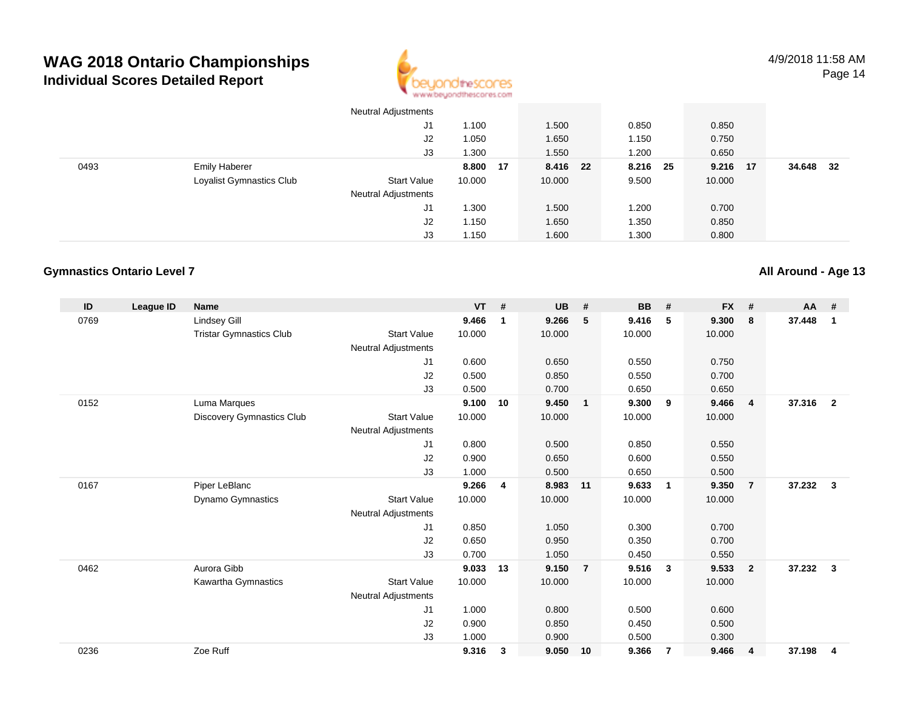# WAG 2018 Ontario Championships

## Individual Scores Detailed Report

| ID | League ID | Name | | VT | # | UB | # | BB | # | FX | # | AA | # |
|---|---|---|---|---|---|---|---|---|---|---|---|---|---|
| | | | Neutral Adjustments | | | | | | | | | | |
| | | | J1 | 1.100 | | 1.500 | | 0.850 | | 0.850 | | | |
| | | | J2 | 1.050 | | 1.650 | | 1.150 | | 0.750 | | | |
| | | | J3 | 1.300 | | 1.550 | | 1.200 | | 0.650 | | | |
| 0493 | | Emily Haberer | | **8.800** | **17** | **8.416** | **22** | **8.216** | **25** | **9.216** | **17** | **34.648** | **32** |
| | | Loyalist Gymnastics Club | Start Value | 10.000 | | 10.000 | | 9.500 | | 10.000 | | | |
| | | | Neutral Adjustments | | | | | | | | | | |
| | | | J1 | 1.300 | | 1.500 | | 1.200 | | 0.700 | | | |
| | | | J2 | 1.150 | | 1.650 | | 1.350 | | 0.850 | | | |
| | | | J3 | 1.150 | | 1.600 | | 1.300 | | 0.800 | | | |

### Gymnastics Ontario Level 7

### All Around - Age 13

| ID | League ID | Name | | VT | # | UB | # | BB | # | FX | # | AA | # |
|---|---|---|---|---|---|---|---|---|---|---|---|---|---|
| 0769 | | Lindsey Gill | | **9.466** | **1** | **9.266** | **5** | **9.416** | **5** | **9.300** | **8** | **37.448** | **1** |
| | | Tristar Gymnastics Club | Start Value | 10.000 | | 10.000 | | 10.000 | | 10.000 | | | |
| | | | Neutral Adjustments | | | | | | | | | | |
| | | | J1 | 0.600 | | 0.650 | | 0.550 | | 0.750 | | | |
| | | | J2 | 0.500 | | 0.850 | | 0.550 | | 0.700 | | | |
| | | | J3 | 0.500 | | 0.700 | | 0.650 | | 0.650 | | | |
| 0152 | | Luma Marques | | **9.100** | **10** | **9.450** | **1** | **9.300** | **9** | **9.466** | **4** | **37.316** | **2** |
| | | Discovery Gymnastics Club | Start Value | 10.000 | | 10.000 | | 10.000 | | 10.000 | | | |
| | | | Neutral Adjustments | | | | | | | | | | |
| | | | J1 | 0.800 | | 0.500 | | 0.850 | | 0.550 | | | |
| | | | J2 | 0.900 | | 0.650 | | 0.600 | | 0.550 | | | |
| | | | J3 | 1.000 | | 0.500 | | 0.650 | | 0.500 | | | |
| 0167 | | Piper LeBlanc | | **9.266** | **4** | **8.983** | **11** | **9.633** | **1** | **9.350** | **7** | **37.232** | **3** |
| | | Dynamo Gymnastics | Start Value | 10.000 | | 10.000 | | 10.000 | | 10.000 | | | |
| | | | Neutral Adjustments | | | | | | | | | | |
| | | | J1 | 0.850 | | 1.050 | | 0.300 | | 0.700 | | | |
| | | | J2 | 0.650 | | 0.950 | | 0.350 | | 0.700 | | | |
| | | | J3 | 0.700 | | 1.050 | | 0.450 | | 0.550 | | | |
| 0462 | | Aurora Gibb | | **9.033** | **13** | **9.150** | **7** | **9.516** | **3** | **9.533** | **2** | **37.232** | **3** |
| | | Kawartha Gymnastics | Start Value | 10.000 | | 10.000 | | 10.000 | | 10.000 | | | |
| | | | Neutral Adjustments | | | | | | | | | | |
| | | | J1 | 1.000 | | 0.800 | | 0.500 | | 0.600 | | | |
| | | | J2 | 0.900 | | 0.850 | | 0.450 | | 0.500 | | | |
| | | | J3 | 1.000 | | 0.900 | | 0.500 | | 0.300 | | | |
| 0236 | | Zoe Ruff | | **9.316** | **3** | **9.050** | **10** | **9.366** | **7** | **9.466** | **4** | **37.198** | **4** |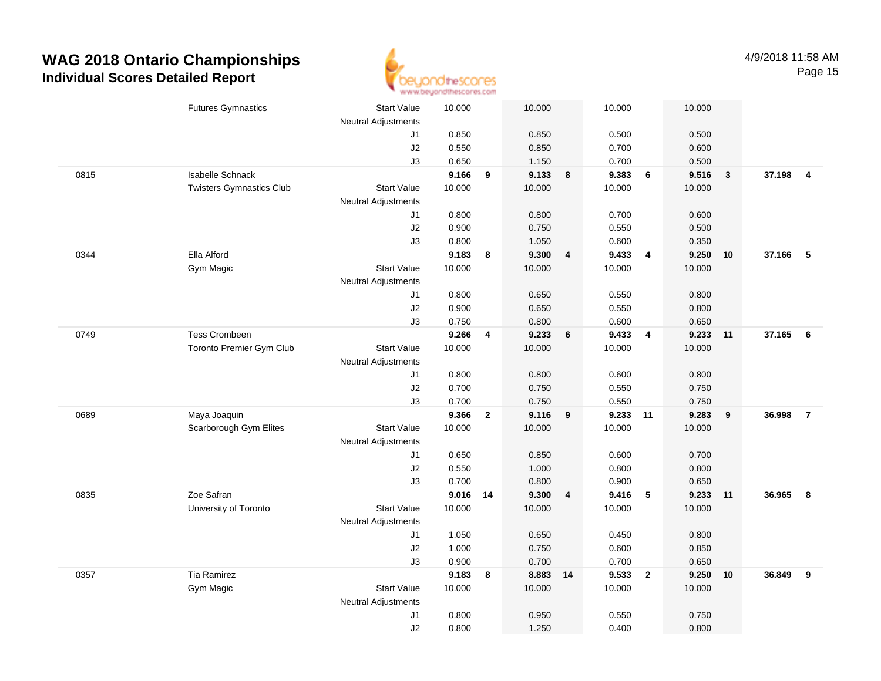# WAG 2018 Ontario Championships
## Individual Scores Detailed Report

4/9/2018 11:58 AM

| | | | | | | | | | | | | |
|---|---|---|---|---|---|---|---|---|---|---|---|---|
| | Futures Gymnastics | Start Value | 10.000 | | 10.000 | | 10.000 | | 10.000 | | | |
| | | Neutral Adjustments | | | | | | | | | | |
| | | J1 | 0.850 | | 0.850 | | 0.500 | | 0.500 | | | |
| | | J2 | 0.550 | | 0.850 | | 0.700 | | 0.600 | | | |
| | | J3 | 0.650 | | 1.150 | | 0.700 | | 0.500 | | | |
| 0815 | Isabelle Schnack | | **9.166** | **9** | **9.133** | **8** | **9.383** | **6** | **9.516** | **3** | **37.198** | **4** |
| | Twisters Gymnastics Club | Start Value | 10.000 | | 10.000 | | 10.000 | | 10.000 | | | |
| | | Neutral Adjustments | | | | | | | | | | |
| | | J1 | 0.800 | | 0.800 | | 0.700 | | 0.600 | | | |
| | | J2 | 0.900 | | 0.750 | | 0.550 | | 0.500 | | | |
| | | J3 | 0.800 | | 1.050 | | 0.600 | | 0.350 | | | |
| 0344 | Ella Alford | | **9.183** | **8** | **9.300** | **4** | **9.433** | **4** | **9.250** | **10** | **37.166** | **5** |
| | Gym Magic | Start Value | 10.000 | | 10.000 | | 10.000 | | 10.000 | | | |
| | | Neutral Adjustments | | | | | | | | | | |
| | | J1 | 0.800 | | 0.650 | | 0.550 | | 0.800 | | | |
| | | J2 | 0.900 | | 0.650 | | 0.550 | | 0.800 | | | |
| | | J3 | 0.750 | | 0.800 | | 0.600 | | 0.650 | | | |
| 0749 | Tess Crombeen | | **9.266** | **4** | **9.233** | **6** | **9.433** | **4** | **9.233** | **11** | **37.165** | **6** |
| | Toronto Premier Gym Club | Start Value | 10.000 | | 10.000 | | 10.000 | | 10.000 | | | |
| | | Neutral Adjustments | | | | | | | | | | |
| | | J1 | 0.800 | | 0.800 | | 0.600 | | 0.800 | | | |
| | | J2 | 0.700 | | 0.750 | | 0.550 | | 0.750 | | | |
| | | J3 | 0.700 | | 0.750 | | 0.550 | | 0.750 | | | |
| 0689 | Maya Joaquin | | **9.366** | **2** | **9.116** | **9** | **9.233** | **11** | **9.283** | **9** | **36.998** | **7** |
| | Scarborough Gym Elites | Start Value | 10.000 | | 10.000 | | 10.000 | | 10.000 | | | |
| | | Neutral Adjustments | | | | | | | | | | |
| | | J1 | 0.650 | | 0.850 | | 0.600 | | 0.700 | | | |
| | | J2 | 0.550 | | 1.000 | | 0.800 | | 0.800 | | | |
| | | J3 | 0.700 | | 0.800 | | 0.900 | | 0.650 | | | |
| 0835 | Zoe Safran | | **9.016** | **14** | **9.300** | **4** | **9.416** | **5** | **9.233** | **11** | **36.965** | **8** |
| | University of Toronto | Start Value | 10.000 | | 10.000 | | 10.000 | | 10.000 | | | |
| | | Neutral Adjustments | | | | | | | | | | |
| | | J1 | 1.050 | | 0.650 | | 0.450 | | 0.800 | | | |
| | | J2 | 1.000 | | 0.750 | | 0.600 | | 0.850 | | | |
| | | J3 | 0.900 | | 0.700 | | 0.700 | | 0.650 | | | |
| 0357 | Tia Ramirez | | **9.183** | **8** | **8.883** | **14** | **9.533** | **2** | **9.250** | **10** | **36.849** | **9** |
| | Gym Magic | Start Value | 10.000 | | 10.000 | | 10.000 | | 10.000 | | | |
| | | Neutral Adjustments | | | | | | | | | | |
| | | J1 | 0.800 | | 0.950 | | 0.550 | | 0.750 | | | |
| | | J2 | 0.800 | | 1.250 | | 0.400 | | 0.800 | | | |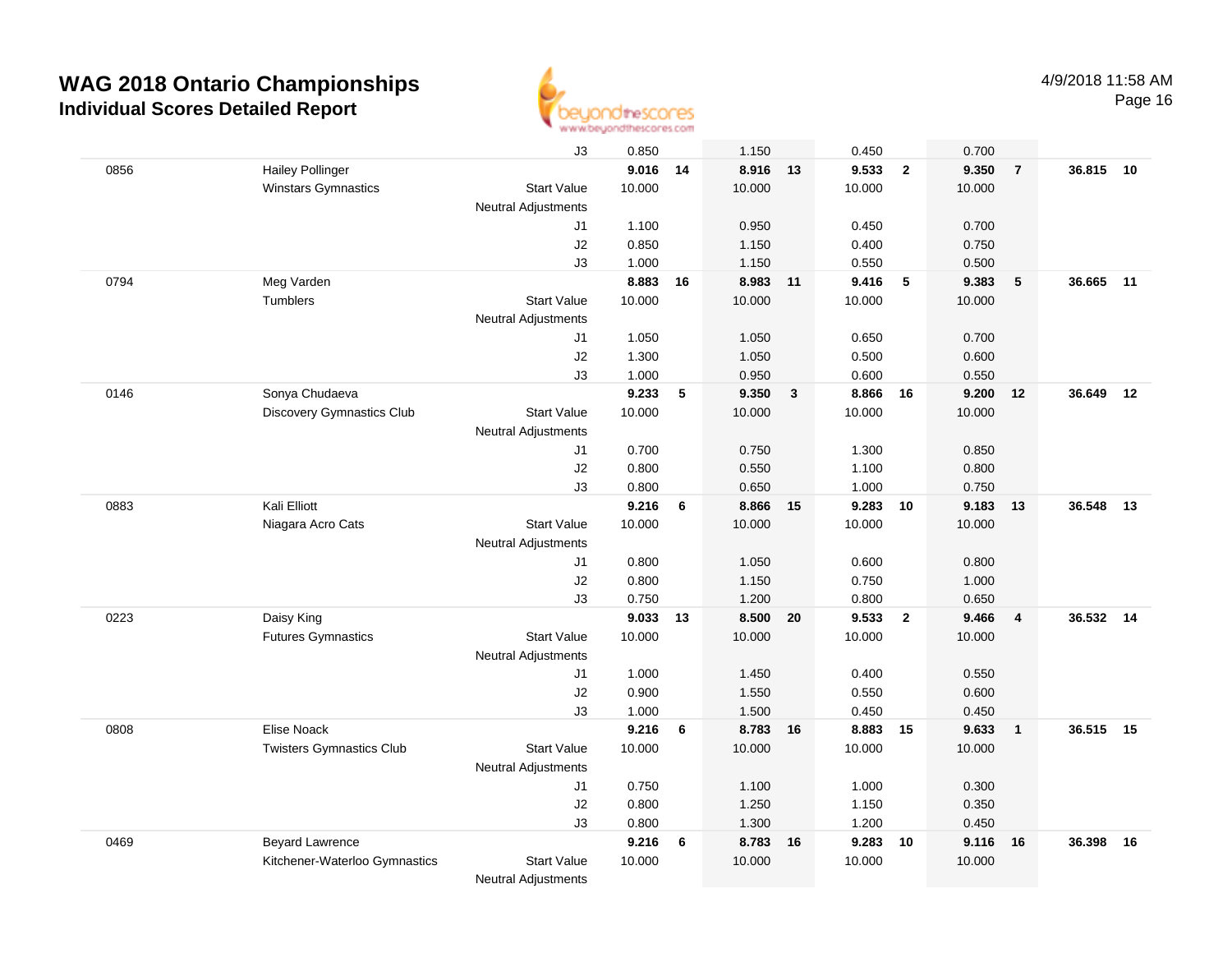# WAG 2018 Ontario Championships
## Individual Scores Detailed Report

4/9/2018 11:58 AM

| | | | | | | | | | | | | |
|---|---|---|---|---|---|---|---|---|---|---|---|---|
| | | J3 | 0.850 | | 1.150 | | 0.450 | | 0.700 | | | |
| 0856 | Hailey Pollinger | | **9.016** | **14** | **8.916** | **13** | **9.533** | **2** | **9.350** | **7** | **36.815** | **10** |
| | Winstars Gymnastics | Start Value | 10.000 | | 10.000 | | 10.000 | | 10.000 | | | |
| | | Neutral Adjustments | | | | | | | | | | |
| | | J1 | 1.100 | | 0.950 | | 0.450 | | 0.700 | | | |
| | | J2 | 0.850 | | 1.150 | | 0.400 | | 0.750 | | | |
| | | J3 | 1.000 | | 1.150 | | 0.550 | | 0.500 | | | |
| 0794 | Meg Varden | | **8.883** | **16** | **8.983** | **11** | **9.416** | **5** | **9.383** | **5** | **36.665** | **11** |
| | Tumblers | Start Value | 10.000 | | 10.000 | | 10.000 | | 10.000 | | | |
| | | Neutral Adjustments | | | | | | | | | | |
| | | J1 | 1.050 | | 1.050 | | 0.650 | | 0.700 | | | |
| | | J2 | 1.300 | | 1.050 | | 0.500 | | 0.600 | | | |
| | | J3 | 1.000 | | 0.950 | | 0.600 | | 0.550 | | | |
| 0146 | Sonya Chudaeva | | **9.233** | **5** | **9.350** | **3** | **8.866** | **16** | **9.200** | **12** | **36.649** | **12** |
| | Discovery Gymnastics Club | Start Value | 10.000 | | 10.000 | | 10.000 | | 10.000 | | | |
| | | Neutral Adjustments | | | | | | | | | | |
| | | J1 | 0.700 | | 0.750 | | 1.300 | | 0.850 | | | |
| | | J2 | 0.800 | | 0.550 | | 1.100 | | 0.800 | | | |
| | | J3 | 0.800 | | 0.650 | | 1.000 | | 0.750 | | | |
| 0883 | Kali Elliott | | **9.216** | **6** | **8.866** | **15** | **9.283** | **10** | **9.183** | **13** | **36.548** | **13** |
| | Niagara Acro Cats | Start Value | 10.000 | | 10.000 | | 10.000 | | 10.000 | | | |
| | | Neutral Adjustments | | | | | | | | | | |
| | | J1 | 0.800 | | 1.050 | | 0.600 | | 0.800 | | | |
| | | J2 | 0.800 | | 1.150 | | 0.750 | | 1.000 | | | |
| | | J3 | 0.750 | | 1.200 | | 0.800 | | 0.650 | | | |
| 0223 | Daisy King | | **9.033** | **13** | **8.500** | **20** | **9.533** | **2** | **9.466** | **4** | **36.532** | **14** |
| | Futures Gymnastics | Start Value | 10.000 | | 10.000 | | 10.000 | | 10.000 | | | |
| | | Neutral Adjustments | | | | | | | | | | |
| | | J1 | 1.000 | | 1.450 | | 0.400 | | 0.550 | | | |
| | | J2 | 0.900 | | 1.550 | | 0.550 | | 0.600 | | | |
| | | J3 | 1.000 | | 1.500 | | 0.450 | | 0.450 | | | |
| 0808 | Elise Noack | | **9.216** | **6** | **8.783** | **16** | **8.883** | **15** | **9.633** | **1** | **36.515** | **15** |
| | Twisters Gymnastics Club | Start Value | 10.000 | | 10.000 | | 10.000 | | 10.000 | | | |
| | | Neutral Adjustments | | | | | | | | | | |
| | | J1 | 0.750 | | 1.100 | | 1.000 | | 0.300 | | | |
| | | J2 | 0.800 | | 1.250 | | 1.150 | | 0.350 | | | |
| | | J3 | 0.800 | | 1.300 | | 1.200 | | 0.450 | | | |
| 0469 | Beyard Lawrence | | **9.216** | **6** | **8.783** | **16** | **9.283** | **10** | **9.116** | **16** | **36.398** | **16** |
| | Kitchener-Waterloo Gymnastics | Start Value | 10.000 | | 10.000 | | 10.000 | | 10.000 | | | |
| | | Neutral Adjustments | | | | | | | | | | |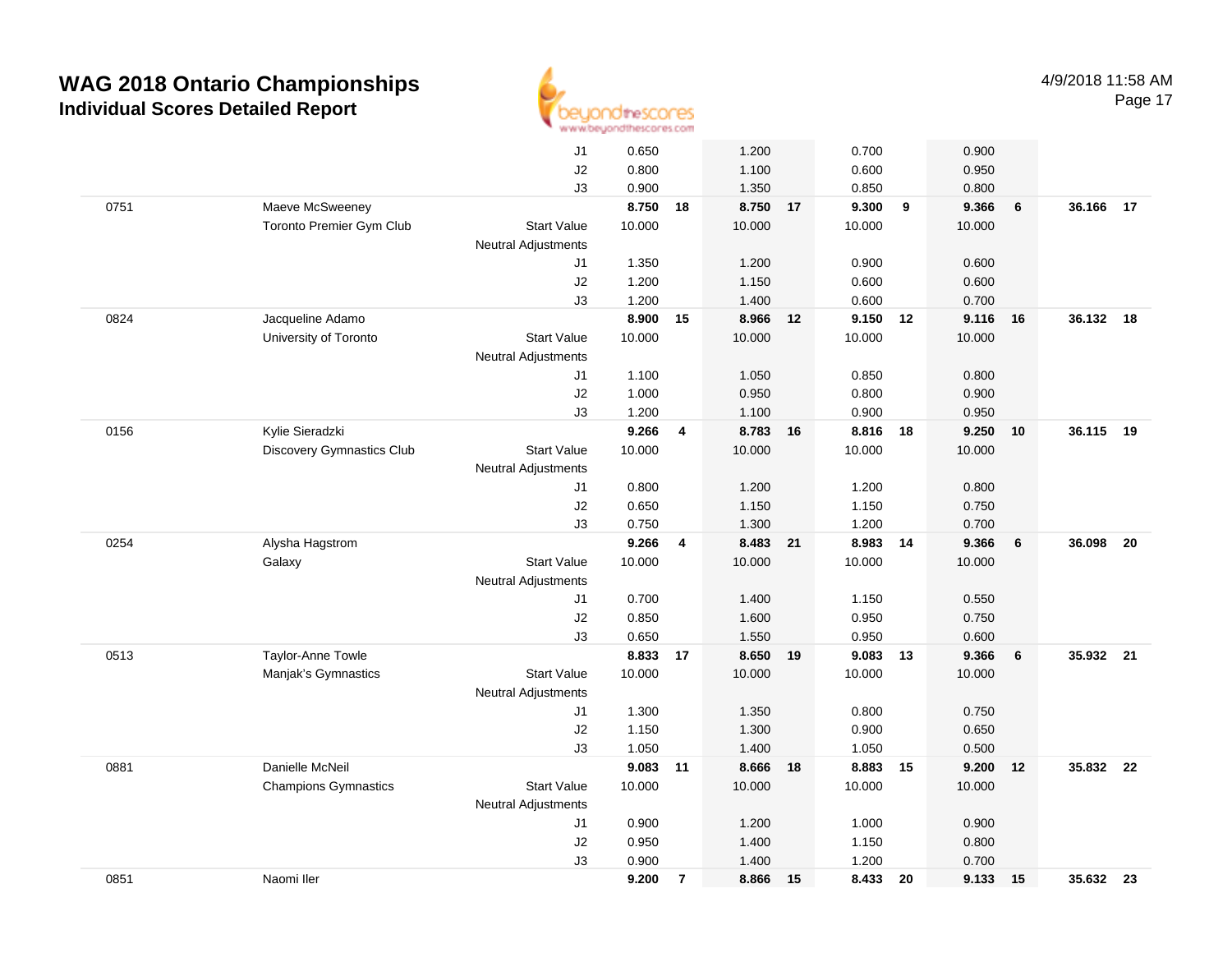# WAG 2018 Ontario Championships

## Individual Scores Detailed Report

4/9/2018 11:58 AM

| | | | Vault | | Bars | | Beam | | Floor | | AA | |
|---|---|---|---|---|---|---|---|---|---|---|---|---|
| | | J1 | 0.650 | | 1.200 | | 0.700 | | 0.900 | | | |
| | | J2 | 0.800 | | 1.100 | | 0.600 | | 0.950 | | | |
| | | J3 | 0.900 | | 1.350 | | 0.850 | | 0.800 | | | |
| 0751 | Maeve McSweeney | | **8.750** | **18** | **8.750** | **17** | **9.300** | **9** | **9.366** | **6** | **36.166** | **17** |
| | Toronto Premier Gym Club | Start Value | 10.000 | | 10.000 | | 10.000 | | 10.000 | | | |
| | | Neutral Adjustments | | | | | | | | | | |
| | | J1 | 1.350 | | 1.200 | | 0.900 | | 0.600 | | | |
| | | J2 | 1.200 | | 1.150 | | 0.600 | | 0.600 | | | |
| | | J3 | 1.200 | | 1.400 | | 0.600 | | 0.700 | | | |
| 0824 | Jacqueline Adamo | | **8.900** | **15** | **8.966** | **12** | **9.150** | **12** | **9.116** | **16** | **36.132** | **18** |
| | University of Toronto | Start Value | 10.000 | | 10.000 | | 10.000 | | 10.000 | | | |
| | | Neutral Adjustments | | | | | | | | | | |
| | | J1 | 1.100 | | 1.050 | | 0.850 | | 0.800 | | | |
| | | J2 | 1.000 | | 0.950 | | 0.800 | | 0.900 | | | |
| | | J3 | 1.200 | | 1.100 | | 0.900 | | 0.950 | | | |
| 0156 | Kylie Sieradzki | | **9.266** | **4** | **8.783** | **16** | **8.816** | **18** | **9.250** | **10** | **36.115** | **19** |
| | Discovery Gymnastics Club | Start Value | 10.000 | | 10.000 | | 10.000 | | 10.000 | | | |
| | | Neutral Adjustments | | | | | | | | | | |
| | | J1 | 0.800 | | 1.200 | | 1.200 | | 0.800 | | | |
| | | J2 | 0.650 | | 1.150 | | 1.150 | | 0.750 | | | |
| | | J3 | 0.750 | | 1.300 | | 1.200 | | 0.700 | | | |
| 0254 | Alysha Hagstrom | | **9.266** | **4** | **8.483** | **21** | **8.983** | **14** | **9.366** | **6** | **36.098** | **20** |
| | Galaxy | Start Value | 10.000 | | 10.000 | | 10.000 | | 10.000 | | | |
| | | Neutral Adjustments | | | | | | | | | | |
| | | J1 | 0.700 | | 1.400 | | 1.150 | | 0.550 | | | |
| | | J2 | 0.850 | | 1.600 | | 0.950 | | 0.750 | | | |
| | | J3 | 0.650 | | 1.550 | | 0.950 | | 0.600 | | | |
| 0513 | Taylor-Anne Towle | | **8.833** | **17** | **8.650** | **19** | **9.083** | **13** | **9.366** | **6** | **35.932** | **21** |
| | Manjak's Gymnastics | Start Value | 10.000 | | 10.000 | | 10.000 | | 10.000 | | | |
| | | Neutral Adjustments | | | | | | | | | | |
| | | J1 | 1.300 | | 1.350 | | 0.800 | | 0.750 | | | |
| | | J2 | 1.150 | | 1.300 | | 0.900 | | 0.650 | | | |
| | | J3 | 1.050 | | 1.400 | | 1.050 | | 0.500 | | | |
| 0881 | Danielle McNeil | | **9.083** | **11** | **8.666** | **18** | **8.883** | **15** | **9.200** | **12** | **35.832** | **22** |
| | Champions Gymnastics | Start Value | 10.000 | | 10.000 | | 10.000 | | 10.000 | | | |
| | | Neutral Adjustments | | | | | | | | | | |
| | | J1 | 0.900 | | 1.200 | | 1.000 | | 0.900 | | | |
| | | J2 | 0.950 | | 1.400 | | 1.150 | | 0.800 | | | |
| | | J3 | 0.900 | | 1.400 | | 1.200 | | 0.700 | | | |
| 0851 | Naomi Iler | | **9.200** | **7** | **8.866** | **15** | **8.433** | **20** | **9.133** | **15** | **35.632** | **23** |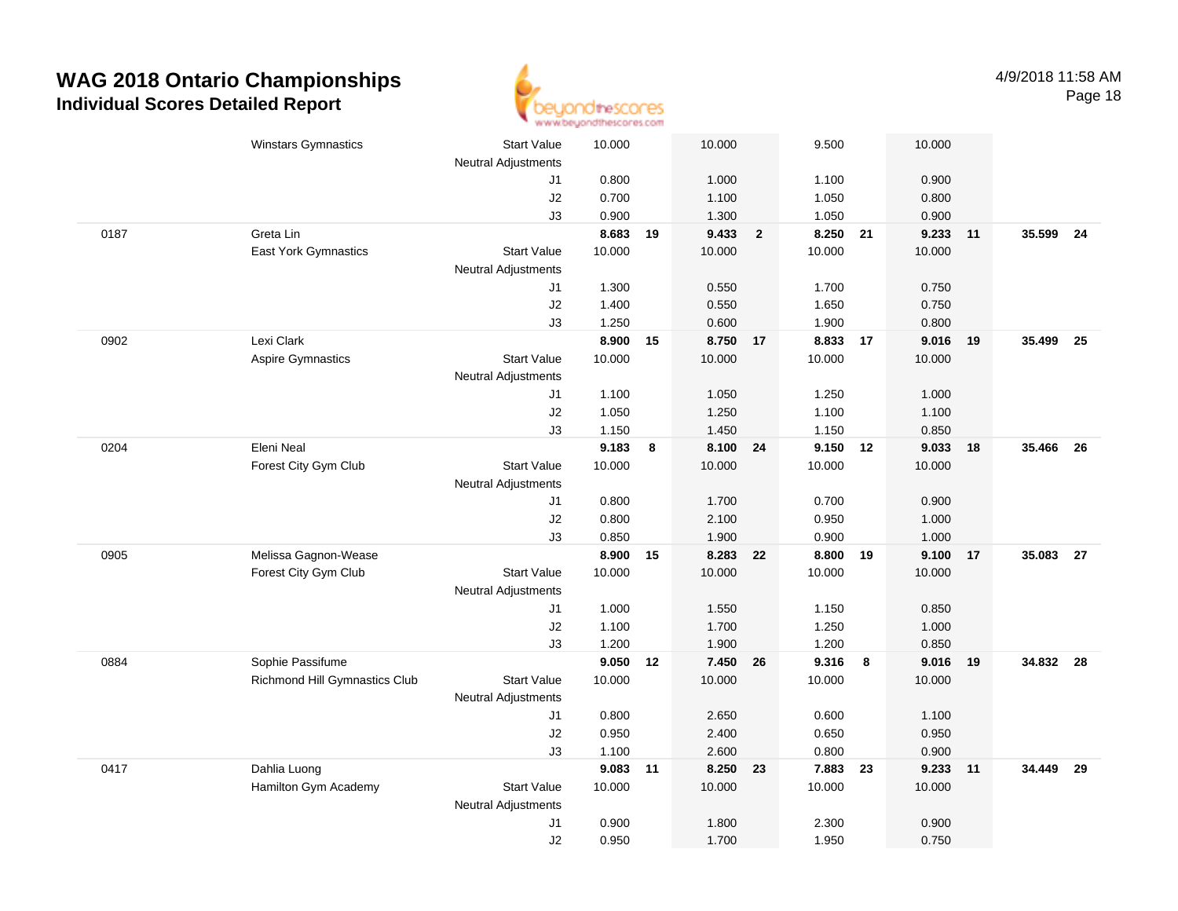# WAG 2018 Ontario Championships
## Individual Scores Detailed Report

4/9/2018 11:58 AM

| # | Name / Club | | Vault | Rank | Bars | Rank | Beam | Rank | Floor | Rank | AA | Rank |
|---|---|---|---|---|---|---|---|---|---|---|---|---|
| | Winstars Gymnastics | Start Value | 10.000 | | 10.000 | | 9.500 | | 10.000 | | | |
| | | Neutral Adjustments | | | | | | | | | | |
| | | J1 | 0.800 | | 1.000 | | 1.100 | | 0.900 | | | |
| | | J2 | 0.700 | | 1.100 | | 1.050 | | 0.800 | | | |
| | | J3 | 0.900 | | 1.300 | | 1.050 | | 0.900 | | | |
| 0187 | Greta Lin | | **8.683** | **19** | **9.433** | **2** | **8.250** | **21** | **9.233** | **11** | **35.599** | **24** |
| | East York Gymnastics | Start Value | 10.000 | | 10.000 | | 10.000 | | 10.000 | | | |
| | | Neutral Adjustments | | | | | | | | | | |
| | | J1 | 1.300 | | 0.550 | | 1.700 | | 0.750 | | | |
| | | J2 | 1.400 | | 0.550 | | 1.650 | | 0.750 | | | |
| | | J3 | 1.250 | | 0.600 | | 1.900 | | 0.800 | | | |
| 0902 | Lexi Clark | | **8.900** | **15** | **8.750** | **17** | **8.833** | **17** | **9.016** | **19** | **35.499** | **25** |
| | Aspire Gymnastics | Start Value | 10.000 | | 10.000 | | 10.000 | | 10.000 | | | |
| | | Neutral Adjustments | | | | | | | | | | |
| | | J1 | 1.100 | | 1.050 | | 1.250 | | 1.000 | | | |
| | | J2 | 1.050 | | 1.250 | | 1.100 | | 1.100 | | | |
| | | J3 | 1.150 | | 1.450 | | 1.150 | | 0.850 | | | |
| 0204 | Eleni Neal | | **9.183** | **8** | **8.100** | **24** | **9.150** | **12** | **9.033** | **18** | **35.466** | **26** |
| | Forest City Gym Club | Start Value | 10.000 | | 10.000 | | 10.000 | | 10.000 | | | |
| | | Neutral Adjustments | | | | | | | | | | |
| | | J1 | 0.800 | | 1.700 | | 0.700 | | 0.900 | | | |
| | | J2 | 0.800 | | 2.100 | | 0.950 | | 1.000 | | | |
| | | J3 | 0.850 | | 1.900 | | 0.900 | | 1.000 | | | |
| 0905 | Melissa Gagnon-Wease | | **8.900** | **15** | **8.283** | **22** | **8.800** | **19** | **9.100** | **17** | **35.083** | **27** |
| | Forest City Gym Club | Start Value | 10.000 | | 10.000 | | 10.000 | | 10.000 | | | |
| | | Neutral Adjustments | | | | | | | | | | |
| | | J1 | 1.000 | | 1.550 | | 1.150 | | 0.850 | | | |
| | | J2 | 1.100 | | 1.700 | | 1.250 | | 1.000 | | | |
| | | J3 | 1.200 | | 1.900 | | 1.200 | | 0.850 | | | |
| 0884 | Sophie Passifume | | **9.050** | **12** | **7.450** | **26** | **9.316** | **8** | **9.016** | **19** | **34.832** | **28** |
| | Richmond Hill Gymnastics Club | Start Value | 10.000 | | 10.000 | | 10.000 | | 10.000 | | | |
| | | Neutral Adjustments | | | | | | | | | | |
| | | J1 | 0.800 | | 2.650 | | 0.600 | | 1.100 | | | |
| | | J2 | 0.950 | | 2.400 | | 0.650 | | 0.950 | | | |
| | | J3 | 1.100 | | 2.600 | | 0.800 | | 0.900 | | | |
| 0417 | Dahlia Luong | | **9.083** | **11** | **8.250** | **23** | **7.883** | **23** | **9.233** | **11** | **34.449** | **29** |
| | Hamilton Gym Academy | Start Value | 10.000 | | 10.000 | | 10.000 | | 10.000 | | | |
| | | Neutral Adjustments | | | | | | | | | | |
| | | J1 | 0.900 | | 1.800 | | 2.300 | | 0.900 | | | |
| | | J2 | 0.950 | | 1.700 | | 1.950 | | 0.750 | | | |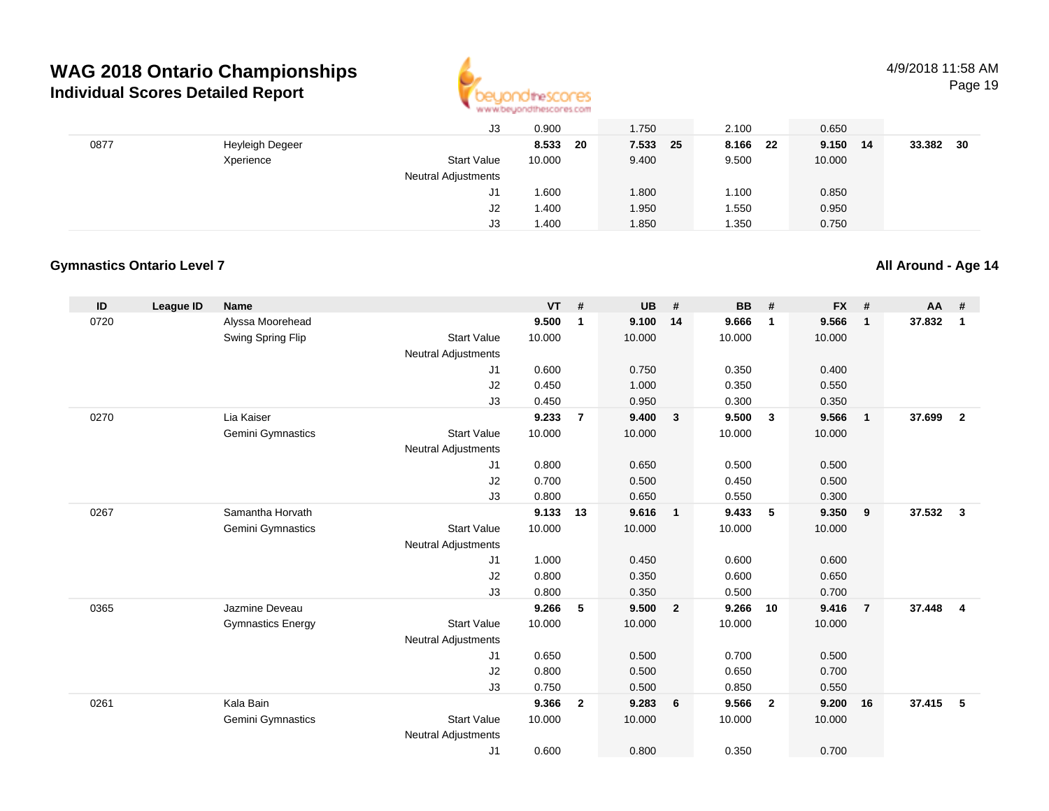# WAG 2018 Ontario Championships

## Individual Scores Detailed Report

4/9/2018 11:58 AM

| ID | League ID | Name | | VT | # | UB | # | BB | # | FX | # | AA | # |
|---|---|---|---|---|---|---|---|---|---|---|---|---|---|
| | | | J3 | 0.900 | | 1.750 | | 2.100 | | 0.650 | | | |
| 0877 | | Heyleigh Degeer | | **8.533** | **20** | **7.533** | **25** | **8.166** | **22** | **9.150** | **14** | **33.382** | **30** |
| | | Xperience | Start Value | 10.000 | | 9.400 | | 9.500 | | 10.000 | | | |
| | | | Neutral Adjustments | | | | | | | | | | |
| | | | J1 | 1.600 | | 1.800 | | 1.100 | | 0.850 | | | |
| | | | J2 | 1.400 | | 1.950 | | 1.550 | | 0.950 | | | |
| | | | J3 | 1.400 | | 1.850 | | 1.350 | | 0.750 | | | |

### Gymnastics Ontario Level 7

**All Around - Age 14**

| ID | League ID | Name | | VT | # | UB | # | BB | # | FX | # | AA | # |
|---|---|---|---|---|---|---|---|---|---|---|---|---|---|
| 0720 | | Alyssa Moorehead | | **9.500** | **1** | **9.100** | **14** | **9.666** | **1** | **9.566** | **1** | **37.832** | **1** |
| | | Swing Spring Flip | Start Value | 10.000 | | 10.000 | | 10.000 | | 10.000 | | | |
| | | | Neutral Adjustments | | | | | | | | | | |
| | | | J1 | 0.600 | | 0.750 | | 0.350 | | 0.400 | | | |
| | | | J2 | 0.450 | | 1.000 | | 0.350 | | 0.550 | | | |
| | | | J3 | 0.450 | | 0.950 | | 0.300 | | 0.350 | | | |
| 0270 | | Lia Kaiser | | **9.233** | **7** | **9.400** | **3** | **9.500** | **3** | **9.566** | **1** | **37.699** | **2** |
| | | Gemini Gymnastics | Start Value | 10.000 | | 10.000 | | 10.000 | | 10.000 | | | |
| | | | Neutral Adjustments | | | | | | | | | | |
| | | | J1 | 0.800 | | 0.650 | | 0.500 | | 0.500 | | | |
| | | | J2 | 0.700 | | 0.500 | | 0.450 | | 0.500 | | | |
| | | | J3 | 0.800 | | 0.650 | | 0.550 | | 0.300 | | | |
| 0267 | | Samantha Horvath | | **9.133** | **13** | **9.616** | **1** | **9.433** | **5** | **9.350** | **9** | **37.532** | **3** |
| | | Gemini Gymnastics | Start Value | 10.000 | | 10.000 | | 10.000 | | 10.000 | | | |
| | | | Neutral Adjustments | | | | | | | | | | |
| | | | J1 | 1.000 | | 0.450 | | 0.600 | | 0.600 | | | |
| | | | J2 | 0.800 | | 0.350 | | 0.600 | | 0.650 | | | |
| | | | J3 | 0.800 | | 0.350 | | 0.500 | | 0.700 | | | |
| 0365 | | Jazmine Deveau | | **9.266** | **5** | **9.500** | **2** | **9.266** | **10** | **9.416** | **7** | **37.448** | **4** |
| | | Gymnastics Energy | Start Value | 10.000 | | 10.000 | | 10.000 | | 10.000 | | | |
| | | | Neutral Adjustments | | | | | | | | | | |
| | | | J1 | 0.650 | | 0.500 | | 0.700 | | 0.500 | | | |
| | | | J2 | 0.800 | | 0.500 | | 0.650 | | 0.700 | | | |
| | | | J3 | 0.750 | | 0.500 | | 0.850 | | 0.550 | | | |
| 0261 | | Kala Bain | | **9.366** | **2** | **9.283** | **6** | **9.566** | **2** | **9.200** | **16** | **37.415** | **5** |
| | | Gemini Gymnastics | Start Value | 10.000 | | 10.000 | | 10.000 | | 10.000 | | | |
| | | | Neutral Adjustments | | | | | | | | | | |
| | | | J1 | 0.600 | | 0.800 | | 0.350 | | 0.700 | | | |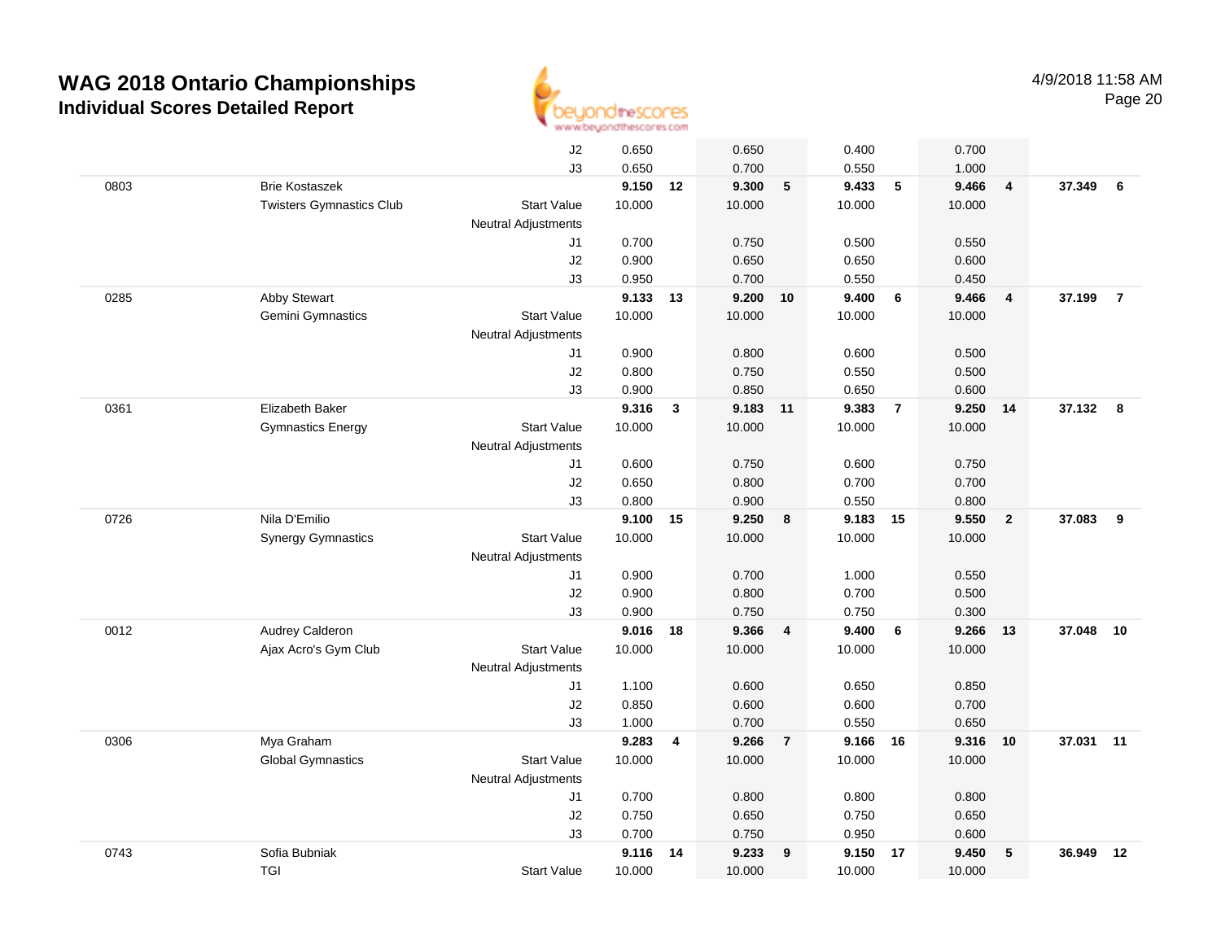# WAG 2018 Ontario Championships

## Individual Scores Detailed Report

4/9/2018 11:58 AM

| | | | | | | | | | | | | |
|---|---|---|---|---|---|---|---|---|---|---|---|---|
| | | J2 | 0.650 | | 0.650 | | 0.400 | | 0.700 | | | |
| | | J3 | 0.650 | | 0.700 | | 0.550 | | 1.000 | | | |
| 0803 | Brie Kostaszek | | **9.150** | **12** | **9.300** | **5** | **9.433** | **5** | **9.466** | **4** | **37.349** | **6** |
| | Twisters Gymnastics Club | Start Value | 10.000 | | 10.000 | | 10.000 | | 10.000 | | | |
| | | Neutral Adjustments | | | | | | | | | | |
| | | J1 | 0.700 | | 0.750 | | 0.500 | | 0.550 | | | |
| | | J2 | 0.900 | | 0.650 | | 0.650 | | 0.600 | | | |
| | | J3 | 0.950 | | 0.700 | | 0.550 | | 0.450 | | | |
| 0285 | Abby Stewart | | **9.133** | **13** | **9.200** | **10** | **9.400** | **6** | **9.466** | **4** | **37.199** | **7** |
| | Gemini Gymnastics | Start Value | 10.000 | | 10.000 | | 10.000 | | 10.000 | | | |
| | | Neutral Adjustments | | | | | | | | | | |
| | | J1 | 0.900 | | 0.800 | | 0.600 | | 0.500 | | | |
| | | J2 | 0.800 | | 0.750 | | 0.550 | | 0.500 | | | |
| | | J3 | 0.900 | | 0.850 | | 0.650 | | 0.600 | | | |
| 0361 | Elizabeth Baker | | **9.316** | **3** | **9.183** | **11** | **9.383** | **7** | **9.250** | **14** | **37.132** | **8** |
| | Gymnastics Energy | Start Value | 10.000 | | 10.000 | | 10.000 | | 10.000 | | | |
| | | Neutral Adjustments | | | | | | | | | | |
| | | J1 | 0.600 | | 0.750 | | 0.600 | | 0.750 | | | |
| | | J2 | 0.650 | | 0.800 | | 0.700 | | 0.700 | | | |
| | | J3 | 0.800 | | 0.900 | | 0.550 | | 0.800 | | | |
| 0726 | Nila D'Emilio | | **9.100** | **15** | **9.250** | **8** | **9.183** | **15** | **9.550** | **2** | **37.083** | **9** |
| | Synergy Gymnastics | Start Value | 10.000 | | 10.000 | | 10.000 | | 10.000 | | | |
| | | Neutral Adjustments | | | | | | | | | | |
| | | J1 | 0.900 | | 0.700 | | 1.000 | | 0.550 | | | |
| | | J2 | 0.900 | | 0.800 | | 0.700 | | 0.500 | | | |
| | | J3 | 0.900 | | 0.750 | | 0.750 | | 0.300 | | | |
| 0012 | Audrey Calderon | | **9.016** | **18** | **9.366** | **4** | **9.400** | **6** | **9.266** | **13** | **37.048** | **10** |
| | Ajax Acro's Gym Club | Start Value | 10.000 | | 10.000 | | 10.000 | | 10.000 | | | |
| | | Neutral Adjustments | | | | | | | | | | |
| | | J1 | 1.100 | | 0.600 | | 0.650 | | 0.850 | | | |
| | | J2 | 0.850 | | 0.600 | | 0.600 | | 0.700 | | | |
| | | J3 | 1.000 | | 0.700 | | 0.550 | | 0.650 | | | |
| 0306 | Mya Graham | | **9.283** | **4** | **9.266** | **7** | **9.166** | **16** | **9.316** | **10** | **37.031** | **11** |
| | Global Gymnastics | Start Value | 10.000 | | 10.000 | | 10.000 | | 10.000 | | | |
| | | Neutral Adjustments | | | | | | | | | | |
| | | J1 | 0.700 | | 0.800 | | 0.800 | | 0.800 | | | |
| | | J2 | 0.750 | | 0.650 | | 0.750 | | 0.650 | | | |
| | | J3 | 0.700 | | 0.750 | | 0.950 | | 0.600 | | | |
| 0743 | Sofia Bubniak | | **9.116** | **14** | **9.233** | **9** | **9.150** | **17** | **9.450** | **5** | **36.949** | **12** |
| | TGI | Start Value | 10.000 | | 10.000 | | 10.000 | | 10.000 | | | |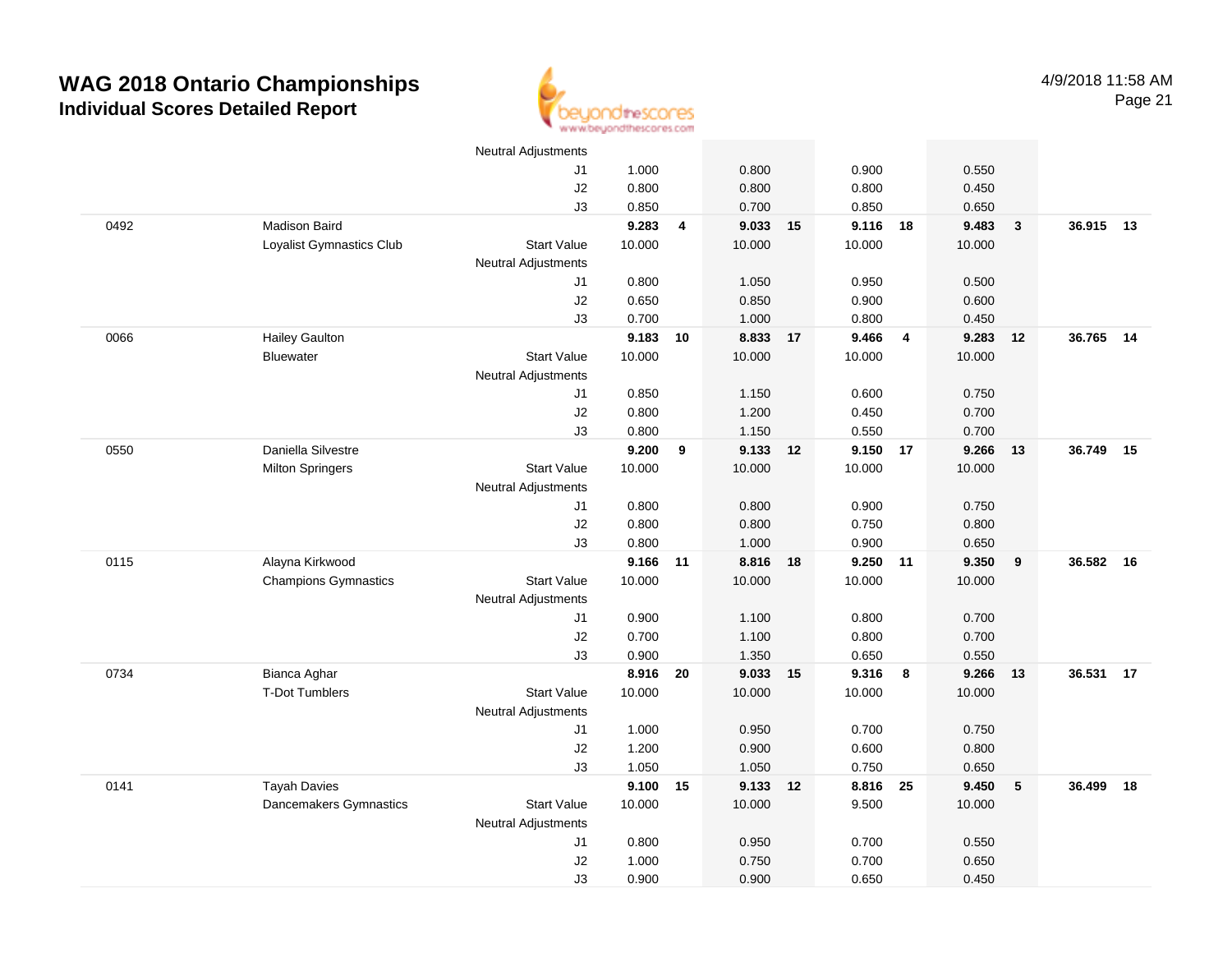# WAG 2018 Ontario Championships

## Individual Scores Detailed Report

4/9/2018 11:58 AM

| | | | | | | | | | | | | |
|---|---|---|---|---|---|---|---|---|---|---|---|---|
| | | Neutral Adjustments | | | | | | | | | | |
| | | J1 | 1.000 | | 0.800 | | 0.900 | | 0.550 | | | |
| | | J2 | 0.800 | | 0.800 | | 0.800 | | 0.450 | | | |
| | | J3 | 0.850 | | 0.700 | | 0.850 | | 0.650 | | | |
| 0492 | Madison Baird | | **9.283** | **4** | **9.033** | **15** | **9.116** | **18** | **9.483** | **3** | **36.915** | **13** |
| | Loyalist Gymnastics Club | Start Value | 10.000 | | 10.000 | | 10.000 | | 10.000 | | | |
| | | Neutral Adjustments | | | | | | | | | | |
| | | J1 | 0.800 | | 1.050 | | 0.950 | | 0.500 | | | |
| | | J2 | 0.650 | | 0.850 | | 0.900 | | 0.600 | | | |
| | | J3 | 0.700 | | 1.000 | | 0.800 | | 0.450 | | | |
| 0066 | Hailey Gaulton | | **9.183** | **10** | **8.833** | **17** | **9.466** | **4** | **9.283** | **12** | **36.765** | **14** |
| | Bluewater | Start Value | 10.000 | | 10.000 | | 10.000 | | 10.000 | | | |
| | | Neutral Adjustments | | | | | | | | | | |
| | | J1 | 0.850 | | 1.150 | | 0.600 | | 0.750 | | | |
| | | J2 | 0.800 | | 1.200 | | 0.450 | | 0.700 | | | |
| | | J3 | 0.800 | | 1.150 | | 0.550 | | 0.700 | | | |
| 0550 | Daniella Silvestre | | **9.200** | **9** | **9.133** | **12** | **9.150** | **17** | **9.266** | **13** | **36.749** | **15** |
| | Milton Springers | Start Value | 10.000 | | 10.000 | | 10.000 | | 10.000 | | | |
| | | Neutral Adjustments | | | | | | | | | | |
| | | J1 | 0.800 | | 0.800 | | 0.900 | | 0.750 | | | |
| | | J2 | 0.800 | | 0.800 | | 0.750 | | 0.800 | | | |
| | | J3 | 0.800 | | 1.000 | | 0.900 | | 0.650 | | | |
| 0115 | Alayna Kirkwood | | **9.166** | **11** | **8.816** | **18** | **9.250** | **11** | **9.350** | **9** | **36.582** | **16** |
| | Champions Gymnastics | Start Value | 10.000 | | 10.000 | | 10.000 | | 10.000 | | | |
| | | Neutral Adjustments | | | | | | | | | | |
| | | J1 | 0.900 | | 1.100 | | 0.800 | | 0.700 | | | |
| | | J2 | 0.700 | | 1.100 | | 0.800 | | 0.700 | | | |
| | | J3 | 0.900 | | 1.350 | | 0.650 | | 0.550 | | | |
| 0734 | Bianca Aghar | | **8.916** | **20** | **9.033** | **15** | **9.316** | **8** | **9.266** | **13** | **36.531** | **17** |
| | T-Dot Tumblers | Start Value | 10.000 | | 10.000 | | 10.000 | | 10.000 | | | |
| | | Neutral Adjustments | | | | | | | | | | |
| | | J1 | 1.000 | | 0.950 | | 0.700 | | 0.750 | | | |
| | | J2 | 1.200 | | 0.900 | | 0.600 | | 0.800 | | | |
| | | J3 | 1.050 | | 1.050 | | 0.750 | | 0.650 | | | |
| 0141 | Tayah Davies | | **9.100** | **15** | **9.133** | **12** | **8.816** | **25** | **9.450** | **5** | **36.499** | **18** |
| | Dancemakers Gymnastics | Start Value | 10.000 | | 10.000 | | 9.500 | | 10.000 | | | |
| | | Neutral Adjustments | | | | | | | | | | |
| | | J1 | 0.800 | | 0.950 | | 0.700 | | 0.550 | | | |
| | | J2 | 1.000 | | 0.750 | | 0.700 | | 0.650 | | | |
| | | J3 | 0.900 | | 0.900 | | 0.650 | | 0.450 | | | |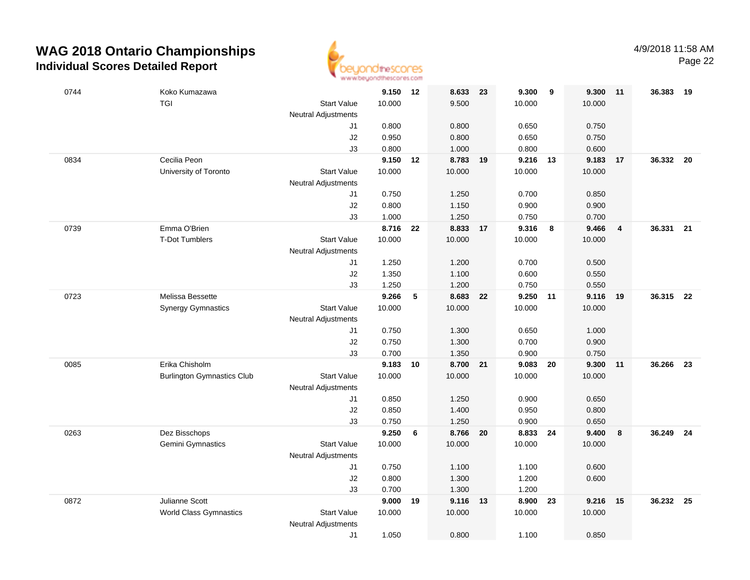# WAG 2018 Ontario Championships

## Individual Scores Detailed Report

4/9/2018 11:58 AM

| # | Name / Club | | Vault | Rank | Bars | Rank | Beam | Rank | Floor | Rank | AA | Rank |
|---|---|---|---|---|---|---|---|---|---|---|---|---|
| 0744 | Koko Kumazawa | | **9.150** | **12** | **8.633** | **23** | **9.300** | **9** | **9.300** | **11** | **36.383** | **19** |
| | TGI | Start Value | 10.000 | | 9.500 | | 10.000 | | 10.000 | | | |
| | | Neutral Adjustments | | | | | | | | | | |
| | | J1 | 0.800 | | 0.800 | | 0.650 | | 0.750 | | | |
| | | J2 | 0.950 | | 0.800 | | 0.650 | | 0.750 | | | |
| | | J3 | 0.800 | | 1.000 | | 0.800 | | 0.600 | | | |
| 0834 | Cecilia Peon | | **9.150** | **12** | **8.783** | **19** | **9.216** | **13** | **9.183** | **17** | **36.332** | **20** |
| | University of Toronto | Start Value | 10.000 | | 10.000 | | 10.000 | | 10.000 | | | |
| | | Neutral Adjustments | | | | | | | | | | |
| | | J1 | 0.750 | | 1.250 | | 0.700 | | 0.850 | | | |
| | | J2 | 0.800 | | 1.150 | | 0.900 | | 0.900 | | | |
| | | J3 | 1.000 | | 1.250 | | 0.750 | | 0.700 | | | |
| 0739 | Emma O'Brien | | **8.716** | **22** | **8.833** | **17** | **9.316** | **8** | **9.466** | **4** | **36.331** | **21** |
| | T-Dot Tumblers | Start Value | 10.000 | | 10.000 | | 10.000 | | 10.000 | | | |
| | | Neutral Adjustments | | | | | | | | | | |
| | | J1 | 1.250 | | 1.200 | | 0.700 | | 0.500 | | | |
| | | J2 | 1.350 | | 1.100 | | 0.600 | | 0.550 | | | |
| | | J3 | 1.250 | | 1.200 | | 0.750 | | 0.550 | | | |
| 0723 | Melissa Bessette | | **9.266** | **5** | **8.683** | **22** | **9.250** | **11** | **9.116** | **19** | **36.315** | **22** |
| | Synergy Gymnastics | Start Value | 10.000 | | 10.000 | | 10.000 | | 10.000 | | | |
| | | Neutral Adjustments | | | | | | | | | | |
| | | J1 | 0.750 | | 1.300 | | 0.650 | | 1.000 | | | |
| | | J2 | 0.750 | | 1.300 | | 0.700 | | 0.900 | | | |
| | | J3 | 0.700 | | 1.350 | | 0.900 | | 0.750 | | | |
| 0085 | Erika Chisholm | | **9.183** | **10** | **8.700** | **21** | **9.083** | **20** | **9.300** | **11** | **36.266** | **23** |
| | Burlington Gymnastics Club | Start Value | 10.000 | | 10.000 | | 10.000 | | 10.000 | | | |
| | | Neutral Adjustments | | | | | | | | | | |
| | | J1 | 0.850 | | 1.250 | | 0.900 | | 0.650 | | | |
| | | J2 | 0.850 | | 1.400 | | 0.950 | | 0.800 | | | |
| | | J3 | 0.750 | | 1.250 | | 0.900 | | 0.650 | | | |
| 0263 | Dez Bisschops | | **9.250** | **6** | **8.766** | **20** | **8.833** | **24** | **9.400** | **8** | **36.249** | **24** |
| | Gemini Gymnastics | Start Value | 10.000 | | 10.000 | | 10.000 | | 10.000 | | | |
| | | Neutral Adjustments | | | | | | | | | | |
| | | J1 | 0.750 | | 1.100 | | 1.100 | | 0.600 | | | |
| | | J2 | 0.800 | | 1.300 | | 1.200 | | 0.600 | | | |
| | | J3 | 0.700 | | 1.300 | | 1.200 | | | | | |
| 0872 | Julianne Scott | | **9.000** | **19** | **9.116** | **13** | **8.900** | **23** | **9.216** | **15** | **36.232** | **25** |
| | World Class Gymnastics | Start Value | 10.000 | | 10.000 | | 10.000 | | 10.000 | | | |
| | | Neutral Adjustments | | | | | | | | | | |
| | | J1 | 1.050 | | 0.800 | | 1.100 | | 0.850 | | | |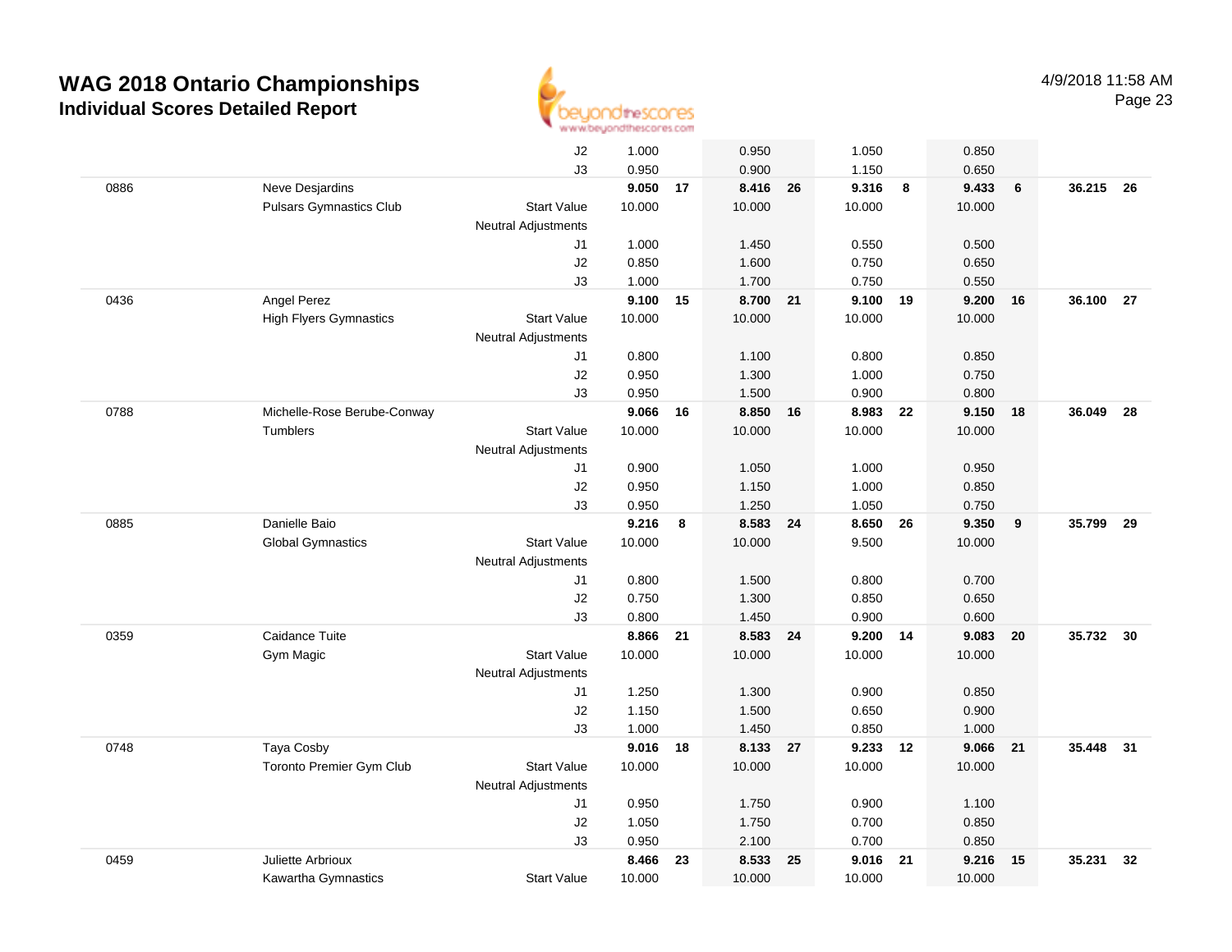# WAG 2018 Ontario Championships

## Individual Scores Detailed Report

4/9/2018 11:58 AM

| | | | | | | | | | | | | |
|---|---|---|---|---|---|---|---|---|---|---|---|---|
| | | J2 | 1.000 | | 0.950 | | 1.050 | | 0.850 | | | |
| | | J3 | 0.950 | | 0.900 | | 1.150 | | 0.650 | | | |
| 0886 | Neve Desjardins | | **9.050** | **17** | **8.416** | **26** | **9.316** | **8** | **9.433** | **6** | **36.215** | **26** |
| | Pulsars Gymnastics Club | Start Value | 10.000 | | 10.000 | | 10.000 | | 10.000 | | | |
| | | Neutral Adjustments | | | | | | | | | | |
| | | J1 | 1.000 | | 1.450 | | 0.550 | | 0.500 | | | |
| | | J2 | 0.850 | | 1.600 | | 0.750 | | 0.650 | | | |
| | | J3 | 1.000 | | 1.700 | | 0.750 | | 0.550 | | | |
| 0436 | Angel Perez | | **9.100** | **15** | **8.700** | **21** | **9.100** | **19** | **9.200** | **16** | **36.100** | **27** |
| | High Flyers Gymnastics | Start Value | 10.000 | | 10.000 | | 10.000 | | 10.000 | | | |
| | | Neutral Adjustments | | | | | | | | | | |
| | | J1 | 0.800 | | 1.100 | | 0.800 | | 0.850 | | | |
| | | J2 | 0.950 | | 1.300 | | 1.000 | | 0.750 | | | |
| | | J3 | 0.950 | | 1.500 | | 0.900 | | 0.800 | | | |
| 0788 | Michelle-Rose Berube-Conway | | **9.066** | **16** | **8.850** | **16** | **8.983** | **22** | **9.150** | **18** | **36.049** | **28** |
| | Tumblers | Start Value | 10.000 | | 10.000 | | 10.000 | | 10.000 | | | |
| | | Neutral Adjustments | | | | | | | | | | |
| | | J1 | 0.900 | | 1.050 | | 1.000 | | 0.950 | | | |
| | | J2 | 0.950 | | 1.150 | | 1.000 | | 0.850 | | | |
| | | J3 | 0.950 | | 1.250 | | 1.050 | | 0.750 | | | |
| 0885 | Danielle Baio | | **9.216** | **8** | **8.583** | **24** | **8.650** | **26** | **9.350** | **9** | **35.799** | **29** |
| | Global Gymnastics | Start Value | 10.000 | | 10.000 | | 9.500 | | 10.000 | | | |
| | | Neutral Adjustments | | | | | | | | | | |
| | | J1 | 0.800 | | 1.500 | | 0.800 | | 0.700 | | | |
| | | J2 | 0.750 | | 1.300 | | 0.850 | | 0.650 | | | |
| | | J3 | 0.800 | | 1.450 | | 0.900 | | 0.600 | | | |
| 0359 | Caidance Tuite | | **8.866** | **21** | **8.583** | **24** | **9.200** | **14** | **9.083** | **20** | **35.732** | **30** |
| | Gym Magic | Start Value | 10.000 | | 10.000 | | 10.000 | | 10.000 | | | |
| | | Neutral Adjustments | | | | | | | | | | |
| | | J1 | 1.250 | | 1.300 | | 0.900 | | 0.850 | | | |
| | | J2 | 1.150 | | 1.500 | | 0.650 | | 0.900 | | | |
| | | J3 | 1.000 | | 1.450 | | 0.850 | | 1.000 | | | |
| 0748 | Taya Cosby | | **9.016** | **18** | **8.133** | **27** | **9.233** | **12** | **9.066** | **21** | **35.448** | **31** |
| | Toronto Premier Gym Club | Start Value | 10.000 | | 10.000 | | 10.000 | | 10.000 | | | |
| | | Neutral Adjustments | | | | | | | | | | |
| | | J1 | 0.950 | | 1.750 | | 0.900 | | 1.100 | | | |
| | | J2 | 1.050 | | 1.750 | | 0.700 | | 0.850 | | | |
| | | J3 | 0.950 | | 2.100 | | 0.700 | | 0.850 | | | |
| 0459 | Juliette Arbrioux | | **8.466** | **23** | **8.533** | **25** | **9.016** | **21** | **9.216** | **15** | **35.231** | **32** |
| | Kawartha Gymnastics | Start Value | 10.000 | | 10.000 | | 10.000 | | 10.000 | | | |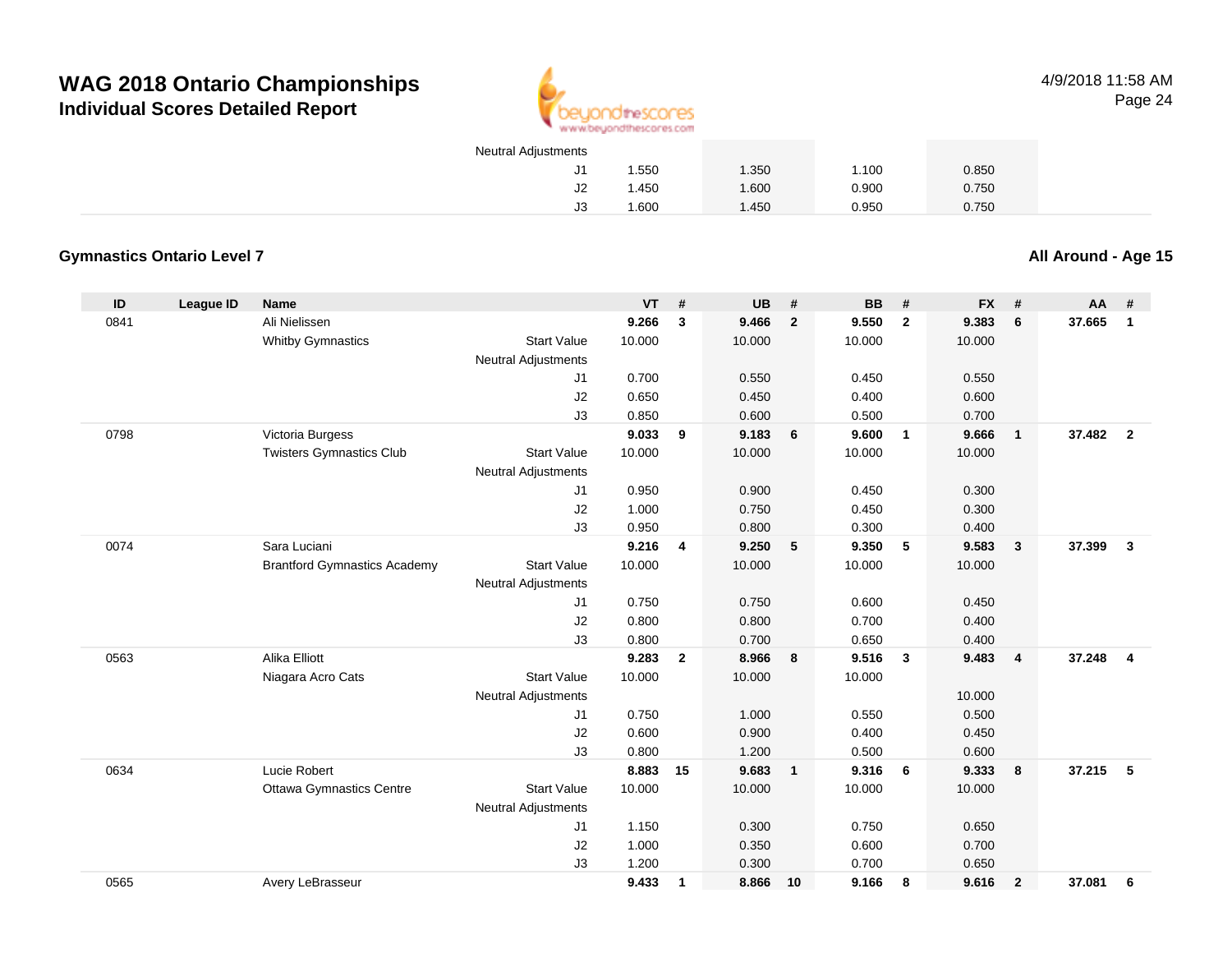# WAG 2018 Ontario Championships

## Individual Scores Detailed Report

4/9/2018 11:58 AM

| | | | | VT | # | UB | # | BB | # | FX | # | AA | # |
|---|---|---|---|---|---|---|---|---|---|---|---|---|---|
| | | | Neutral Adjustments | | | | | | | | | | |
| | | | J1 | 1.550 | | 1.350 | | 1.100 | | 0.850 | | | |
| | | | J2 | 1.450 | | 1.600 | | 0.900 | | 0.750 | | | |
| | | | J3 | 1.600 | | 1.450 | | 0.950 | | 0.750 | | | |

### Gymnastics Ontario Level 7

### All Around - Age 15

| ID | League ID | Name | | VT | # | UB | # | BB | # | FX | # | AA | # |
|---|---|---|---|---|---|---|---|---|---|---|---|---|---|
| 0841 | | Ali Nielissen | | **9.266** | **3** | **9.466** | **2** | **9.550** | **2** | **9.383** | **6** | **37.665** | **1** |
| | | Whitby Gymnastics | Start Value | 10.000 | | 10.000 | | 10.000 | | 10.000 | | | |
| | | | Neutral Adjustments | | | | | | | | | | |
| | | | J1 | 0.700 | | 0.550 | | 0.450 | | 0.550 | | | |
| | | | J2 | 0.650 | | 0.450 | | 0.400 | | 0.600 | | | |
| | | | J3 | 0.850 | | 0.600 | | 0.500 | | 0.700 | | | |
| 0798 | | Victoria Burgess | | **9.033** | **9** | **9.183** | **6** | **9.600** | **1** | **9.666** | **1** | **37.482** | **2** |
| | | Twisters Gymnastics Club | Start Value | 10.000 | | 10.000 | | 10.000 | | 10.000 | | | |
| | | | Neutral Adjustments | | | | | | | | | | |
| | | | J1 | 0.950 | | 0.900 | | 0.450 | | 0.300 | | | |
| | | | J2 | 1.000 | | 0.750 | | 0.450 | | 0.300 | | | |
| | | | J3 | 0.950 | | 0.800 | | 0.300 | | 0.400 | | | |
| 0074 | | Sara Luciani | | **9.216** | **4** | **9.250** | **5** | **9.350** | **5** | **9.583** | **3** | **37.399** | **3** |
| | | Brantford Gymnastics Academy | Start Value | 10.000 | | 10.000 | | 10.000 | | 10.000 | | | |
| | | | Neutral Adjustments | | | | | | | | | | |
| | | | J1 | 0.750 | | 0.750 | | 0.600 | | 0.450 | | | |
| | | | J2 | 0.800 | | 0.800 | | 0.700 | | 0.400 | | | |
| | | | J3 | 0.800 | | 0.700 | | 0.650 | | 0.400 | | | |
| 0563 | | Alika Elliott | | **9.283** | **2** | **8.966** | **8** | **9.516** | **3** | **9.483** | **4** | **37.248** | **4** |
| | | Niagara Acro Cats | Start Value | 10.000 | | 10.000 | | 10.000 | | | | | |
| | | | Neutral Adjustments | | | | | | | 10.000 | | | |
| | | | J1 | 0.750 | | 1.000 | | 0.550 | | 0.500 | | | |
| | | | J2 | 0.600 | | 0.900 | | 0.400 | | 0.450 | | | |
| | | | J3 | 0.800 | | 1.200 | | 0.500 | | 0.600 | | | |
| 0634 | | Lucie Robert | | **8.883** | **15** | **9.683** | **1** | **9.316** | **6** | **9.333** | **8** | **37.215** | **5** |
| | | Ottawa Gymnastics Centre | Start Value | 10.000 | | 10.000 | | 10.000 | | 10.000 | | | |
| | | | Neutral Adjustments | | | | | | | | | | |
| | | | J1 | 1.150 | | 0.300 | | 0.750 | | 0.650 | | | |
| | | | J2 | 1.000 | | 0.350 | | 0.600 | | 0.700 | | | |
| | | | J3 | 1.200 | | 0.300 | | 0.700 | | 0.650 | | | |
| 0565 | | Avery LeBrasseur | | **9.433** | **1** | **8.866** | **10** | **9.166** | **8** | **9.616** | **2** | **37.081** | **6** |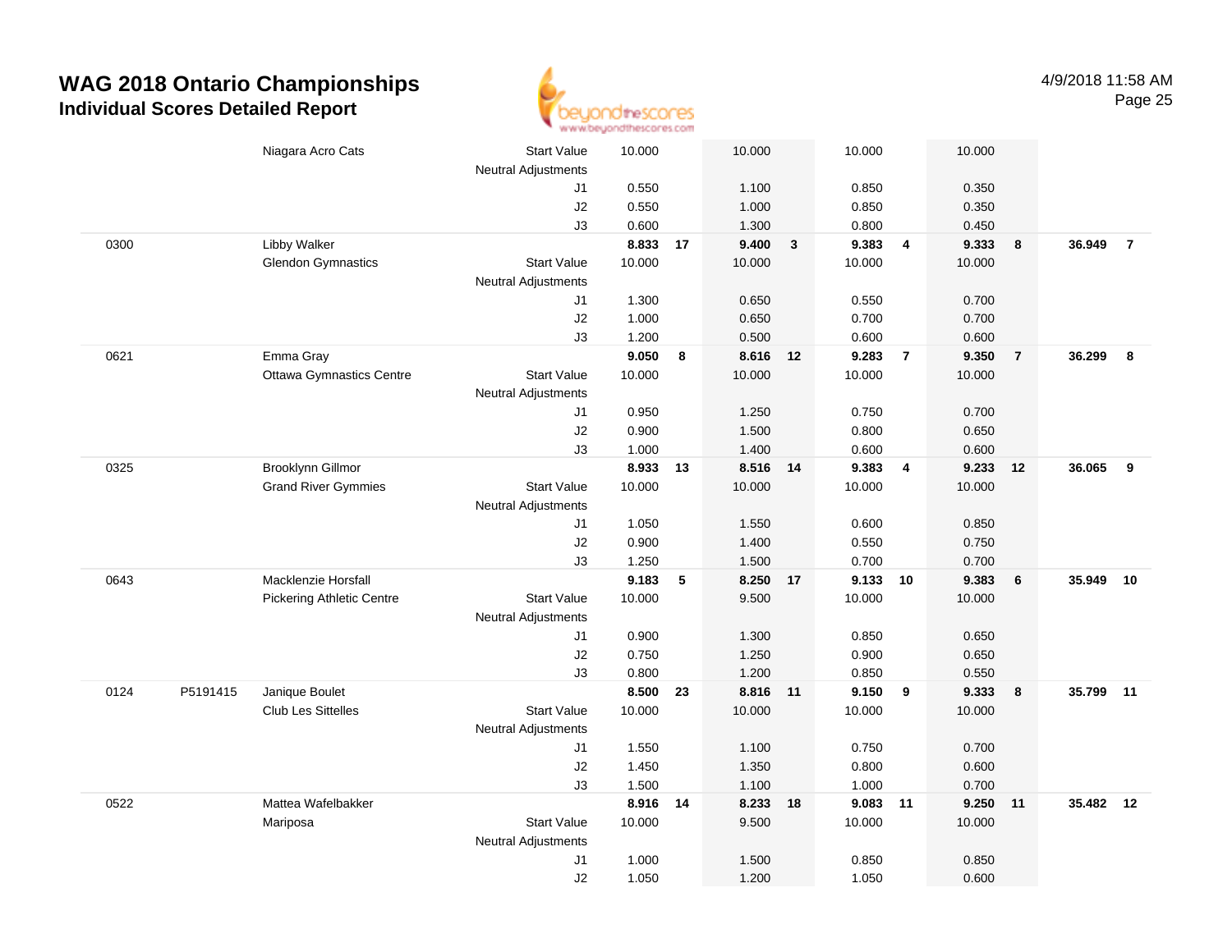# WAG 2018 Ontario Championships
## Individual Scores Detailed Report

4/9/2018 11:58 AM

| # | ID | Name / Club | | Vault | Rank | Bars | Rank | Beam | Rank | Floor | Rank | AA | Rank |
|---|---|---|---|---|---|---|---|---|---|---|---|---|---|
| | | Niagara Acro Cats | Start Value | 10.000 | | 10.000 | | 10.000 | | 10.000 | | | |
| | | | Neutral Adjustments | | | | | | | | | | |
| | | | J1 | 0.550 | | 1.100 | | 0.850 | | 0.350 | | | |
| | | | J2 | 0.550 | | 1.000 | | 0.850 | | 0.350 | | | |
| | | | J3 | 0.600 | | 1.300 | | 0.800 | | 0.450 | | | |
| 0300 | | Libby Walker | | **8.833** | **17** | **9.400** | **3** | **9.383** | **4** | **9.333** | **8** | **36.949** | **7** |
| | | Glendon Gymnastics | Start Value | 10.000 | | 10.000 | | 10.000 | | 10.000 | | | |
| | | | Neutral Adjustments | | | | | | | | | | |
| | | | J1 | 1.300 | | 0.650 | | 0.550 | | 0.700 | | | |
| | | | J2 | 1.000 | | 0.650 | | 0.700 | | 0.700 | | | |
| | | | J3 | 1.200 | | 0.500 | | 0.600 | | 0.600 | | | |
| 0621 | | Emma Gray | | **9.050** | **8** | **8.616** | **12** | **9.283** | **7** | **9.350** | **7** | **36.299** | **8** |
| | | Ottawa Gymnastics Centre | Start Value | 10.000 | | 10.000 | | 10.000 | | 10.000 | | | |
| | | | Neutral Adjustments | | | | | | | | | | |
| | | | J1 | 0.950 | | 1.250 | | 0.750 | | 0.700 | | | |
| | | | J2 | 0.900 | | 1.500 | | 0.800 | | 0.650 | | | |
| | | | J3 | 1.000 | | 1.400 | | 0.600 | | 0.600 | | | |
| 0325 | | Brooklynn Gillmor | | **8.933** | **13** | **8.516** | **14** | **9.383** | **4** | **9.233** | **12** | **36.065** | **9** |
| | | Grand River Gymmies | Start Value | 10.000 | | 10.000 | | 10.000 | | 10.000 | | | |
| | | | Neutral Adjustments | | | | | | | | | | |
| | | | J1 | 1.050 | | 1.550 | | 0.600 | | 0.850 | | | |
| | | | J2 | 0.900 | | 1.400 | | 0.550 | | 0.750 | | | |
| | | | J3 | 1.250 | | 1.500 | | 0.700 | | 0.700 | | | |
| 0643 | | Macklenzie Horsfall | | **9.183** | **5** | **8.250** | **17** | **9.133** | **10** | **9.383** | **6** | **35.949** | **10** |
| | | Pickering Athletic Centre | Start Value | 10.000 | | 9.500 | | 10.000 | | 10.000 | | | |
| | | | Neutral Adjustments | | | | | | | | | | |
| | | | J1 | 0.900 | | 1.300 | | 0.850 | | 0.650 | | | |
| | | | J2 | 0.750 | | 1.250 | | 0.900 | | 0.650 | | | |
| | | | J3 | 0.800 | | 1.200 | | 0.850 | | 0.550 | | | |
| 0124 | P5191415 | Janique Boulet | | **8.500** | **23** | **8.816** | **11** | **9.150** | **9** | **9.333** | **8** | **35.799** | **11** |
| | | Club Les Sittelles | Start Value | 10.000 | | 10.000 | | 10.000 | | 10.000 | | | |
| | | | Neutral Adjustments | | | | | | | | | | |
| | | | J1 | 1.550 | | 1.100 | | 0.750 | | 0.700 | | | |
| | | | J2 | 1.450 | | 1.350 | | 0.800 | | 0.600 | | | |
| | | | J3 | 1.500 | | 1.100 | | 1.000 | | 0.700 | | | |
| 0522 | | Mattea Wafelbakker | | **8.916** | **14** | **8.233** | **18** | **9.083** | **11** | **9.250** | **11** | **35.482** | **12** |
| | | Mariposa | Start Value | 10.000 | | 9.500 | | 10.000 | | 10.000 | | | |
| | | | Neutral Adjustments | | | | | | | | | | |
| | | | J1 | 1.000 | | 1.500 | | 0.850 | | 0.850 | | | |
| | | | J2 | 1.050 | | 1.200 | | 1.050 | | 0.600 | | | |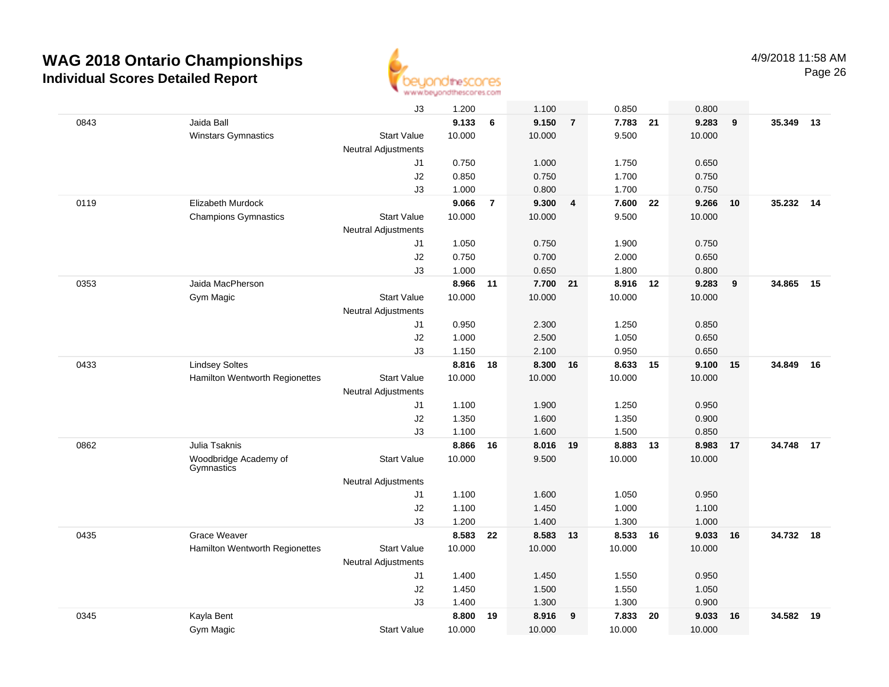# WAG 2018 Ontario Championships

## Individual Scores Detailed Report

4/9/2018 11:58 AM

| | | | | | | | | | | | | |
|---|---|---|---|---|---|---|---|---|---|---|---|---|
| | | J3 | 1.200 | | 1.100 | | 0.850 | | 0.800 | | | |
| 0843 | Jaida Ball | | **9.133** | **6** | **9.150** | **7** | **7.783** | **21** | **9.283** | **9** | **35.349** | **13** |
| | Winstars Gymnastics | Start Value | 10.000 | | 10.000 | | 9.500 | | 10.000 | | | |
| | | Neutral Adjustments | | | | | | | | | | |
| | | J1 | 0.750 | | 1.000 | | 1.750 | | 0.650 | | | |
| | | J2 | 0.850 | | 0.750 | | 1.700 | | 0.750 | | | |
| | | J3 | 1.000 | | 0.800 | | 1.700 | | 0.750 | | | |
| 0119 | Elizabeth Murdock | | **9.066** | **7** | **9.300** | **4** | **7.600** | **22** | **9.266** | **10** | **35.232** | **14** |
| | Champions Gymnastics | Start Value | 10.000 | | 10.000 | | 9.500 | | 10.000 | | | |
| | | Neutral Adjustments | | | | | | | | | | |
| | | J1 | 1.050 | | 0.750 | | 1.900 | | 0.750 | | | |
| | | J2 | 0.750 | | 0.700 | | 2.000 | | 0.650 | | | |
| | | J3 | 1.000 | | 0.650 | | 1.800 | | 0.800 | | | |
| 0353 | Jaida MacPherson | | **8.966** | **11** | **7.700** | **21** | **8.916** | **12** | **9.283** | **9** | **34.865** | **15** |
| | Gym Magic | Start Value | 10.000 | | 10.000 | | 10.000 | | 10.000 | | | |
| | | Neutral Adjustments | | | | | | | | | | |
| | | J1 | 0.950 | | 2.300 | | 1.250 | | 0.850 | | | |
| | | J2 | 1.000 | | 2.500 | | 1.050 | | 0.650 | | | |
| | | J3 | 1.150 | | 2.100 | | 0.950 | | 0.650 | | | |
| 0433 | Lindsey Soltes | | **8.816** | **18** | **8.300** | **16** | **8.633** | **15** | **9.100** | **15** | **34.849** | **16** |
| | Hamilton Wentworth Regionettes | Start Value | 10.000 | | 10.000 | | 10.000 | | 10.000 | | | |
| | | Neutral Adjustments | | | | | | | | | | |
| | | J1 | 1.100 | | 1.900 | | 1.250 | | 0.950 | | | |
| | | J2 | 1.350 | | 1.600 | | 1.350 | | 0.900 | | | |
| | | J3 | 1.100 | | 1.600 | | 1.500 | | 0.850 | | | |
| 0862 | Julia Tsaknis | | **8.866** | **16** | **8.016** | **19** | **8.883** | **13** | **8.983** | **17** | **34.748** | **17** |
| | Woodbridge Academy of Gymnastics | Start Value | 10.000 | | 9.500 | | 10.000 | | 10.000 | | | |
| | | Neutral Adjustments | | | | | | | | | | |
| | | J1 | 1.100 | | 1.600 | | 1.050 | | 0.950 | | | |
| | | J2 | 1.100 | | 1.450 | | 1.000 | | 1.100 | | | |
| | | J3 | 1.200 | | 1.400 | | 1.300 | | 1.000 | | | |
| 0435 | Grace Weaver | | **8.583** | **22** | **8.583** | **13** | **8.533** | **16** | **9.033** | **16** | **34.732** | **18** |
| | Hamilton Wentworth Regionettes | Start Value | 10.000 | | 10.000 | | 10.000 | | 10.000 | | | |
| | | Neutral Adjustments | | | | | | | | | | |
| | | J1 | 1.400 | | 1.450 | | 1.550 | | 0.950 | | | |
| | | J2 | 1.450 | | 1.500 | | 1.550 | | 1.050 | | | |
| | | J3 | 1.400 | | 1.300 | | 1.300 | | 0.900 | | | |
| 0345 | Kayla Bent | | **8.800** | **19** | **8.916** | **9** | **7.833** | **20** | **9.033** | **16** | **34.582** | **19** |
| | Gym Magic | Start Value | 10.000 | | 10.000 | | 10.000 | | 10.000 | | | |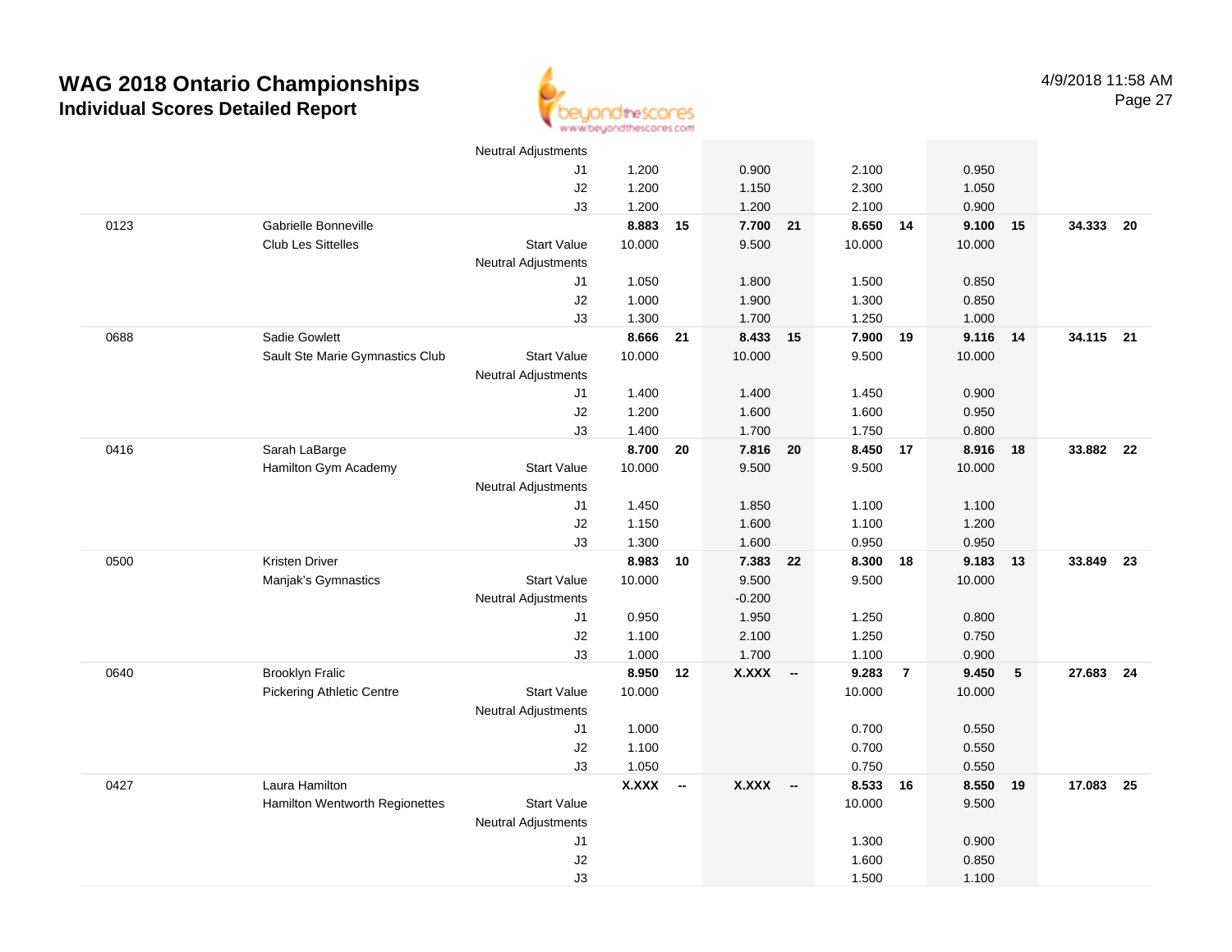# WAG 2018 Ontario Championships
## Individual Scores Detailed Report

4/9/2018 11:58 AM

| # | Name / Club | | Vault | Rk | Bars | Rk | Beam | Rk | Floor | Rk | AA | Rk |
|---|---|---|---|---|---|---|---|---|---|---|---|---|
| | | Neutral Adjustments | | | | | | | | | | |
| | | J1 | 1.200 | | 0.900 | | 2.100 | | 0.950 | | | |
| | | J2 | 1.200 | | 1.150 | | 2.300 | | 1.050 | | | |
| | | J3 | 1.200 | | 1.200 | | 2.100 | | 0.900 | | | |
| 0123 | Gabrielle Bonneville | | **8.883** | **15** | **7.700** | **21** | **8.650** | **14** | **9.100** | **15** | **34.333** | **20** |
| | Club Les Sittelles | Start Value | 10.000 | | 9.500 | | 10.000 | | 10.000 | | | |
| | | Neutral Adjustments | | | | | | | | | | |
| | | J1 | 1.050 | | 1.800 | | 1.500 | | 0.850 | | | |
| | | J2 | 1.000 | | 1.900 | | 1.300 | | 0.850 | | | |
| | | J3 | 1.300 | | 1.700 | | 1.250 | | 1.000 | | | |
| 0688 | Sadie Gowlett | | **8.666** | **21** | **8.433** | **15** | **7.900** | **19** | **9.116** | **14** | **34.115** | **21** |
| | Sault Ste Marie Gymnastics Club | Start Value | 10.000 | | 10.000 | | 9.500 | | 10.000 | | | |
| | | Neutral Adjustments | | | | | | | | | | |
| | | J1 | 1.400 | | 1.400 | | 1.450 | | 0.900 | | | |
| | | J2 | 1.200 | | 1.600 | | 1.600 | | 0.950 | | | |
| | | J3 | 1.400 | | 1.700 | | 1.750 | | 0.800 | | | |
| 0416 | Sarah LaBarge | | **8.700** | **20** | **7.816** | **20** | **8.450** | **17** | **8.916** | **18** | **33.882** | **22** |
| | Hamilton Gym Academy | Start Value | 10.000 | | 9.500 | | 9.500 | | 10.000 | | | |
| | | Neutral Adjustments | | | | | | | | | | |
| | | J1 | 1.450 | | 1.850 | | 1.100 | | 1.100 | | | |
| | | J2 | 1.150 | | 1.600 | | 1.100 | | 1.200 | | | |
| | | J3 | 1.300 | | 1.600 | | 0.950 | | 0.950 | | | |
| 0500 | Kristen Driver | | **8.983** | **10** | **7.383** | **22** | **8.300** | **18** | **9.183** | **13** | **33.849** | **23** |
| | Manjak's Gymnastics | Start Value | 10.000 | | 9.500 | | 9.500 | | 10.000 | | | |
| | | Neutral Adjustments | | | -0.200 | | | | | | | |
| | | J1 | 0.950 | | 1.950 | | 1.250 | | 0.800 | | | |
| | | J2 | 1.100 | | 2.100 | | 1.250 | | 0.750 | | | |
| | | J3 | 1.000 | | 1.700 | | 1.100 | | 0.900 | | | |
| 0640 | Brooklyn Fralic | | **8.950** | **12** | **X.XXX** | **--** | **9.283** | **7** | **9.450** | **5** | **27.683** | **24** |
| | Pickering Athletic Centre | Start Value | 10.000 | | | | 10.000 | | 10.000 | | | |
| | | Neutral Adjustments | | | | | | | | | | |
| | | J1 | 1.000 | | | | 0.700 | | 0.550 | | | |
| | | J2 | 1.100 | | | | 0.700 | | 0.550 | | | |
| | | J3 | 1.050 | | | | 0.750 | | 0.550 | | | |
| 0427 | Laura Hamilton | | **X.XXX** | **--** | **X.XXX** | **--** | **8.533** | **16** | **8.550** | **19** | **17.083** | **25** |
| | Hamilton Wentworth Regionettes | Start Value | | | | | 10.000 | | 9.500 | | | |
| | | Neutral Adjustments | | | | | | | | | | |
| | | J1 | | | | | 1.300 | | 0.900 | | | |
| | | J2 | | | | | 1.600 | | 0.850 | | | |
| | | J3 | | | | | 1.500 | | 1.100 | | | |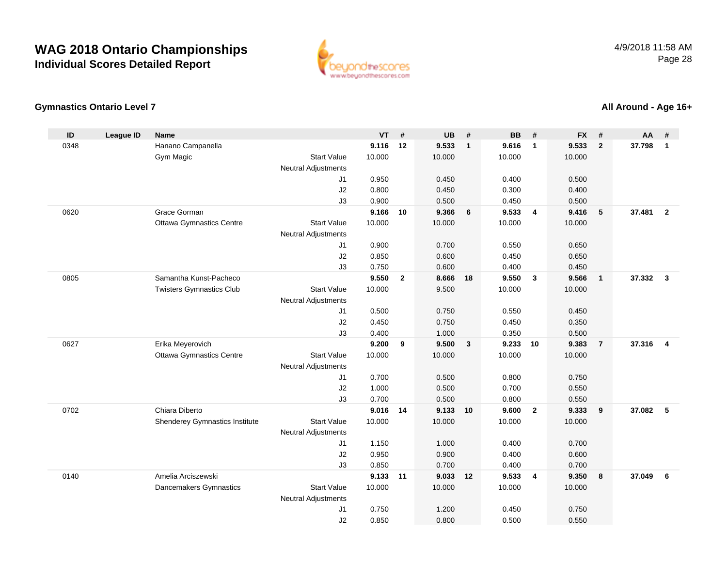# WAG 2018 Ontario Championships
## Individual Scores Detailed Report

4/9/2018 11:58 AM

### Gymnastics Ontario Level 7

### All Around - Age 16+

| ID | League ID | Name | | | VT | # | UB | # | BB | # | FX | # | AA | # |
|---|---|---|---|---|---|---|---|---|---|---|---|---|---|---|
| 0348 | | Hanano Campanella | | | **9.116** | **12** | **9.533** | **1** | **9.616** | **1** | **9.533** | **2** | **37.798** | **1** |
| | | Gym Magic | Start Value | | 10.000 | | 10.000 | | 10.000 | | 10.000 | | | |
| | | | Neutral Adjustments | | | | | | | | | | | |
| | | | | J1 | 0.950 | | 0.450 | | 0.400 | | 0.500 | | | |
| | | | | J2 | 0.800 | | 0.450 | | 0.300 | | 0.400 | | | |
| | | | | J3 | 0.900 | | 0.500 | | 0.450 | | 0.500 | | | |
| 0620 | | Grace Gorman | | | **9.166** | **10** | **9.366** | **6** | **9.533** | **4** | **9.416** | **5** | **37.481** | **2** |
| | | Ottawa Gymnastics Centre | Start Value | | 10.000 | | 10.000 | | 10.000 | | 10.000 | | | |
| | | | Neutral Adjustments | | | | | | | | | | | |
| | | | | J1 | 0.900 | | 0.700 | | 0.550 | | 0.650 | | | |
| | | | | J2 | 0.850 | | 0.600 | | 0.450 | | 0.650 | | | |
| | | | | J3 | 0.750 | | 0.600 | | 0.400 | | 0.450 | | | |
| 0805 | | Samantha Kunst-Pacheco | | | **9.550** | **2** | **8.666** | **18** | **9.550** | **3** | **9.566** | **1** | **37.332** | **3** |
| | | Twisters Gymnastics Club | Start Value | | 10.000 | | 9.500 | | 10.000 | | 10.000 | | | |
| | | | Neutral Adjustments | | | | | | | | | | | |
| | | | | J1 | 0.500 | | 0.750 | | 0.550 | | 0.450 | | | |
| | | | | J2 | 0.450 | | 0.750 | | 0.450 | | 0.350 | | | |
| | | | | J3 | 0.400 | | 1.000 | | 0.350 | | 0.500 | | | |
| 0627 | | Erika Meyerovich | | | **9.200** | **9** | **9.500** | **3** | **9.233** | **10** | **9.383** | **7** | **37.316** | **4** |
| | | Ottawa Gymnastics Centre | Start Value | | 10.000 | | 10.000 | | 10.000 | | 10.000 | | | |
| | | | Neutral Adjustments | | | | | | | | | | | |
| | | | | J1 | 0.700 | | 0.500 | | 0.800 | | 0.750 | | | |
| | | | | J2 | 1.000 | | 0.500 | | 0.700 | | 0.550 | | | |
| | | | | J3 | 0.700 | | 0.500 | | 0.800 | | 0.550 | | | |
| 0702 | | Chiara Diberto | | | **9.016** | **14** | **9.133** | **10** | **9.600** | **2** | **9.333** | **9** | **37.082** | **5** |
| | | Shenderey Gymnastics Institute | Start Value | | 10.000 | | 10.000 | | 10.000 | | 10.000 | | | |
| | | | Neutral Adjustments | | | | | | | | | | | |
| | | | | J1 | 1.150 | | 1.000 | | 0.400 | | 0.700 | | | |
| | | | | J2 | 0.950 | | 0.900 | | 0.400 | | 0.600 | | | |
| | | | | J3 | 0.850 | | 0.700 | | 0.400 | | 0.700 | | | |
| 0140 | | Amelia Arciszewski | | | **9.133** | **11** | **9.033** | **12** | **9.533** | **4** | **9.350** | **8** | **37.049** | **6** |
| | | Dancemakers Gymnastics | Start Value | | 10.000 | | 10.000 | | 10.000 | | 10.000 | | | |
| | | | Neutral Adjustments | | | | | | | | | | | |
| | | | | J1 | 0.750 | | 1.200 | | 0.450 | | 0.750 | | | |
| | | | | J2 | 0.850 | | 0.800 | | 0.500 | | 0.550 | | | |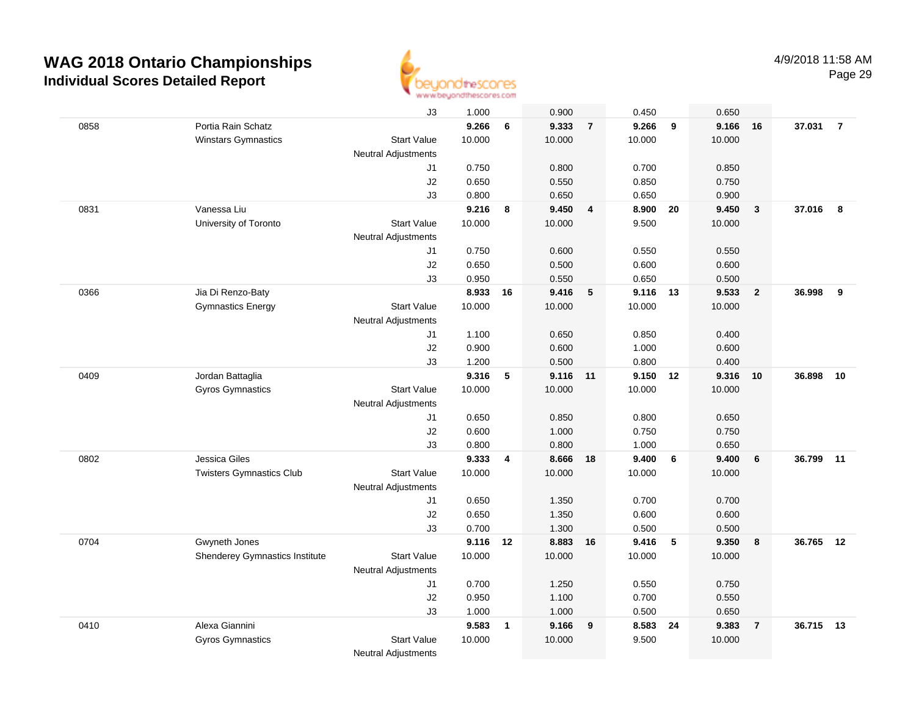# WAG 2018 Ontario Championships

## Individual Scores Detailed Report

4/9/2018 11:58 AM

| | | | | | | | | | | | | |
|---|---|---|---|---|---|---|---|---|---|---|---|---|
| | | J3 | 1.000 | | 0.900 | | 0.450 | | 0.650 | | | |
| 0858 | Portia Rain Schatz | | **9.266** | **6** | **9.333** | **7** | **9.266** | **9** | **9.166** | **16** | **37.031** | **7** |
| | Winstars Gymnastics | Start Value | 10.000 | | 10.000 | | 10.000 | | 10.000 | | | |
| | | Neutral Adjustments | | | | | | | | | | |
| | | J1 | 0.750 | | 0.800 | | 0.700 | | 0.850 | | | |
| | | J2 | 0.650 | | 0.550 | | 0.850 | | 0.750 | | | |
| | | J3 | 0.800 | | 0.650 | | 0.650 | | 0.900 | | | |
| 0831 | Vanessa Liu | | **9.216** | **8** | **9.450** | **4** | **8.900** | **20** | **9.450** | **3** | **37.016** | **8** |
| | University of Toronto | Start Value | 10.000 | | 10.000 | | 9.500 | | 10.000 | | | |
| | | Neutral Adjustments | | | | | | | | | | |
| | | J1 | 0.750 | | 0.600 | | 0.550 | | 0.550 | | | |
| | | J2 | 0.650 | | 0.500 | | 0.600 | | 0.600 | | | |
| | | J3 | 0.950 | | 0.550 | | 0.650 | | 0.500 | | | |
| 0366 | Jia Di Renzo-Baty | | **8.933** | **16** | **9.416** | **5** | **9.116** | **13** | **9.533** | **2** | **36.998** | **9** |
| | Gymnastics Energy | Start Value | 10.000 | | 10.000 | | 10.000 | | 10.000 | | | |
| | | Neutral Adjustments | | | | | | | | | | |
| | | J1 | 1.100 | | 0.650 | | 0.850 | | 0.400 | | | |
| | | J2 | 0.900 | | 0.600 | | 1.000 | | 0.600 | | | |
| | | J3 | 1.200 | | 0.500 | | 0.800 | | 0.400 | | | |
| 0409 | Jordan Battaglia | | **9.316** | **5** | **9.116** | **11** | **9.150** | **12** | **9.316** | **10** | **36.898** | **10** |
| | Gyros Gymnastics | Start Value | 10.000 | | 10.000 | | 10.000 | | 10.000 | | | |
| | | Neutral Adjustments | | | | | | | | | | |
| | | J1 | 0.650 | | 0.850 | | 0.800 | | 0.650 | | | |
| | | J2 | 0.600 | | 1.000 | | 0.750 | | 0.750 | | | |
| | | J3 | 0.800 | | 0.800 | | 1.000 | | 0.650 | | | |
| 0802 | Jessica Giles | | **9.333** | **4** | **8.666** | **18** | **9.400** | **6** | **9.400** | **6** | **36.799** | **11** |
| | Twisters Gymnastics Club | Start Value | 10.000 | | 10.000 | | 10.000 | | 10.000 | | | |
| | | Neutral Adjustments | | | | | | | | | | |
| | | J1 | 0.650 | | 1.350 | | 0.700 | | 0.700 | | | |
| | | J2 | 0.650 | | 1.350 | | 0.600 | | 0.600 | | | |
| | | J3 | 0.700 | | 1.300 | | 0.500 | | 0.500 | | | |
| 0704 | Gwyneth Jones | | **9.116** | **12** | **8.883** | **16** | **9.416** | **5** | **9.350** | **8** | **36.765** | **12** |
| | Shenderey Gymnastics Institute | Start Value | 10.000 | | 10.000 | | 10.000 | | 10.000 | | | |
| | | Neutral Adjustments | | | | | | | | | | |
| | | J1 | 0.700 | | 1.250 | | 0.550 | | 0.750 | | | |
| | | J2 | 0.950 | | 1.100 | | 0.700 | | 0.550 | | | |
| | | J3 | 1.000 | | 1.000 | | 0.500 | | 0.650 | | | |
| 0410 | Alexa Giannini | | **9.583** | **1** | **9.166** | **9** | **8.583** | **24** | **9.383** | **7** | **36.715** | **13** |
| | Gyros Gymnastics | Start Value | 10.000 | | 10.000 | | 9.500 | | 10.000 | | | |
| | | Neutral Adjustments | | | | | | | | | | |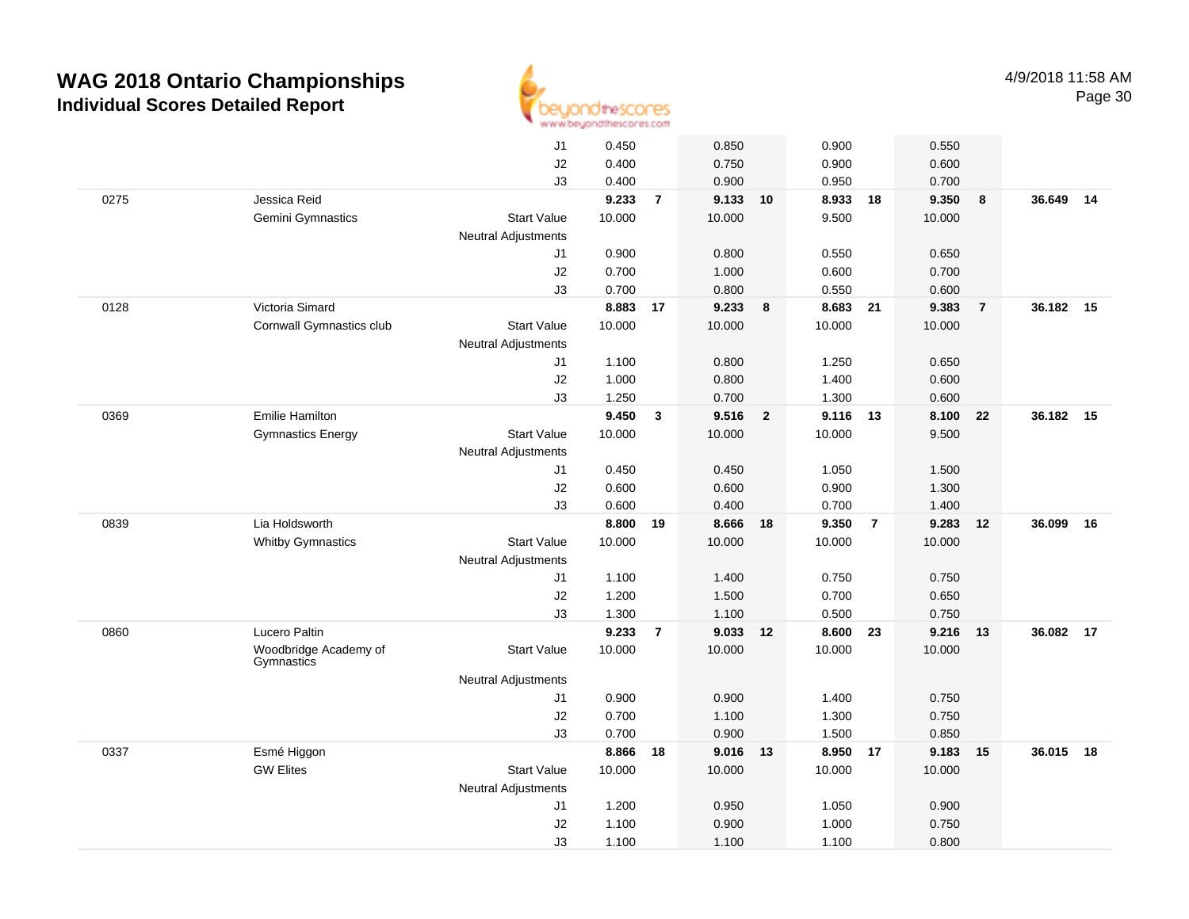# WAG 2018 Ontario Championships
## Individual Scores Detailed Report

4/9/2018 11:58 AM

| | | | | | | | | | | | | |
|---|---|---|---|---|---|---|---|---|---|---|---|---|
| | | J1 | 0.450 | | 0.850 | | 0.900 | | 0.550 | | | |
| | | J2 | 0.400 | | 0.750 | | 0.900 | | 0.600 | | | |
| | | J3 | 0.400 | | 0.900 | | 0.950 | | 0.700 | | | |
| 0275 | Jessica Reid | | **9.233** | **7** | **9.133** | **10** | **8.933** | **18** | **9.350** | **8** | **36.649** | **14** |
| | Gemini Gymnastics | Start Value | 10.000 | | 10.000 | | 9.500 | | 10.000 | | | |
| | | Neutral Adjustments | | | | | | | | | | |
| | | J1 | 0.900 | | 0.800 | | 0.550 | | 0.650 | | | |
| | | J2 | 0.700 | | 1.000 | | 0.600 | | 0.700 | | | |
| | | J3 | 0.700 | | 0.800 | | 0.550 | | 0.600 | | | |
| 0128 | Victoria Simard | | **8.883** | **17** | **9.233** | **8** | **8.683** | **21** | **9.383** | **7** | **36.182** | **15** |
| | Cornwall Gymnastics club | Start Value | 10.000 | | 10.000 | | 10.000 | | 10.000 | | | |
| | | Neutral Adjustments | | | | | | | | | | |
| | | J1 | 1.100 | | 0.800 | | 1.250 | | 0.650 | | | |
| | | J2 | 1.000 | | 0.800 | | 1.400 | | 0.600 | | | |
| | | J3 | 1.250 | | 0.700 | | 1.300 | | 0.600 | | | |
| 0369 | Emilie Hamilton | | **9.450** | **3** | **9.516** | **2** | **9.116** | **13** | **8.100** | **22** | **36.182** | **15** |
| | Gymnastics Energy | Start Value | 10.000 | | 10.000 | | 10.000 | | 9.500 | | | |
| | | Neutral Adjustments | | | | | | | | | | |
| | | J1 | 0.450 | | 0.450 | | 1.050 | | 1.500 | | | |
| | | J2 | 0.600 | | 0.600 | | 0.900 | | 1.300 | | | |
| | | J3 | 0.600 | | 0.400 | | 0.700 | | 1.400 | | | |
| 0839 | Lia Holdsworth | | **8.800** | **19** | **8.666** | **18** | **9.350** | **7** | **9.283** | **12** | **36.099** | **16** |
| | Whitby Gymnastics | Start Value | 10.000 | | 10.000 | | 10.000 | | 10.000 | | | |
| | | Neutral Adjustments | | | | | | | | | | |
| | | J1 | 1.100 | | 1.400 | | 0.750 | | 0.750 | | | |
| | | J2 | 1.200 | | 1.500 | | 0.700 | | 0.650 | | | |
| | | J3 | 1.300 | | 1.100 | | 0.500 | | 0.750 | | | |
| 0860 | Lucero Paltin | | **9.233** | **7** | **9.033** | **12** | **8.600** | **23** | **9.216** | **13** | **36.082** | **17** |
| | Woodbridge Academy of Gymnastics | Start Value | 10.000 | | 10.000 | | 10.000 | | 10.000 | | | |
| | | Neutral Adjustments | | | | | | | | | | |
| | | J1 | 0.900 | | 0.900 | | 1.400 | | 0.750 | | | |
| | | J2 | 0.700 | | 1.100 | | 1.300 | | 0.750 | | | |
| | | J3 | 0.700 | | 0.900 | | 1.500 | | 0.850 | | | |
| 0337 | Esmé Higgon | | **8.866** | **18** | **9.016** | **13** | **8.950** | **17** | **9.183** | **15** | **36.015** | **18** |
| | GW Elites | Start Value | 10.000 | | 10.000 | | 10.000 | | 10.000 | | | |
| | | Neutral Adjustments | | | | | | | | | | |
| | | J1 | 1.200 | | 0.950 | | 1.050 | | 0.900 | | | |
| | | J2 | 1.100 | | 0.900 | | 1.000 | | 0.750 | | | |
| | | J3 | 1.100 | | 1.100 | | 1.100 | | 0.800 | | | |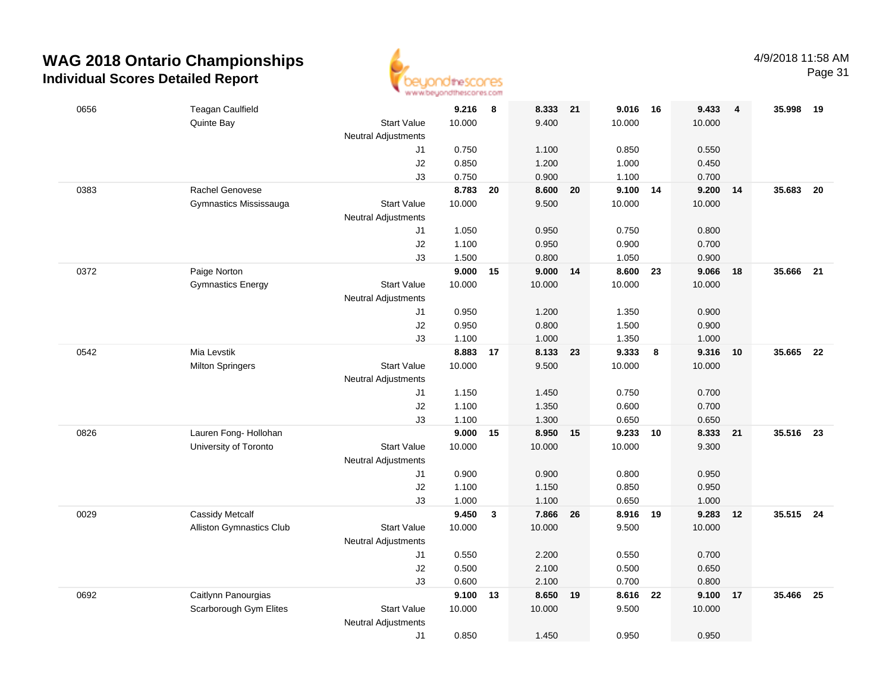# WAG 2018 Ontario Championships

## Individual Scores Detailed Report

4/9/2018 11:58 AM

| # | Name / Club | | Vault | Rank | Bars | Rank | Beam | Rank | Floor | Rank | AA | Rank |
|---|---|---|---|---|---|---|---|---|---|---|---|---|
| 0656 | Teagan Caulfield | | 9.216 | 8 | 8.333 | 21 | 9.016 | 16 | 9.433 | 4 | 35.998 | 19 |
| | Quinte Bay | Start Value | 10.000 | | 9.400 | | 10.000 | | 10.000 | | | |
| | | Neutral Adjustments | | | | | | | | | | |
| | | J1 | 0.750 | | 1.100 | | 0.850 | | 0.550 | | | |
| | | J2 | 0.850 | | 1.200 | | 1.000 | | 0.450 | | | |
| | | J3 | 0.750 | | 0.900 | | 1.100 | | 0.700 | | | |
| 0383 | Rachel Genovese | | 8.783 | 20 | 8.600 | 20 | 9.100 | 14 | 9.200 | 14 | 35.683 | 20 |
| | Gymnastics Mississauga | Start Value | 10.000 | | 9.500 | | 10.000 | | 10.000 | | | |
| | | Neutral Adjustments | | | | | | | | | | |
| | | J1 | 1.050 | | 0.950 | | 0.750 | | 0.800 | | | |
| | | J2 | 1.100 | | 0.950 | | 0.900 | | 0.700 | | | |
| | | J3 | 1.500 | | 0.800 | | 1.050 | | 0.900 | | | |
| 0372 | Paige Norton | | 9.000 | 15 | 9.000 | 14 | 8.600 | 23 | 9.066 | 18 | 35.666 | 21 |
| | Gymnastics Energy | Start Value | 10.000 | | 10.000 | | 10.000 | | 10.000 | | | |
| | | Neutral Adjustments | | | | | | | | | | |
| | | J1 | 0.950 | | 1.200 | | 1.350 | | 0.900 | | | |
| | | J2 | 0.950 | | 0.800 | | 1.500 | | 0.900 | | | |
| | | J3 | 1.100 | | 1.000 | | 1.350 | | 1.000 | | | |
| 0542 | Mia Levstik | | 8.883 | 17 | 8.133 | 23 | 9.333 | 8 | 9.316 | 10 | 35.665 | 22 |
| | Milton Springers | Start Value | 10.000 | | 9.500 | | 10.000 | | 10.000 | | | |
| | | Neutral Adjustments | | | | | | | | | | |
| | | J1 | 1.150 | | 1.450 | | 0.750 | | 0.700 | | | |
| | | J2 | 1.100 | | 1.350 | | 0.600 | | 0.700 | | | |
| | | J3 | 1.100 | | 1.300 | | 0.650 | | 0.650 | | | |
| 0826 | Lauren Fong- Hollohan | | 9.000 | 15 | 8.950 | 15 | 9.233 | 10 | 8.333 | 21 | 35.516 | 23 |
| | University of Toronto | Start Value | 10.000 | | 10.000 | | 10.000 | | 9.300 | | | |
| | | Neutral Adjustments | | | | | | | | | | |
| | | J1 | 0.900 | | 0.900 | | 0.800 | | 0.950 | | | |
| | | J2 | 1.100 | | 1.150 | | 0.850 | | 0.950 | | | |
| | | J3 | 1.000 | | 1.100 | | 0.650 | | 1.000 | | | |
| 0029 | Cassidy Metcalf | | 9.450 | 3 | 7.866 | 26 | 8.916 | 19 | 9.283 | 12 | 35.515 | 24 |
| | Alliston Gymnastics Club | Start Value | 10.000 | | 10.000 | | 9.500 | | 10.000 | | | |
| | | Neutral Adjustments | | | | | | | | | | |
| | | J1 | 0.550 | | 2.200 | | 0.550 | | 0.700 | | | |
| | | J2 | 0.500 | | 2.100 | | 0.500 | | 0.650 | | | |
| | | J3 | 0.600 | | 2.100 | | 0.700 | | 0.800 | | | |
| 0692 | Caitlynn Panourgias | | 9.100 | 13 | 8.650 | 19 | 8.616 | 22 | 9.100 | 17 | 35.466 | 25 |
| | Scarborough Gym Elites | Start Value | 10.000 | | 10.000 | | 9.500 | | 10.000 | | | |
| | | Neutral Adjustments | | | | | | | | | | |
| | | J1 | 0.850 | | 1.450 | | 0.950 | | 0.950 | | | |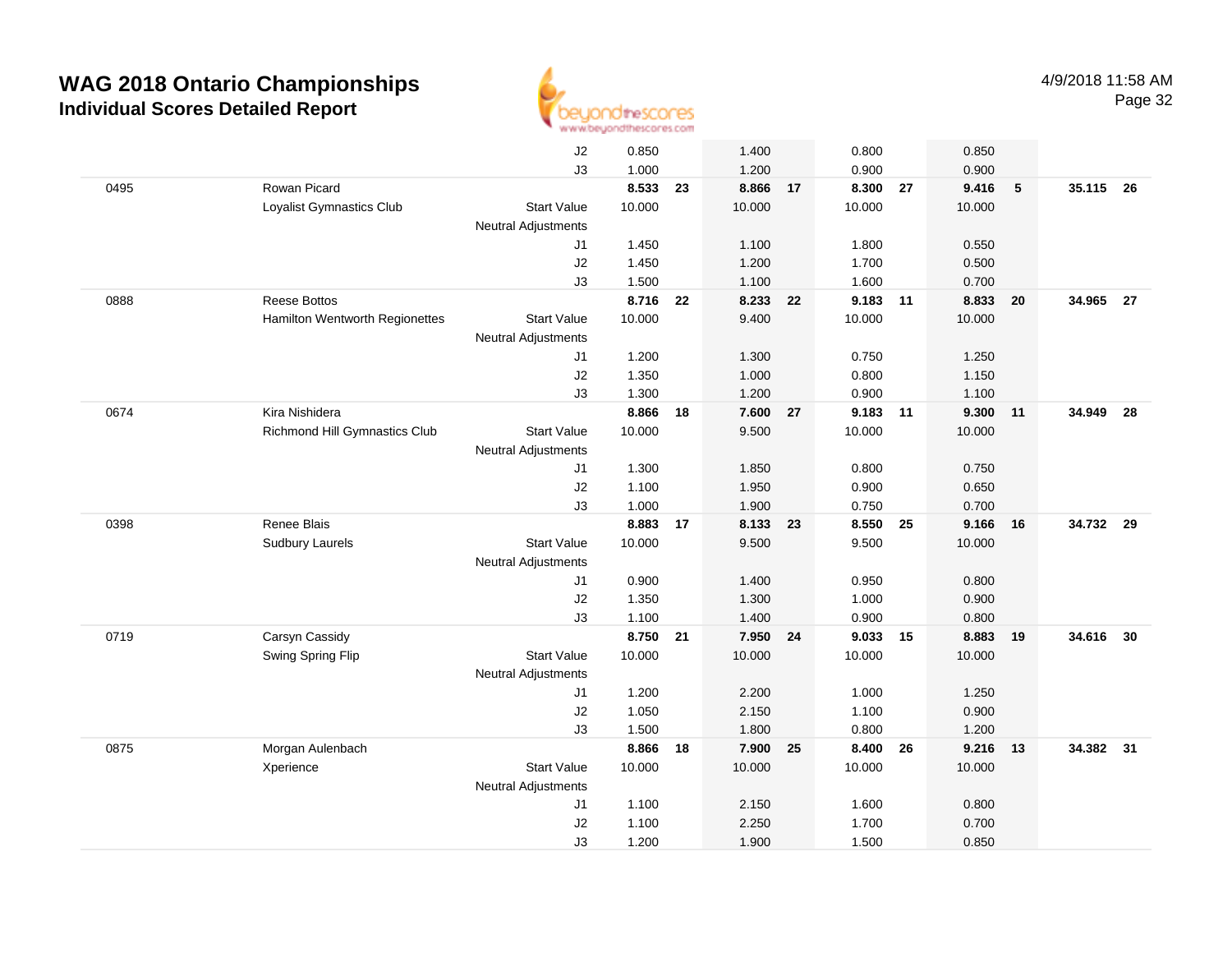# WAG 2018 Ontario Championships
## Individual Scores Detailed Report

4/9/2018 11:58 AM

| | | | | | | | | | | | | |
|---|---|---|---|---|---|---|---|---|---|---|---|---|
| | | J2 | 0.850 | | 1.400 | | 0.800 | | 0.850 | | | |
| | | J3 | 1.000 | | 1.200 | | 0.900 | | 0.900 | | | |
| 0495 | Rowan Picard | | **8.533** | **23** | **8.866** | **17** | **8.300** | **27** | **9.416** | **5** | **35.115** | **26** |
| | Loyalist Gymnastics Club | Start Value | 10.000 | | 10.000 | | 10.000 | | 10.000 | | | |
| | | Neutral Adjustments | | | | | | | | | | |
| | | J1 | 1.450 | | 1.100 | | 1.800 | | 0.550 | | | |
| | | J2 | 1.450 | | 1.200 | | 1.700 | | 0.500 | | | |
| | | J3 | 1.500 | | 1.100 | | 1.600 | | 0.700 | | | |
| 0888 | Reese Bottos | | **8.716** | **22** | **8.233** | **22** | **9.183** | **11** | **8.833** | **20** | **34.965** | **27** |
| | Hamilton Wentworth Regionettes | Start Value | 10.000 | | 9.400 | | 10.000 | | 10.000 | | | |
| | | Neutral Adjustments | | | | | | | | | | |
| | | J1 | 1.200 | | 1.300 | | 0.750 | | 1.250 | | | |
| | | J2 | 1.350 | | 1.000 | | 0.800 | | 1.150 | | | |
| | | J3 | 1.300 | | 1.200 | | 0.900 | | 1.100 | | | |
| 0674 | Kira Nishidera | | **8.866** | **18** | **7.600** | **27** | **9.183** | **11** | **9.300** | **11** | **34.949** | **28** |
| | Richmond Hill Gymnastics Club | Start Value | 10.000 | | 9.500 | | 10.000 | | 10.000 | | | |
| | | Neutral Adjustments | | | | | | | | | | |
| | | J1 | 1.300 | | 1.850 | | 0.800 | | 0.750 | | | |
| | | J2 | 1.100 | | 1.950 | | 0.900 | | 0.650 | | | |
| | | J3 | 1.000 | | 1.900 | | 0.750 | | 0.700 | | | |
| 0398 | Renee Blais | | **8.883** | **17** | **8.133** | **23** | **8.550** | **25** | **9.166** | **16** | **34.732** | **29** |
| | Sudbury Laurels | Start Value | 10.000 | | 9.500 | | 9.500 | | 10.000 | | | |
| | | Neutral Adjustments | | | | | | | | | | |
| | | J1 | 0.900 | | 1.400 | | 0.950 | | 0.800 | | | |
| | | J2 | 1.350 | | 1.300 | | 1.000 | | 0.900 | | | |
| | | J3 | 1.100 | | 1.400 | | 0.900 | | 0.800 | | | |
| 0719 | Carsyn Cassidy | | **8.750** | **21** | **7.950** | **24** | **9.033** | **15** | **8.883** | **19** | **34.616** | **30** |
| | Swing Spring Flip | Start Value | 10.000 | | 10.000 | | 10.000 | | 10.000 | | | |
| | | Neutral Adjustments | | | | | | | | | | |
| | | J1 | 1.200 | | 2.200 | | 1.000 | | 1.250 | | | |
| | | J2 | 1.050 | | 2.150 | | 1.100 | | 0.900 | | | |
| | | J3 | 1.500 | | 1.800 | | 0.800 | | 1.200 | | | |
| 0875 | Morgan Aulenbach | | **8.866** | **18** | **7.900** | **25** | **8.400** | **26** | **9.216** | **13** | **34.382** | **31** |
| | Xperience | Start Value | 10.000 | | 10.000 | | 10.000 | | 10.000 | | | |
| | | Neutral Adjustments | | | | | | | | | | |
| | | J1 | 1.100 | | 2.150 | | 1.600 | | 0.800 | | | |
| | | J2 | 1.100 | | 2.250 | | 1.700 | | 0.700 | | | |
| | | J3 | 1.200 | | 1.900 | | 1.500 | | 0.850 | | | |